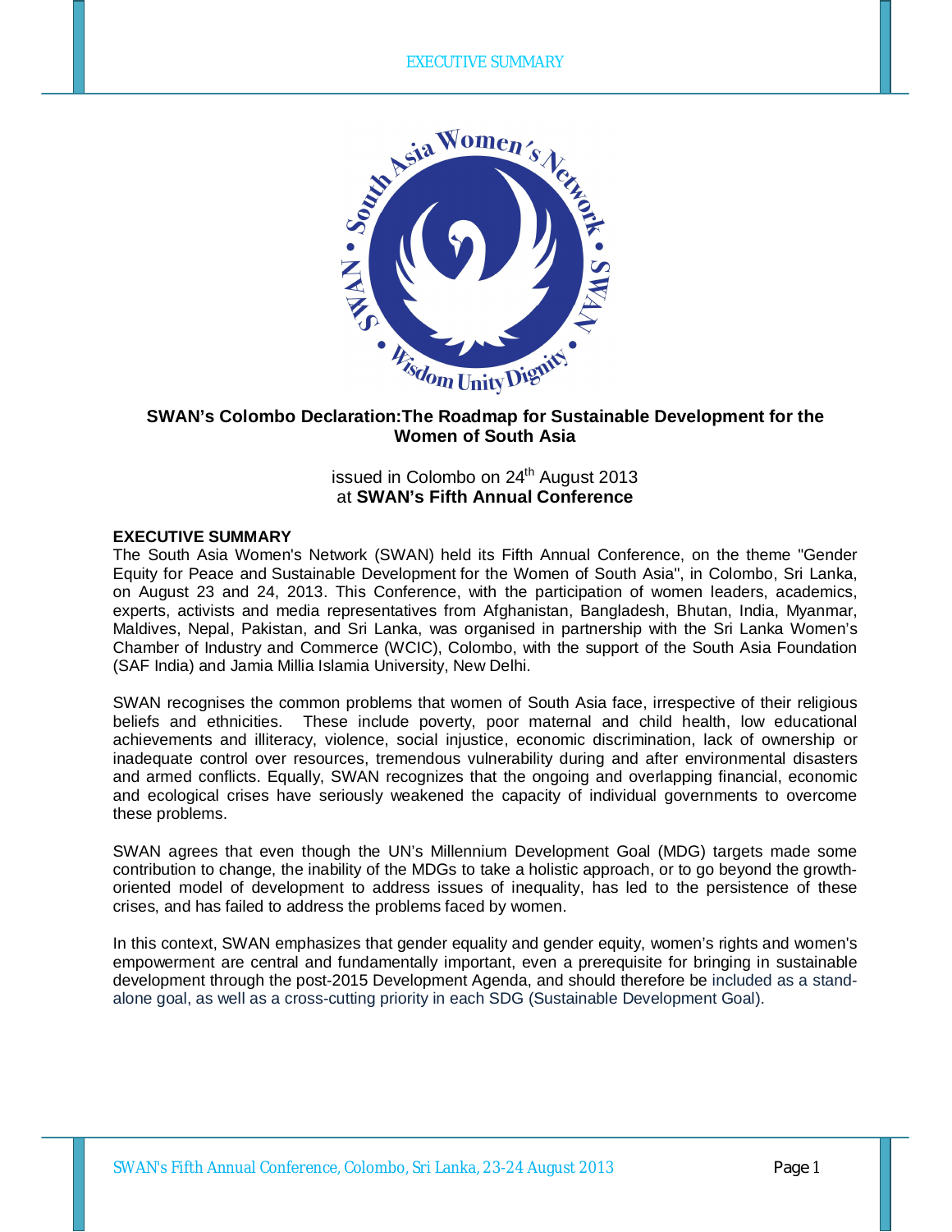# SWAN's Colombo Declaration:The Roadmap for Sustainable Development for the Women of South Asia

issued in Colombo on 24th August 2013
at **SWAN's Fifth Annual Conference**

## EXECUTIVE SUMMARY

The South Asia Women's Network (SWAN) held its Fifth Annual Conference, on the theme "Gender Equity for Peace and Sustainable Development for the Women of South Asia", in Colombo, Sri Lanka, on August 23 and 24, 2013. This Conference, with the participation of women leaders, academics, experts, activists and media representatives from Afghanistan, Bangladesh, Bhutan, India, Myanmar, Maldives, Nepal, Pakistan, and Sri Lanka, was organised in partnership with the Sri Lanka Women's Chamber of Industry and Commerce (WCIC), Colombo, with the support of the South Asia Foundation (SAF India) and Jamia Millia Islamia University, New Delhi.

SWAN recognises the common problems that women of South Asia face, irrespective of their religious beliefs and ethnicities. These include poverty, poor maternal and child health, low educational achievements and illiteracy, violence, social injustice, economic discrimination, lack of ownership or inadequate control over resources, tremendous vulnerability during and after environmental disasters and armed conflicts. Equally, SWAN recognizes that the ongoing and overlapping financial, economic and ecological crises have seriously weakened the capacity of individual governments to overcome these problems.

SWAN agrees that even though the UN's Millennium Development Goal (MDG) targets made some contribution to change, the inability of the MDGs to take a holistic approach, or to go beyond the growth-oriented model of development to address issues of inequality, has led to the persistence of these crises, and has failed to address the problems faced by women.

In this context, SWAN emphasizes that gender equality and gender equity, women's rights and women's empowerment are central and fundamentally important, even a prerequisite for bringing in sustainable development through the post-2015 Development Agenda, and should therefore be included as a stand-alone goal, as well as a cross-cutting priority in each SDG (Sustainable Development Goal).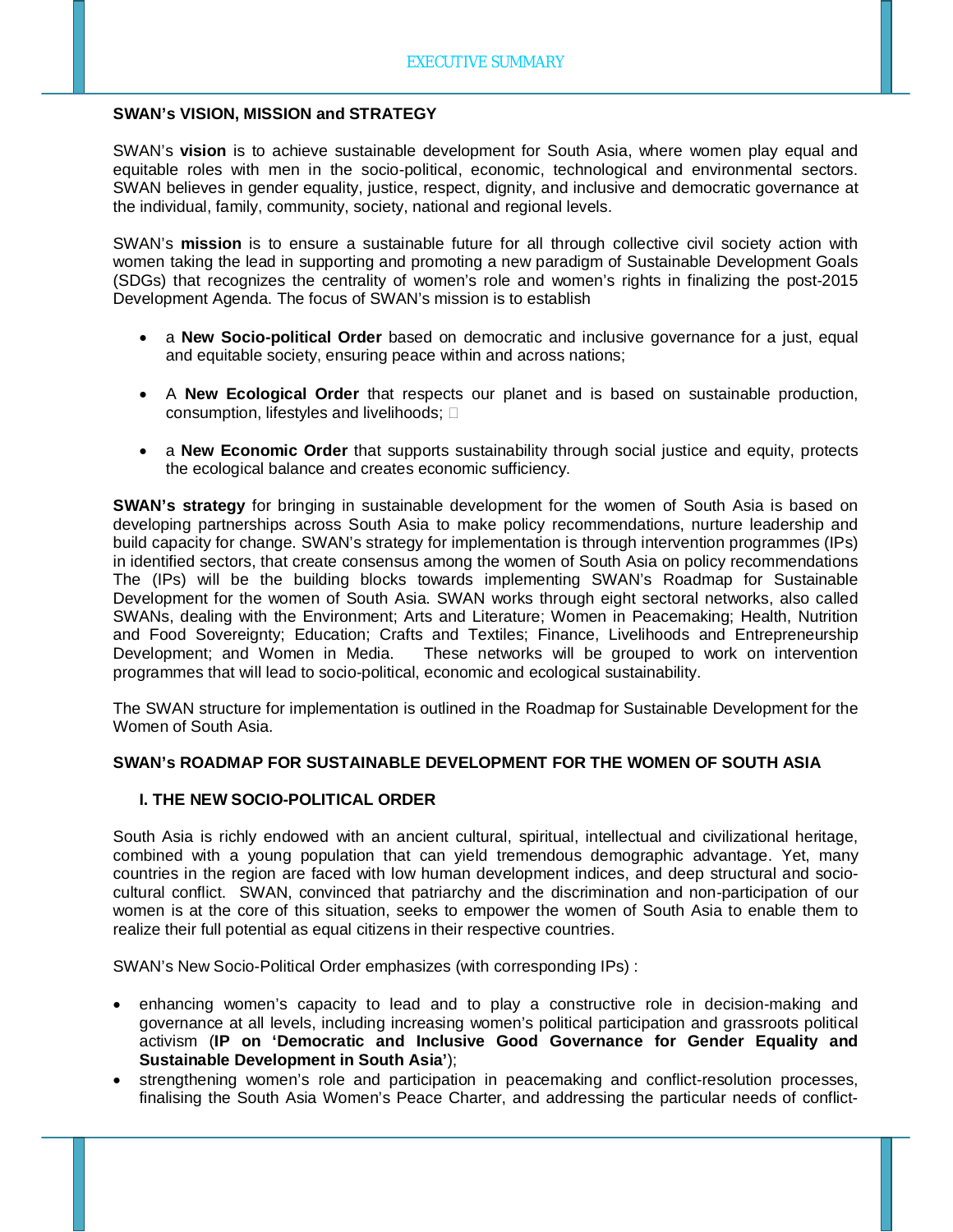# EXECUTIVE SUMMARY

**SWAN's VISION, MISSION and STRATEGY**

SWAN's **vision** is to achieve sustainable development for South Asia, where women play equal and equitable roles with men in the socio-political, economic, technological and environmental sectors. SWAN believes in gender equality, justice, respect, dignity, and inclusive and democratic governance at the individual, family, community, society, national and regional levels.

SWAN's **mission** is to ensure a sustainable future for all through collective civil society action with women taking the lead in supporting and promoting a new paradigm of Sustainable Development Goals (SDGs) that recognizes the centrality of women's role and women's rights in finalizing the post-2015 Development Agenda. The focus of SWAN's mission is to establish

- a **New Socio-political Order** based on democratic and inclusive governance for a just, equal and equitable society, ensuring peace within and across nations;
- A **New Ecological Order** that respects our planet and is based on sustainable production, consumption, lifestyles and livelihoods;
- a **New Economic Order** that supports sustainability through social justice and equity, protects the ecological balance and creates economic sufficiency.

**SWAN's strategy** for bringing in sustainable development for the women of South Asia is based on developing partnerships across South Asia to make policy recommendations, nurture leadership and build capacity for change. SWAN's strategy for implementation is through intervention programmes (IPs) in identified sectors, that create consensus among the women of South Asia on policy recommendations The (IPs) will be the building blocks towards implementing SWAN's Roadmap for Sustainable Development for the women of South Asia. SWAN works through eight sectoral networks, also called SWANs, dealing with the Environment; Arts and Literature; Women in Peacemaking; Health, Nutrition and Food Sovereignty; Education; Crafts and Textiles; Finance, Livelihoods and Entrepreneurship Development; and Women in Media. These networks will be grouped to work on intervention programmes that will lead to socio-political, economic and ecological sustainability.

The SWAN structure for implementation is outlined in the Roadmap for Sustainable Development for the Women of South Asia.

**SWAN's ROADMAP FOR SUSTAINABLE DEVELOPMENT FOR THE WOMEN OF SOUTH ASIA**

**I. THE NEW SOCIO-POLITICAL ORDER**

South Asia is richly endowed with an ancient cultural, spiritual, intellectual and civilizational heritage, combined with a young population that can yield tremendous demographic advantage. Yet, many countries in the region are faced with low human development indices, and deep structural and socio-cultural conflict. SWAN, convinced that patriarchy and the discrimination and non-participation of our women is at the core of this situation, seeks to empower the women of South Asia to enable them to realize their full potential as equal citizens in their respective countries.

SWAN's New Socio-Political Order emphasizes (with corresponding IPs) :

- enhancing women's capacity to lead and to play a constructive role in decision-making and governance at all levels, including increasing women's political participation and grassroots political activism (**IP on 'Democratic and Inclusive Good Governance for Gender Equality and Sustainable Development in South Asia'**);
- strengthening women's role and participation in peacemaking and conflict-resolution processes, finalising the South Asia Women's Peace Charter, and addressing the particular needs of conflict-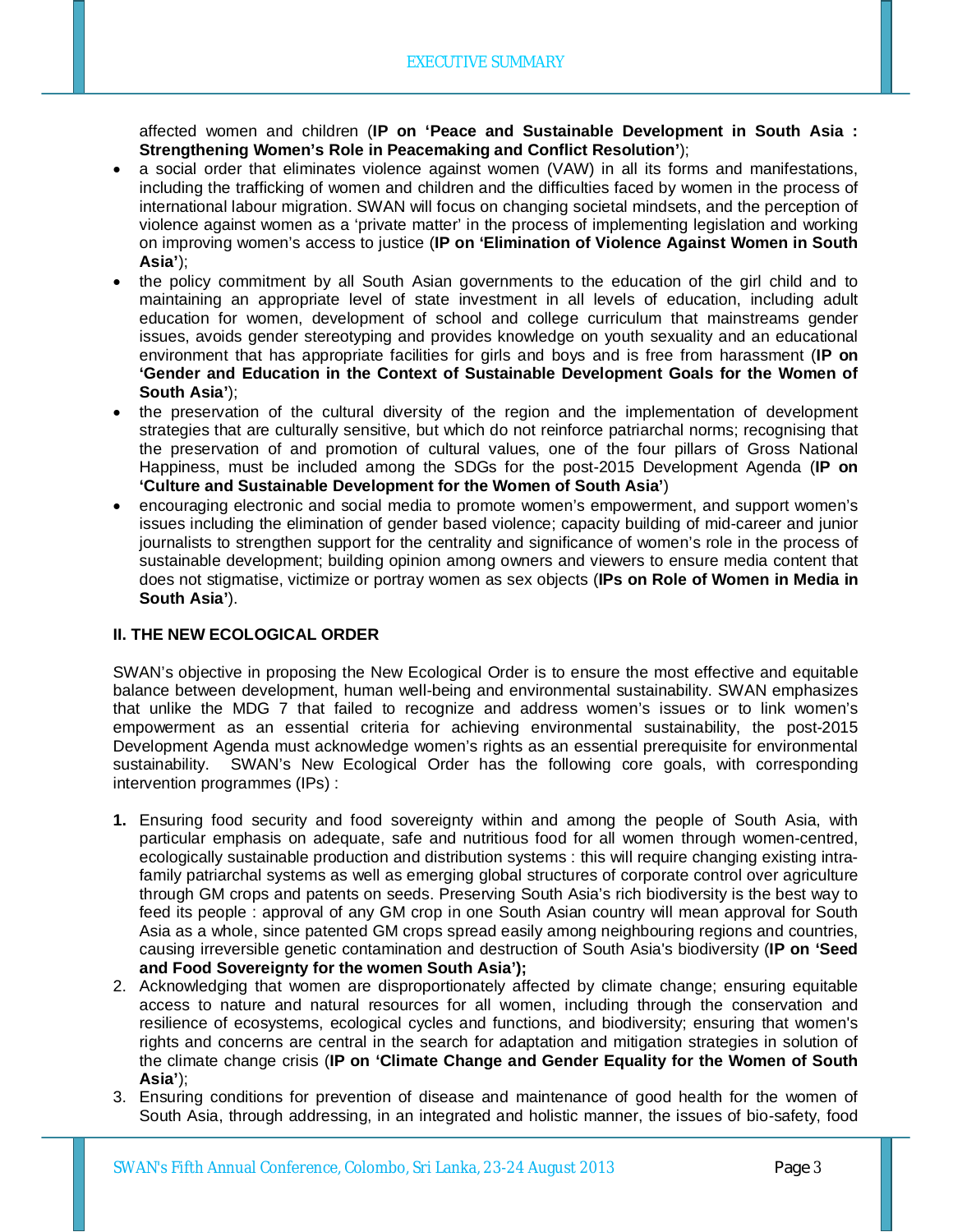affected women and children (**IP on 'Peace and Sustainable Development in South Asia : Strengthening Women's Role in Peacemaking and Conflict Resolution'**);

- a social order that eliminates violence against women (VAW) in all its forms and manifestations, including the trafficking of women and children and the difficulties faced by women in the process of international labour migration. SWAN will focus on changing societal mindsets, and the perception of violence against women as a 'private matter' in the process of implementing legislation and working on improving women's access to justice (**IP on 'Elimination of Violence Against Women in South Asia'**);
- the policy commitment by all South Asian governments to the education of the girl child and to maintaining an appropriate level of state investment in all levels of education, including adult education for women, development of school and college curriculum that mainstreams gender issues, avoids gender stereotyping and provides knowledge on youth sexuality and an educational environment that has appropriate facilities for girls and boys and is free from harassment (**IP on 'Gender and Education in the Context of Sustainable Development Goals for the Women of South Asia'**);
- the preservation of the cultural diversity of the region and the implementation of development strategies that are culturally sensitive, but which do not reinforce patriarchal norms; recognising that the preservation of and promotion of cultural values, one of the four pillars of Gross National Happiness, must be included among the SDGs for the post-2015 Development Agenda (**IP on 'Culture and Sustainable Development for the Women of South Asia'**)
- encouraging electronic and social media to promote women's empowerment, and support women's issues including the elimination of gender based violence; capacity building of mid-career and junior journalists to strengthen support for the centrality and significance of women's role in the process of sustainable development; building opinion among owners and viewers to ensure media content that does not stigmatise, victimize or portray women as sex objects (**IPs on Role of Women in Media in South Asia'**).

### II. THE NEW ECOLOGICAL ORDER

SWAN's objective in proposing the New Ecological Order is to ensure the most effective and equitable balance between development, human well-being and environmental sustainability. SWAN emphasizes that unlike the MDG 7 that failed to recognize and address women's issues or to link women's empowerment as an essential criteria for achieving environmental sustainability, the post-2015 Development Agenda must acknowledge women's rights as an essential prerequisite for environmental sustainability. SWAN's New Ecological Order has the following core goals, with corresponding intervention programmes (IPs) :

1. Ensuring food security and food sovereignty within and among the people of South Asia, with particular emphasis on adequate, safe and nutritious food for all women through women-centred, ecologically sustainable production and distribution systems : this will require changing existing intra-family patriarchal systems as well as emerging global structures of corporate control over agriculture through GM crops and patents on seeds. Preserving South Asia's rich biodiversity is the best way to feed its people : approval of any GM crop in one South Asian country will mean approval for South Asia as a whole, since patented GM crops spread easily among neighbouring regions and countries, causing irreversible genetic contamination and destruction of South Asia's biodiversity (**IP on 'Seed and Food Sovereignty for the women South Asia');**
2. Acknowledging that women are disproportionately affected by climate change; ensuring equitable access to nature and natural resources for all women, including through the conservation and resilience of ecosystems, ecological cycles and functions, and biodiversity; ensuring that women's rights and concerns are central in the search for adaptation and mitigation strategies in solution of the climate change crisis (**IP on 'Climate Change and Gender Equality for the Women of South Asia'**);
3. Ensuring conditions for prevention of disease and maintenance of good health for the women of South Asia, through addressing, in an integrated and holistic manner, the issues of bio-safety, food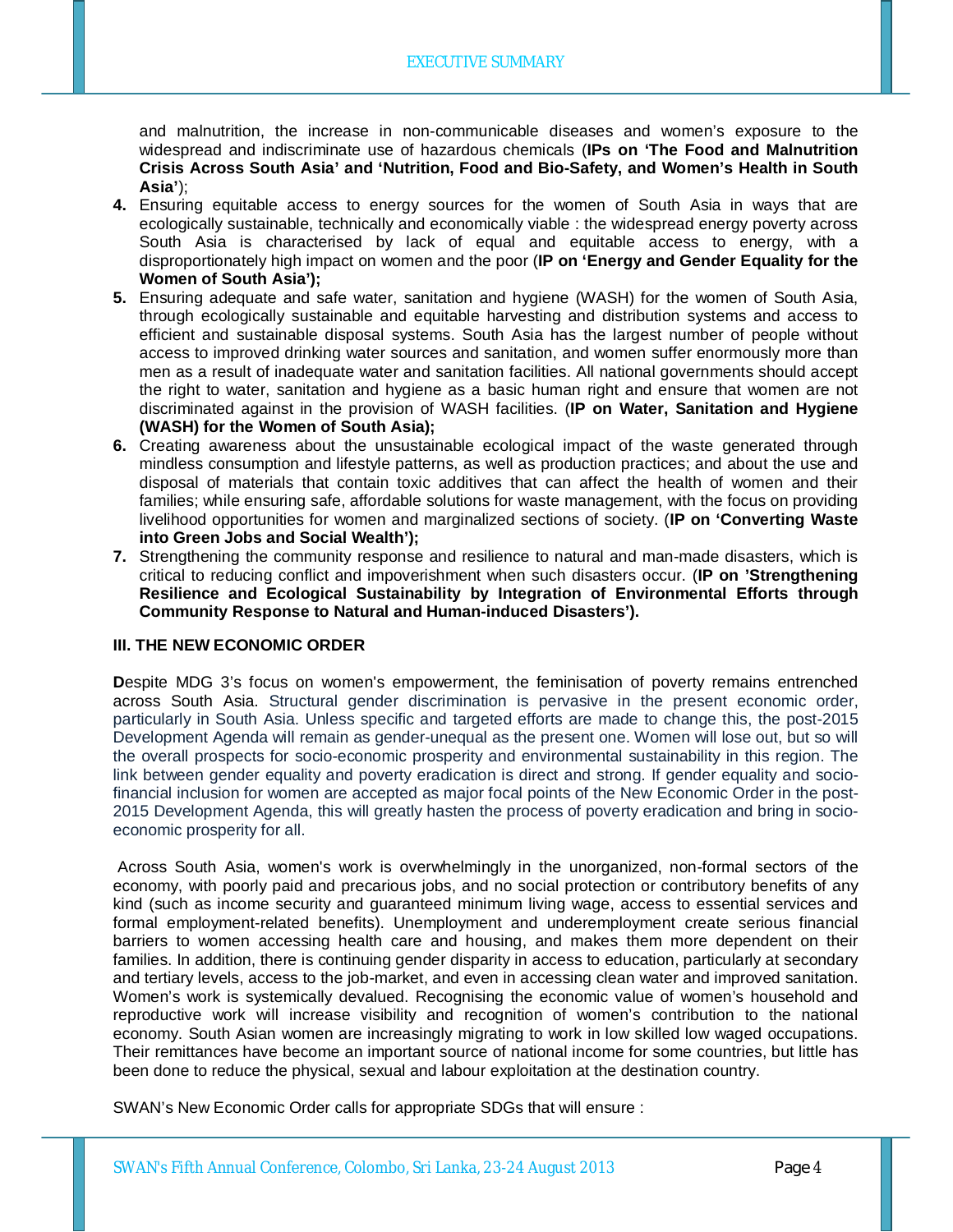and malnutrition, the increase in non-communicable diseases and women's exposure to the widespread and indiscriminate use of hazardous chemicals (**IPs on 'The Food and Malnutrition Crisis Across South Asia' and 'Nutrition, Food and Bio-Safety, and Women's Health in South Asia'**);

4. Ensuring equitable access to energy sources for the women of South Asia in ways that are ecologically sustainable, technically and economically viable : the widespread energy poverty across South Asia is characterised by lack of equal and equitable access to energy, with a disproportionately high impact on women and the poor (**IP on 'Energy and Gender Equality for the Women of South Asia');**
5. Ensuring adequate and safe water, sanitation and hygiene (WASH) for the women of South Asia, through ecologically sustainable and equitable harvesting and distribution systems and access to efficient and sustainable disposal systems. South Asia has the largest number of people without access to improved drinking water sources and sanitation, and women suffer enormously more than men as a result of inadequate water and sanitation facilities. All national governments should accept the right to water, sanitation and hygiene as a basic human right and ensure that women are not discriminated against in the provision of WASH facilities. (**IP on Water, Sanitation and Hygiene (WASH) for the Women of South Asia);**
6. Creating awareness about the unsustainable ecological impact of the waste generated through mindless consumption and lifestyle patterns, as well as production practices; and about the use and disposal of materials that contain toxic additives that can affect the health of women and their families; while ensuring safe, affordable solutions for waste management, with the focus on providing livelihood opportunities for women and marginalized sections of society. (**IP on 'Converting Waste into Green Jobs and Social Wealth');**
7. Strengthening the community response and resilience to natural and man-made disasters, which is critical to reducing conflict and impoverishment when such disasters occur. (**IP on 'Strengthening Resilience and Ecological Sustainability by Integration of Environmental Efforts through Community Response to Natural and Human-induced Disasters').**

### III. THE NEW ECONOMIC ORDER

**D**espite MDG 3's focus on women's empowerment, the feminisation of poverty remains entrenched across South Asia. Structural gender discrimination is pervasive in the present economic order, particularly in South Asia. Unless specific and targeted efforts are made to change this, the post-2015 Development Agenda will remain as gender-unequal as the present one. Women will lose out, but so will the overall prospects for socio-economic prosperity and environmental sustainability in this region. The link between gender equality and poverty eradication is direct and strong. If gender equality and socio-financial inclusion for women are accepted as major focal points of the New Economic Order in the post-2015 Development Agenda, this will greatly hasten the process of poverty eradication and bring in socio-economic prosperity for all.

Across South Asia, women's work is overwhelmingly in the unorganized, non-formal sectors of the economy, with poorly paid and precarious jobs, and no social protection or contributory benefits of any kind (such as income security and guaranteed minimum living wage, access to essential services and formal employment-related benefits). Unemployment and underemployment create serious financial barriers to women accessing health care and housing, and makes them more dependent on their families. In addition, there is continuing gender disparity in access to education, particularly at secondary and tertiary levels, access to the job-market, and even in accessing clean water and improved sanitation. Women's work is systemically devalued. Recognising the economic value of women's household and reproductive work will increase visibility and recognition of women's contribution to the national economy. South Asian women are increasingly migrating to work in low skilled low waged occupations. Their remittances have become an important source of national income for some countries, but little has been done to reduce the physical, sexual and labour exploitation at the destination country.

SWAN's New Economic Order calls for appropriate SDGs that will ensure :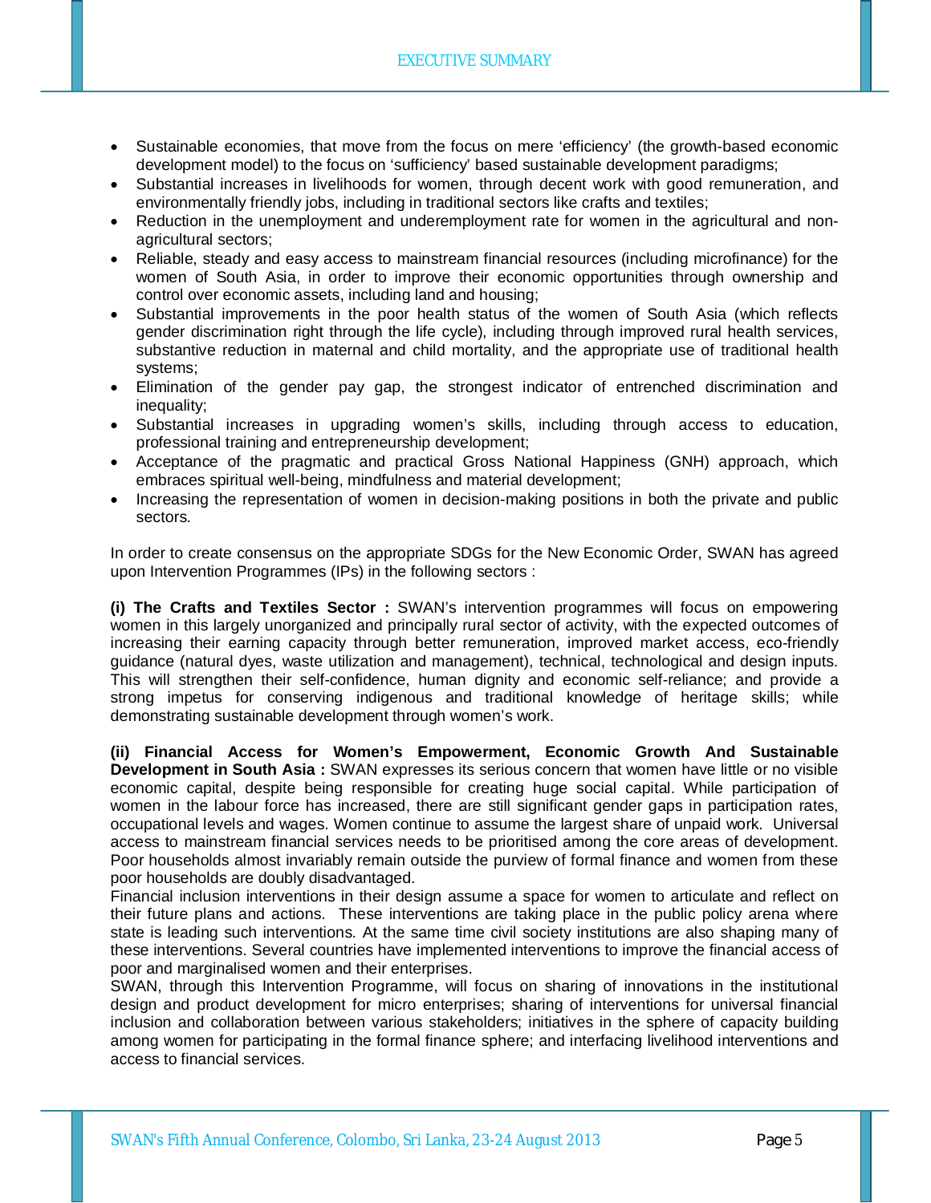- Sustainable economies, that move from the focus on mere 'efficiency' (the growth-based economic development model) to the focus on 'sufficiency' based sustainable development paradigms;
- Substantial increases in livelihoods for women, through decent work with good remuneration, and environmentally friendly jobs, including in traditional sectors like crafts and textiles;
- Reduction in the unemployment and underemployment rate for women in the agricultural and non-agricultural sectors;
- Reliable, steady and easy access to mainstream financial resources (including microfinance) for the women of South Asia, in order to improve their economic opportunities through ownership and control over economic assets, including land and housing;
- Substantial improvements in the poor health status of the women of South Asia (which reflects gender discrimination right through the life cycle), including through improved rural health services, substantive reduction in maternal and child mortality, and the appropriate use of traditional health systems;
- Elimination of the gender pay gap, the strongest indicator of entrenched discrimination and inequality;
- Substantial increases in upgrading women's skills, including through access to education, professional training and entrepreneurship development;
- Acceptance of the pragmatic and practical Gross National Happiness (GNH) approach, which embraces spiritual well-being, mindfulness and material development;
- Increasing the representation of women in decision-making positions in both the private and public sectors.

In order to create consensus on the appropriate SDGs for the New Economic Order, SWAN has agreed upon Intervention Programmes (IPs) in the following sectors :

**(i) The Crafts and Textiles Sector :** SWAN's intervention programmes will focus on empowering women in this largely unorganized and principally rural sector of activity, with the expected outcomes of increasing their earning capacity through better remuneration, improved market access, eco-friendly guidance (natural dyes, waste utilization and management), technical, technological and design inputs. This will strengthen their self-confidence, human dignity and economic self-reliance; and provide a strong impetus for conserving indigenous and traditional knowledge of heritage skills; while demonstrating sustainable development through women's work.

**(ii) Financial Access for Women's Empowerment, Economic Growth And Sustainable Development in South Asia :** SWAN expresses its serious concern that women have little or no visible economic capital, despite being responsible for creating huge social capital. While participation of women in the labour force has increased, there are still significant gender gaps in participation rates, occupational levels and wages. Women continue to assume the largest share of unpaid work. Universal access to mainstream financial services needs to be prioritised among the core areas of development. Poor households almost invariably remain outside the purview of formal finance and women from these poor households are doubly disadvantaged.

Financial inclusion interventions in their design assume a space for women to articulate and reflect on their future plans and actions. These interventions are taking place in the public policy arena where state is leading such interventions. At the same time civil society institutions are also shaping many of these interventions. Several countries have implemented interventions to improve the financial access of poor and marginalised women and their enterprises.

SWAN, through this Intervention Programme, will focus on sharing of innovations in the institutional design and product development for micro enterprises; sharing of interventions for universal financial inclusion and collaboration between various stakeholders; initiatives in the sphere of capacity building among women for participating in the formal finance sphere; and interfacing livelihood interventions and access to financial services.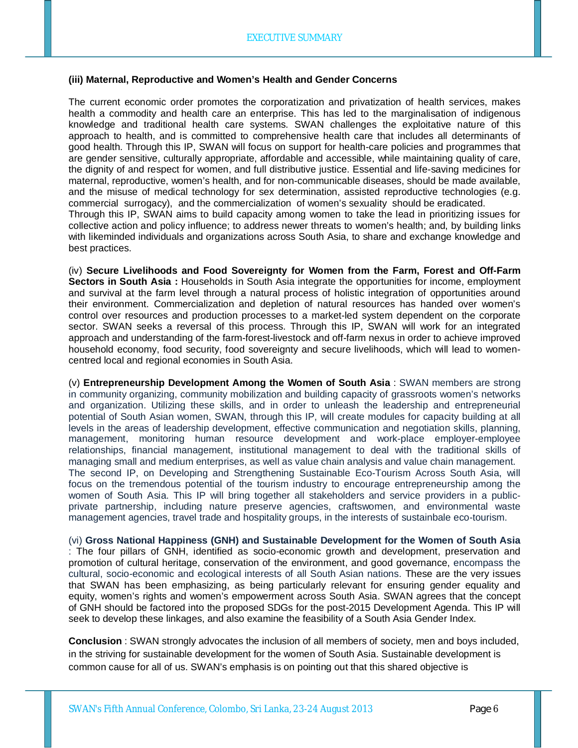**(iii) Maternal, Reproductive and Women's Health and Gender Concerns**

The current economic order promotes the corporatization and privatization of health services, makes health a commodity and health care an enterprise. This has led to the marginalisation of indigenous knowledge and traditional health care systems. SWAN challenges the exploitative nature of this approach to health, and is committed to comprehensive health care that includes all determinants of good health. Through this IP, SWAN will focus on support for health-care policies and programmes that are gender sensitive, culturally appropriate, affordable and accessible, while maintaining quality of care, the dignity of and respect for women, and full distributive justice. Essential and life-saving medicines for maternal, reproductive, women's health, and for non-communicable diseases, should be made available, and the misuse of medical technology for sex determination, assisted reproductive technologies (e.g. commercial surrogacy), and the commercialization of women's sexuality should be eradicated.
Through this IP, SWAN aims to build capacity among women to take the lead in prioritizing issues for collective action and policy influence; to address newer threats to women's health; and, by building links with likeminded individuals and organizations across South Asia, to share and exchange knowledge and best practices.

(iv) **Secure Livelihoods and Food Sovereignty for Women from the Farm, Forest and Off-Farm Sectors in South Asia :** Households in South Asia integrate the opportunities for income, employment and survival at the farm level through a natural process of holistic integration of opportunities around their environment. Commercialization and depletion of natural resources has handed over women's control over resources and production processes to a market-led system dependent on the corporate sector. SWAN seeks a reversal of this process. Through this IP, SWAN will work for an integrated approach and understanding of the farm-forest-livestock and off-farm nexus in order to achieve improved household economy, food security, food sovereignty and secure livelihoods, which will lead to women-centred local and regional economies in South Asia.

(v) **Entrepreneurship Development Among the Women of South Asia** : SWAN members are strong in community organizing, community mobilization and building capacity of grassroots women's networks and organization. Utilizing these skills, and in order to unleash the leadership and entrepreneurial potential of South Asian women, SWAN, through this IP, will create modules for capacity building at all levels in the areas of leadership development, effective communication and negotiation skills, planning, management, monitoring human resource development and work-place employer-employee relationships, financial management, institutional management to deal with the traditional skills of managing small and medium enterprises, as well as value chain analysis and value chain management.
The second IP, on Developing and Strengthening Sustainable Eco-Tourism Across South Asia, will focus on the tremendous potential of the tourism industry to encourage entrepreneurship among the women of South Asia. This IP will bring together all stakeholders and service providers in a public-private partnership, including nature preserve agencies, craftswomen, and environmental waste management agencies, travel trade and hospitality groups, in the interests of sustainbale eco-tourism.

(vi) **Gross National Happiness (GNH) and Sustainable Development for the Women of South Asia** : The four pillars of GNH, identified as socio-economic growth and development, preservation and promotion of cultural heritage, conservation of the environment, and good governance, encompass the cultural, socio-economic and ecological interests of all South Asian nations. These are the very issues that SWAN has been emphasizing, as being particularly relevant for ensuring gender equality and equity, women's rights and women's empowerment across South Asia. SWAN agrees that the concept of GNH should be factored into the proposed SDGs for the post-2015 Development Agenda. This IP will seek to develop these linkages, and also examine the feasibility of a South Asia Gender Index.

**Conclusion** : SWAN strongly advocates the inclusion of all members of society, men and boys included, in the striving for sustainable development for the women of South Asia. Sustainable development is common cause for all of us. SWAN's emphasis is on pointing out that this shared objective is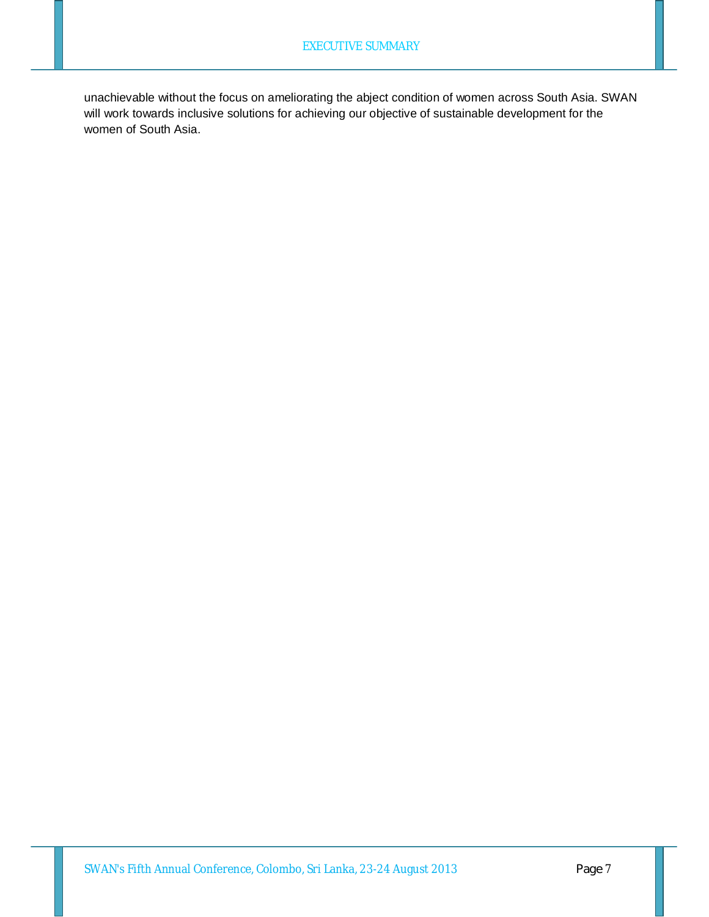unachievable without the focus on ameliorating the abject condition of women across South Asia. SWAN will work towards inclusive solutions for achieving our objective of sustainable development for the women of South Asia.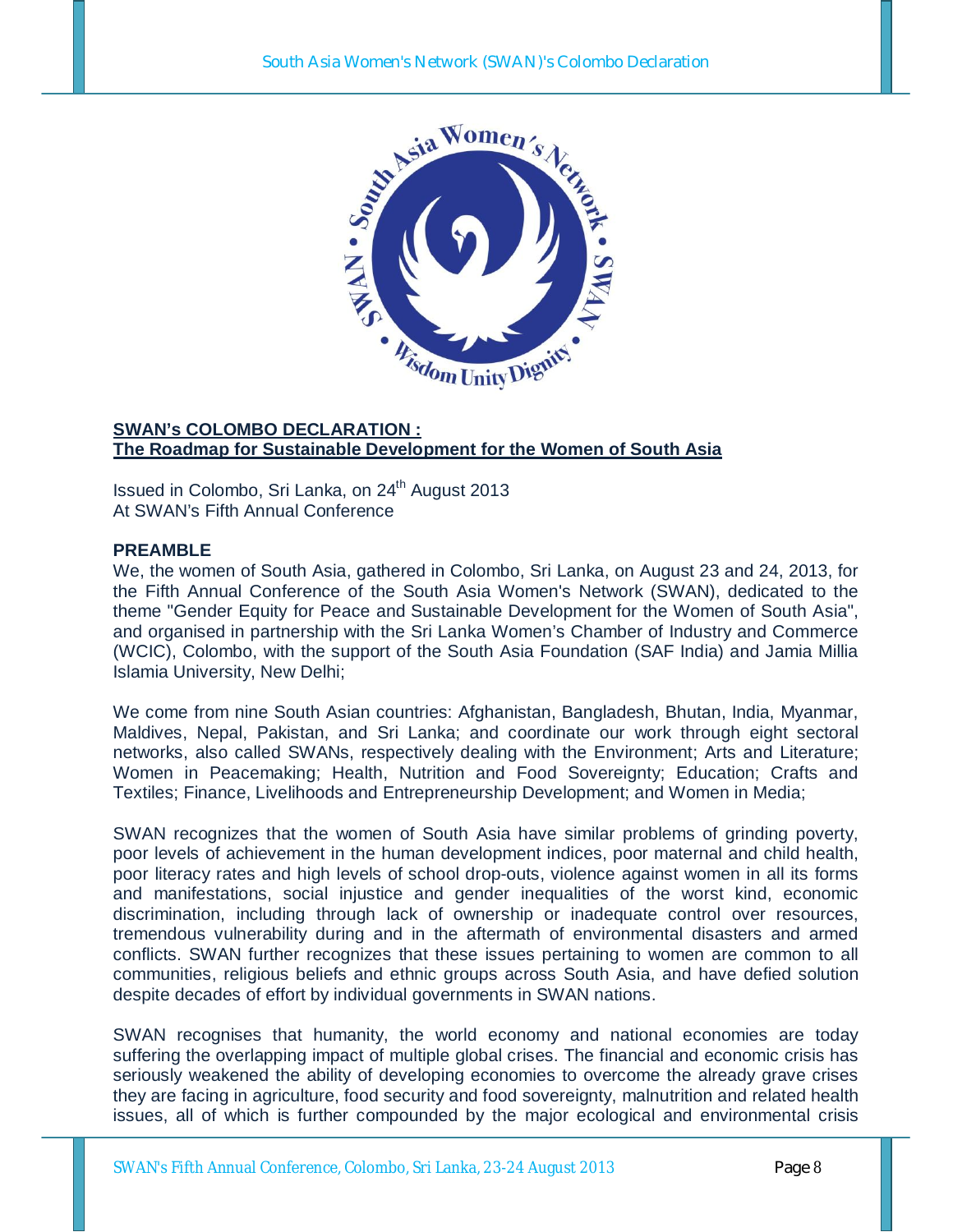**SWAN's COLOMBO DECLARATION :**
**The Roadmap for Sustainable Development for the Women of South Asia**

Issued in Colombo, Sri Lanka, on 24th August 2013
At SWAN's Fifth Annual Conference

**PREAMBLE**

We, the women of South Asia, gathered in Colombo, Sri Lanka, on August 23 and 24, 2013, for the Fifth Annual Conference of the South Asia Women's Network (SWAN), dedicated to the theme "Gender Equity for Peace and Sustainable Development for the Women of South Asia", and organised in partnership with the Sri Lanka Women's Chamber of Industry and Commerce (WCIC), Colombo, with the support of the South Asia Foundation (SAF India) and Jamia Millia Islamia University, New Delhi;

We come from nine South Asian countries: Afghanistan, Bangladesh, Bhutan, India, Myanmar, Maldives, Nepal, Pakistan, and Sri Lanka; and coordinate our work through eight sectoral networks, also called SWANs, respectively dealing with the Environment; Arts and Literature; Women in Peacemaking; Health, Nutrition and Food Sovereignty; Education; Crafts and Textiles; Finance, Livelihoods and Entrepreneurship Development; and Women in Media;

SWAN recognizes that the women of South Asia have similar problems of grinding poverty, poor levels of achievement in the human development indices, poor maternal and child health, poor literacy rates and high levels of school drop-outs, violence against women in all its forms and manifestations, social injustice and gender inequalities of the worst kind, economic discrimination, including through lack of ownership or inadequate control over resources, tremendous vulnerability during and in the aftermath of environmental disasters and armed conflicts. SWAN further recognizes that these issues pertaining to women are common to all communities, religious beliefs and ethnic groups across South Asia, and have defied solution despite decades of effort by individual governments in SWAN nations.

SWAN recognises that humanity, the world economy and national economies are today suffering the overlapping impact of multiple global crises. The financial and economic crisis has seriously weakened the ability of developing economies to overcome the already grave crises they are facing in agriculture, food security and food sovereignty, malnutrition and related health issues, all of which is further compounded by the major ecological and environmental crisis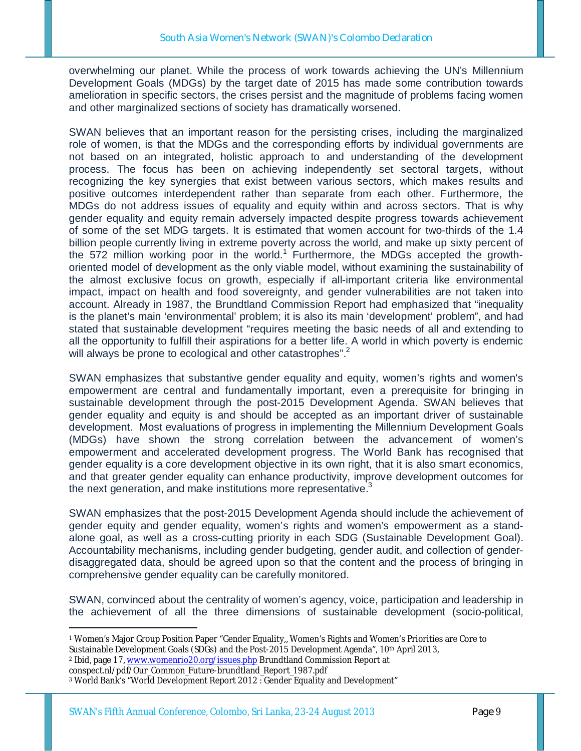overwhelming our planet. While the process of work towards achieving the UN's Millennium Development Goals (MDGs) by the target date of 2015 has made some contribution towards amelioration in specific sectors, the crises persist and the magnitude of problems facing women and other marginalized sections of society has dramatically worsened.

SWAN believes that an important reason for the persisting crises, including the marginalized role of women, is that the MDGs and the corresponding efforts by individual governments are not based on an integrated, holistic approach to and understanding of the development process. The focus has been on achieving independently set sectoral targets, without recognizing the key synergies that exist between various sectors, which makes results and positive outcomes interdependent rather than separate from each other. Furthermore, the MDGs do not address issues of equality and equity within and across sectors. That is why gender equality and equity remain adversely impacted despite progress towards achievement of some of the set MDG targets. It is estimated that women account for two-thirds of the 1.4 billion people currently living in extreme poverty across the world, and make up sixty percent of the 572 million working poor in the world.[1] Furthermore, the MDGs accepted the growth-oriented model of development as the only viable model, without examining the sustainability of the almost exclusive focus on growth, especially if all-important criteria like environmental impact, impact on health and food sovereignty, and gender vulnerabilities are not taken into account. Already in 1987, the Brundtland Commission Report had emphasized that "inequality is the planet's main 'environmental' problem; it is also its main 'development' problem", and had stated that sustainable development "requires meeting the basic needs of all and extending to all the opportunity to fulfill their aspirations for a better life. A world in which poverty is endemic will always be prone to ecological and other catastrophes".[2]

SWAN emphasizes that substantive gender equality and equity, women's rights and women's empowerment are central and fundamentally important, even a prerequisite for bringing in sustainable development through the post-2015 Development Agenda. SWAN believes that gender equality and equity is and should be accepted as an important driver of sustainable development. Most evaluations of progress in implementing the Millennium Development Goals (MDGs) have shown the strong correlation between the advancement of women's empowerment and accelerated development progress. The World Bank has recognised that gender equality is a core development objective in its own right, that it is also smart economics, and that greater gender equality can enhance productivity, improve development outcomes for the next generation, and make institutions more representative.[3]

SWAN emphasizes that the post-2015 Development Agenda should include the achievement of gender equity and gender equality, women's rights and women's empowerment as a stand-alone goal, as well as a cross-cutting priority in each SDG (Sustainable Development Goal). Accountability mechanisms, including gender budgeting, gender audit, and collection of gender-disaggregated data, should be agreed upon so that the content and the process of bringing in comprehensive gender equality can be carefully monitored.

SWAN, convinced about the centrality of women's agency, voice, participation and leadership in the achievement of all the three dimensions of sustainable development (socio-political,

---

[1] Women's Major Group Position Paper "Gender Equality,, Women's Rights and Women's Priorities are Core to Sustainable Development Goals (SDGs) and the Post-2015 Development Agenda", 10th April 2013,

[2] Ibid, page 17, www.womenrio20.org/issues.php Brundtland Commission Report at conspect.nl/pdf/Our_Common_Future-brundtland_Report_1987.pdf

[3] World Bank's "World Development Report 2012 : Gender Equality and Development"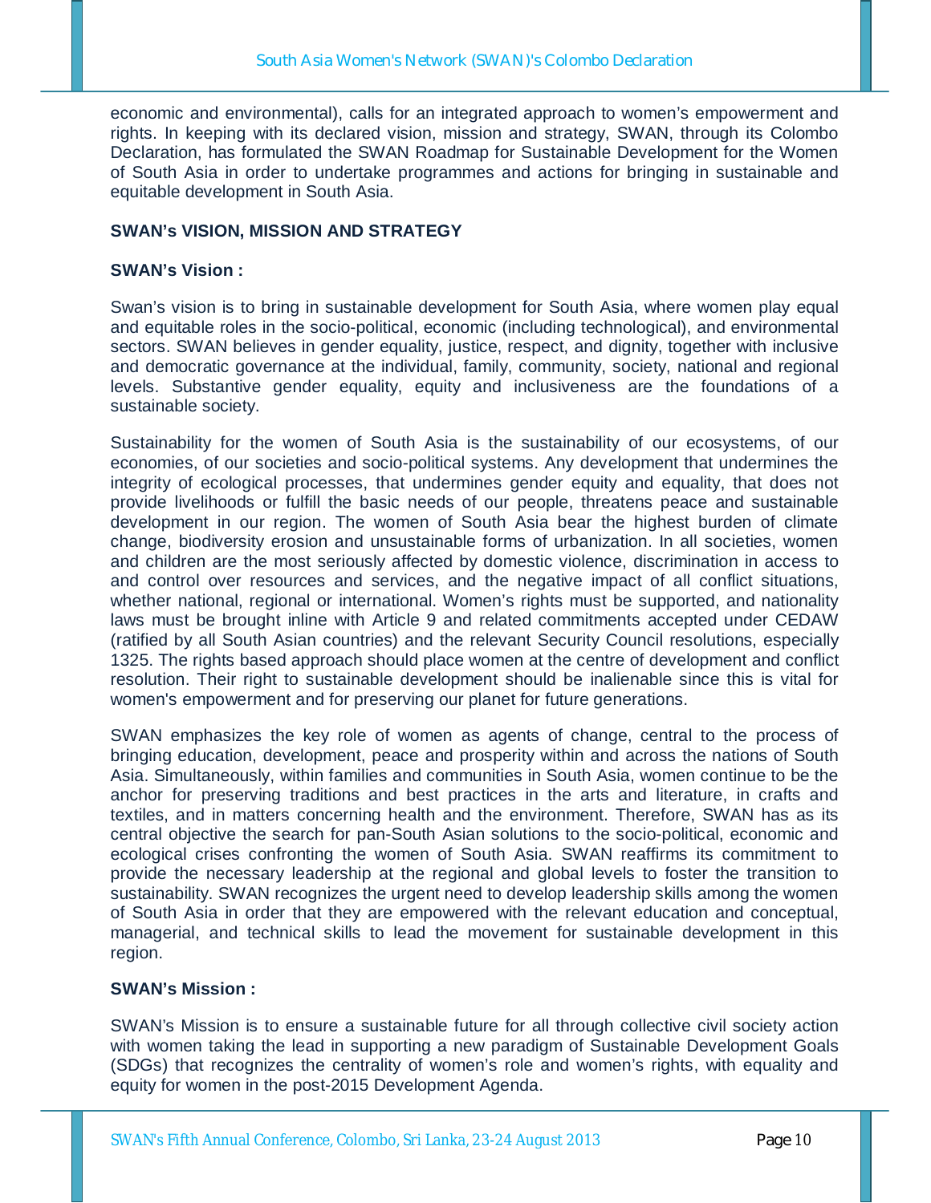economic and environmental), calls for an integrated approach to women's empowerment and rights. In keeping with its declared vision, mission and strategy, SWAN, through its Colombo Declaration, has formulated the SWAN Roadmap for Sustainable Development for the Women of South Asia in order to undertake programmes and actions for bringing in sustainable and equitable development in South Asia.

## SWAN's VISION, MISSION AND STRATEGY

### SWAN's Vision :

Swan's vision is to bring in sustainable development for South Asia, where women play equal and equitable roles in the socio-political, economic (including technological), and environmental sectors. SWAN believes in gender equality, justice, respect, and dignity, together with inclusive and democratic governance at the individual, family, community, society, national and regional levels. Substantive gender equality, equity and inclusiveness are the foundations of a sustainable society.

Sustainability for the women of South Asia is the sustainability of our ecosystems, of our economies, of our societies and socio-political systems. Any development that undermines the integrity of ecological processes, that undermines gender equity and equality, that does not provide livelihoods or fulfill the basic needs of our people, threatens peace and sustainable development in our region. The women of South Asia bear the highest burden of climate change, biodiversity erosion and unsustainable forms of urbanization. In all societies, women and children are the most seriously affected by domestic violence, discrimination in access to and control over resources and services, and the negative impact of all conflict situations, whether national, regional or international. Women's rights must be supported, and nationality laws must be brought inline with Article 9 and related commitments accepted under CEDAW (ratified by all South Asian countries) and the relevant Security Council resolutions, especially 1325. The rights based approach should place women at the centre of development and conflict resolution. Their right to sustainable development should be inalienable since this is vital for women's empowerment and for preserving our planet for future generations.

SWAN emphasizes the key role of women as agents of change, central to the process of bringing education, development, peace and prosperity within and across the nations of South Asia. Simultaneously, within families and communities in South Asia, women continue to be the anchor for preserving traditions and best practices in the arts and literature, in crafts and textiles, and in matters concerning health and the environment. Therefore, SWAN has as its central objective the search for pan-South Asian solutions to the socio-political, economic and ecological crises confronting the women of South Asia. SWAN reaffirms its commitment to provide the necessary leadership at the regional and global levels to foster the transition to sustainability. SWAN recognizes the urgent need to develop leadership skills among the women of South Asia in order that they are empowered with the relevant education and conceptual, managerial, and technical skills to lead the movement for sustainable development in this region.

### SWAN's Mission :

SWAN's Mission is to ensure a sustainable future for all through collective civil society action with women taking the lead in supporting a new paradigm of Sustainable Development Goals (SDGs) that recognizes the centrality of women's role and women's rights, with equality and equity for women in the post-2015 Development Agenda.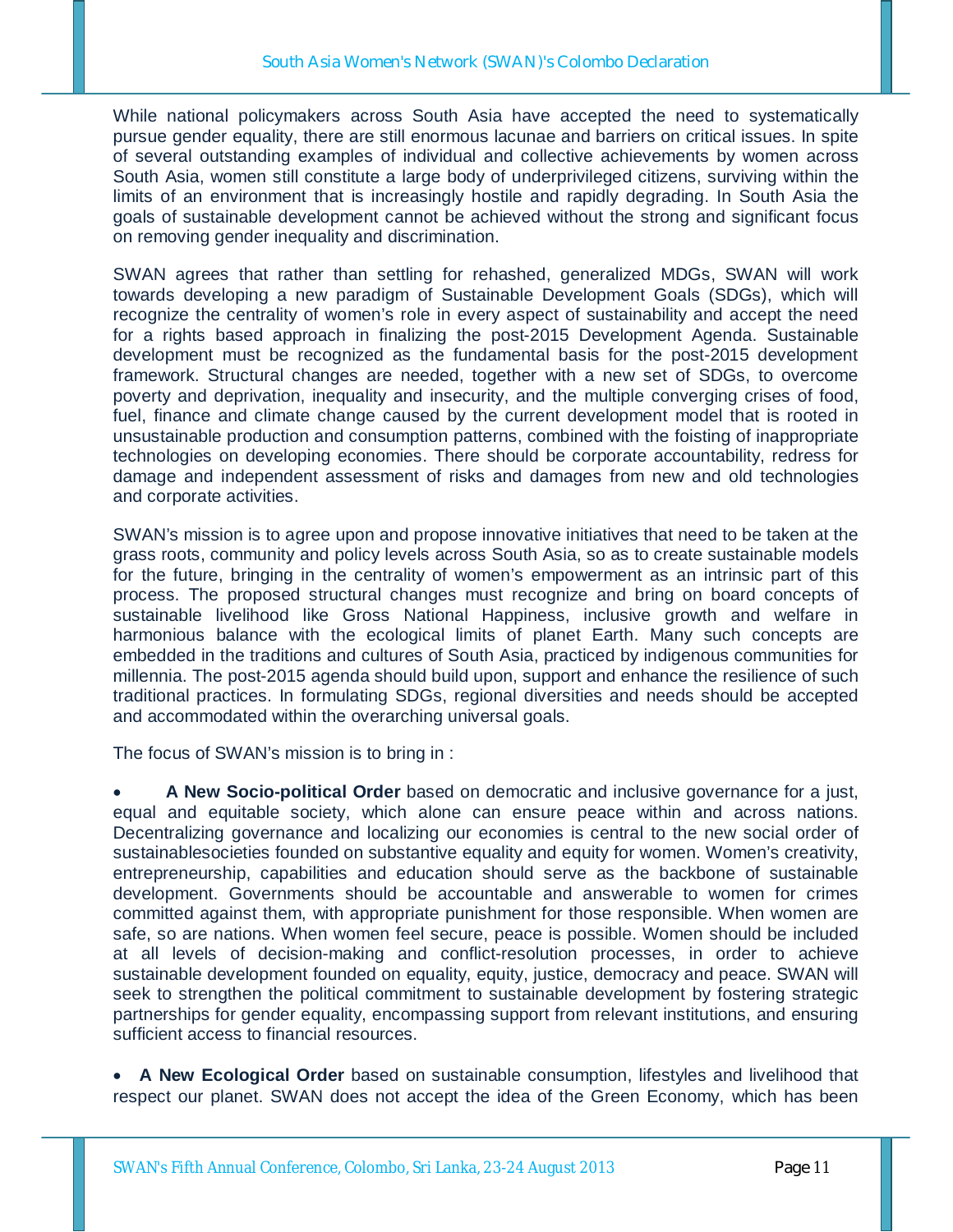While national policymakers across South Asia have accepted the need to systematically pursue gender equality, there are still enormous lacunae and barriers on critical issues. In spite of several outstanding examples of individual and collective achievements by women across South Asia, women still constitute a large body of underprivileged citizens, surviving within the limits of an environment that is increasingly hostile and rapidly degrading. In South Asia the goals of sustainable development cannot be achieved without the strong and significant focus on removing gender inequality and discrimination.

SWAN agrees that rather than settling for rehashed, generalized MDGs, SWAN will work towards developing a new paradigm of Sustainable Development Goals (SDGs), which will recognize the centrality of women's role in every aspect of sustainability and accept the need for a rights based approach in finalizing the post-2015 Development Agenda. Sustainable development must be recognized as the fundamental basis for the post-2015 development framework. Structural changes are needed, together with a new set of SDGs, to overcome poverty and deprivation, inequality and insecurity, and the multiple converging crises of food, fuel, finance and climate change caused by the current development model that is rooted in unsustainable production and consumption patterns, combined with the foisting of inappropriate technologies on developing economies. There should be corporate accountability, redress for damage and independent assessment of risks and damages from new and old technologies and corporate activities.

SWAN's mission is to agree upon and propose innovative initiatives that need to be taken at the grass roots, community and policy levels across South Asia, so as to create sustainable models for the future, bringing in the centrality of women's empowerment as an intrinsic part of this process. The proposed structural changes must recognize and bring on board concepts of sustainable livelihood like Gross National Happiness, inclusive growth and welfare in harmonious balance with the ecological limits of planet Earth. Many such concepts are embedded in the traditions and cultures of South Asia, practiced by indigenous communities for millennia. The post-2015 agenda should build upon, support and enhance the resilience of such traditional practices. In formulating SDGs, regional diversities and needs should be accepted and accommodated within the overarching universal goals.

The focus of SWAN's mission is to bring in :

- **A New Socio-political Order** based on democratic and inclusive governance for a just, equal and equitable society, which alone can ensure peace within and across nations. Decentralizing governance and localizing our economies is central to the new social order of sustainablesocieties founded on substantive equality and equity for women. Women's creativity, entrepreneurship, capabilities and education should serve as the backbone of sustainable development. Governments should be accountable and answerable to women for crimes committed against them, with appropriate punishment for those responsible. When women are safe, so are nations. When women feel secure, peace is possible. Women should be included at all levels of decision-making and conflict-resolution processes, in order to achieve sustainable development founded on equality, equity, justice, democracy and peace. SWAN will seek to strengthen the political commitment to sustainable development by fostering strategic partnerships for gender equality, encompassing support from relevant institutions, and ensuring sufficient access to financial resources.

- **A New Ecological Order** based on sustainable consumption, lifestyles and livelihood that respect our planet. SWAN does not accept the idea of the Green Economy, which has been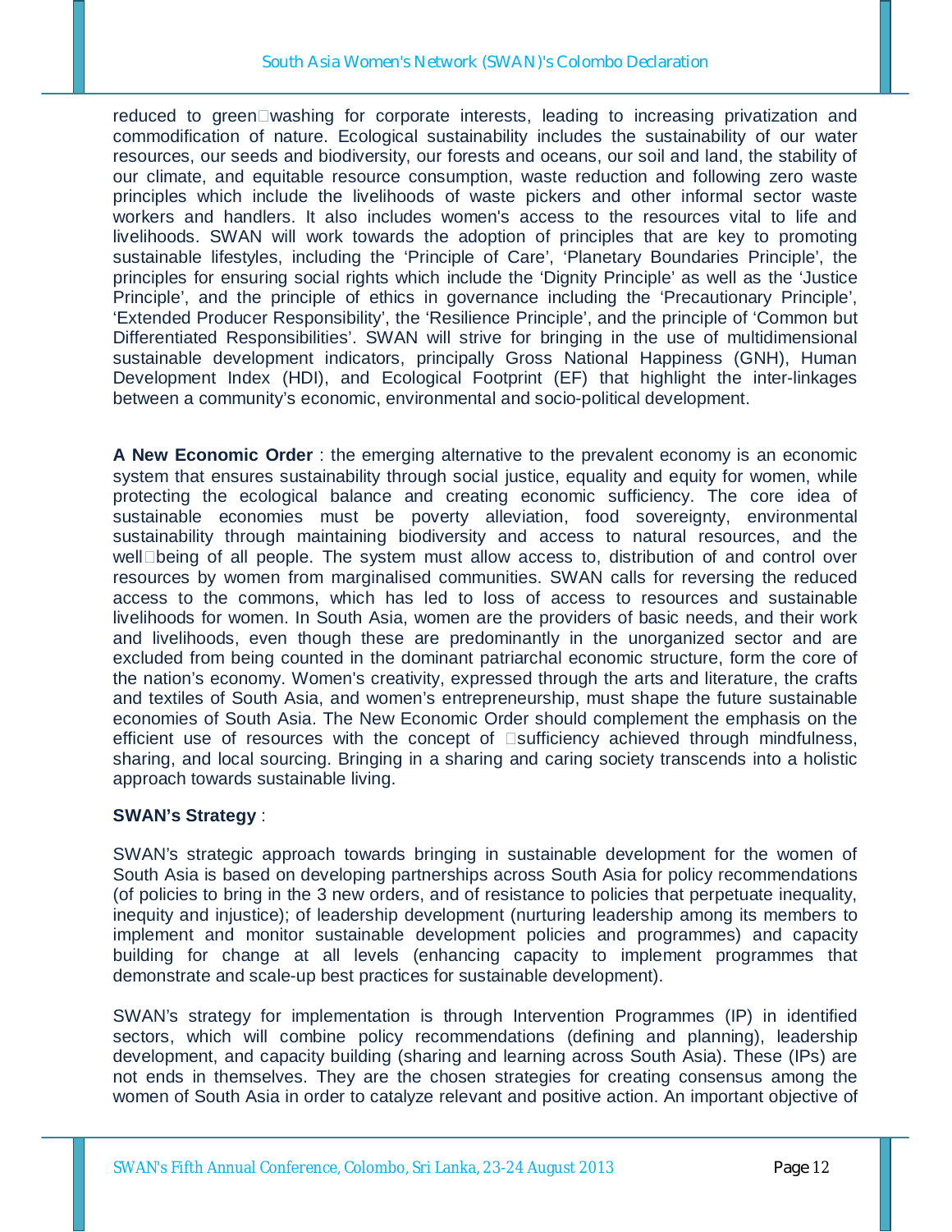reduced to green‑washing for corporate interests, leading to increasing privatization and commodification of nature. Ecological sustainability includes the sustainability of our water resources, our seeds and biodiversity, our forests and oceans, our soil and land, the stability of our climate, and equitable resource consumption, waste reduction and following zero waste principles which include the livelihoods of waste pickers and other informal sector waste workers and handlers. It also includes women's access to the resources vital to life and livelihoods. SWAN will work towards the adoption of principles that are key to promoting sustainable lifestyles, including the 'Principle of Care', 'Planetary Boundaries Principle', the principles for ensuring social rights which include the 'Dignity Principle' as well as the 'Justice Principle', and the principle of ethics in governance including the 'Precautionary Principle', 'Extended Producer Responsibility', the 'Resilience Principle', and the principle of 'Common but Differentiated Responsibilities'. SWAN will strive for bringing in the use of multidimensional sustainable development indicators, principally Gross National Happiness (GNH), Human Development Index (HDI), and Ecological Footprint (EF) that highlight the inter-linkages between a community's economic, environmental and socio-political development.

**A New Economic Order** : the emerging alternative to the prevalent economy is an economic system that ensures sustainability through social justice, equality and equity for women, while protecting the ecological balance and creating economic sufficiency. The core idea of sustainable economies must be poverty alleviation, food sovereignty, environmental sustainability through maintaining biodiversity and access to natural resources, and the well‑being of all people. The system must allow access to, distribution of and control over resources by women from marginalised communities. SWAN calls for reversing the reduced access to the commons, which has led to loss of access to resources and sustainable livelihoods for women. In South Asia, women are the providers of basic needs, and their work and livelihoods, even though these are predominantly in the unorganized sector and are excluded from being counted in the dominant patriarchal economic structure, form the core of the nation's economy. Women's creativity, expressed through the arts and literature, the crafts and textiles of South Asia, and women's entrepreneurship, must shape the future sustainable economies of South Asia. The New Economic Order should complement the emphasis on the efficient use of resources with the concept of ‑sufficiency achieved through mindfulness, sharing, and local sourcing. Bringing in a sharing and caring society transcends into a holistic approach towards sustainable living.

**SWAN's Strategy** :

SWAN's strategic approach towards bringing in sustainable development for the women of South Asia is based on developing partnerships across South Asia for policy recommendations (of policies to bring in the 3 new orders, and of resistance to policies that perpetuate inequality, inequity and injustice); of leadership development (nurturing leadership among its members to implement and monitor sustainable development policies and programmes) and capacity building for change at all levels (enhancing capacity to implement programmes that demonstrate and scale-up best practices for sustainable development).

SWAN's strategy for implementation is through Intervention Programmes (IP) in identified sectors, which will combine policy recommendations (defining and planning), leadership development, and capacity building (sharing and learning across South Asia). These (IPs) are not ends in themselves. They are the chosen strategies for creating consensus among the women of South Asia in order to catalyze relevant and positive action. An important objective of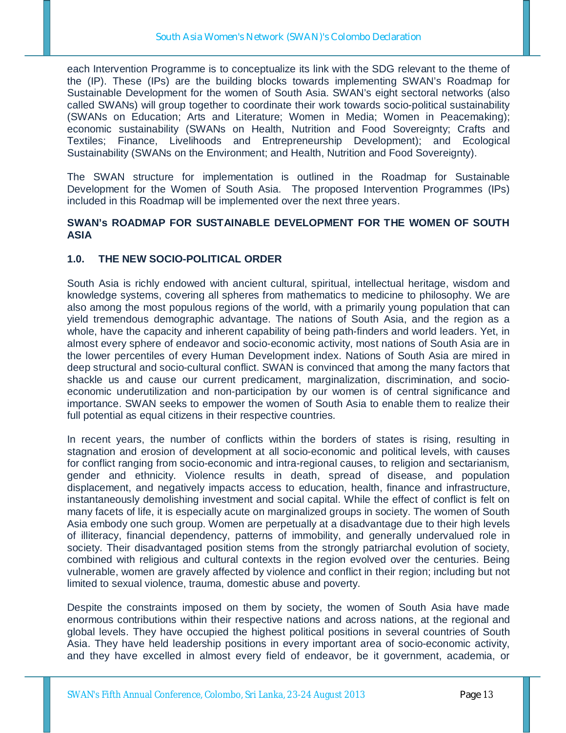each Intervention Programme is to conceptualize its link with the SDG relevant to the theme of the (IP). These (IPs) are the building blocks towards implementing SWAN's Roadmap for Sustainable Development for the women of South Asia. SWAN's eight sectoral networks (also called SWANs) will group together to coordinate their work towards socio-political sustainability (SWANs on Education; Arts and Literature; Women in Media; Women in Peacemaking); economic sustainability (SWANs on Health, Nutrition and Food Sovereignty; Crafts and Textiles; Finance, Livelihoods and Entrepreneurship Development); and Ecological Sustainability (SWANs on the Environment; and Health, Nutrition and Food Sovereignty).

The SWAN structure for implementation is outlined in the Roadmap for Sustainable Development for the Women of South Asia. The proposed Intervention Programmes (IPs) included in this Roadmap will be implemented over the next three years.

## SWAN's ROADMAP FOR SUSTAINABLE DEVELOPMENT FOR THE WOMEN OF SOUTH ASIA

### 1.0. THE NEW SOCIO-POLITICAL ORDER

South Asia is richly endowed with ancient cultural, spiritual, intellectual heritage, wisdom and knowledge systems, covering all spheres from mathematics to medicine to philosophy. We are also among the most populous regions of the world, with a primarily young population that can yield tremendous demographic advantage. The nations of South Asia, and the region as a whole, have the capacity and inherent capability of being path-finders and world leaders. Yet, in almost every sphere of endeavor and socio-economic activity, most nations of South Asia are in the lower percentiles of every Human Development index. Nations of South Asia are mired in deep structural and socio-cultural conflict. SWAN is convinced that among the many factors that shackle us and cause our current predicament, marginalization, discrimination, and socio-economic underutilization and non-participation by our women is of central significance and importance. SWAN seeks to empower the women of South Asia to enable them to realize their full potential as equal citizens in their respective countries.

In recent years, the number of conflicts within the borders of states is rising, resulting in stagnation and erosion of development at all socio-economic and political levels, with causes for conflict ranging from socio-economic and intra-regional causes, to religion and sectarianism, gender and ethnicity. Violence results in death, spread of disease, and population displacement, and negatively impacts access to education, health, finance and infrastructure, instantaneously demolishing investment and social capital. While the effect of conflict is felt on many facets of life, it is especially acute on marginalized groups in society. The women of South Asia embody one such group. Women are perpetually at a disadvantage due to their high levels of illiteracy, financial dependency, patterns of immobility, and generally undervalued role in society. Their disadvantaged position stems from the strongly patriarchal evolution of society, combined with religious and cultural contexts in the region evolved over the centuries. Being vulnerable, women are gravely affected by violence and conflict in their region; including but not limited to sexual violence, trauma, domestic abuse and poverty.

Despite the constraints imposed on them by society, the women of South Asia have made enormous contributions within their respective nations and across nations, at the regional and global levels. They have occupied the highest political positions in several countries of South Asia. They have held leadership positions in every important area of socio-economic activity, and they have excelled in almost every field of endeavor, be it government, academia, or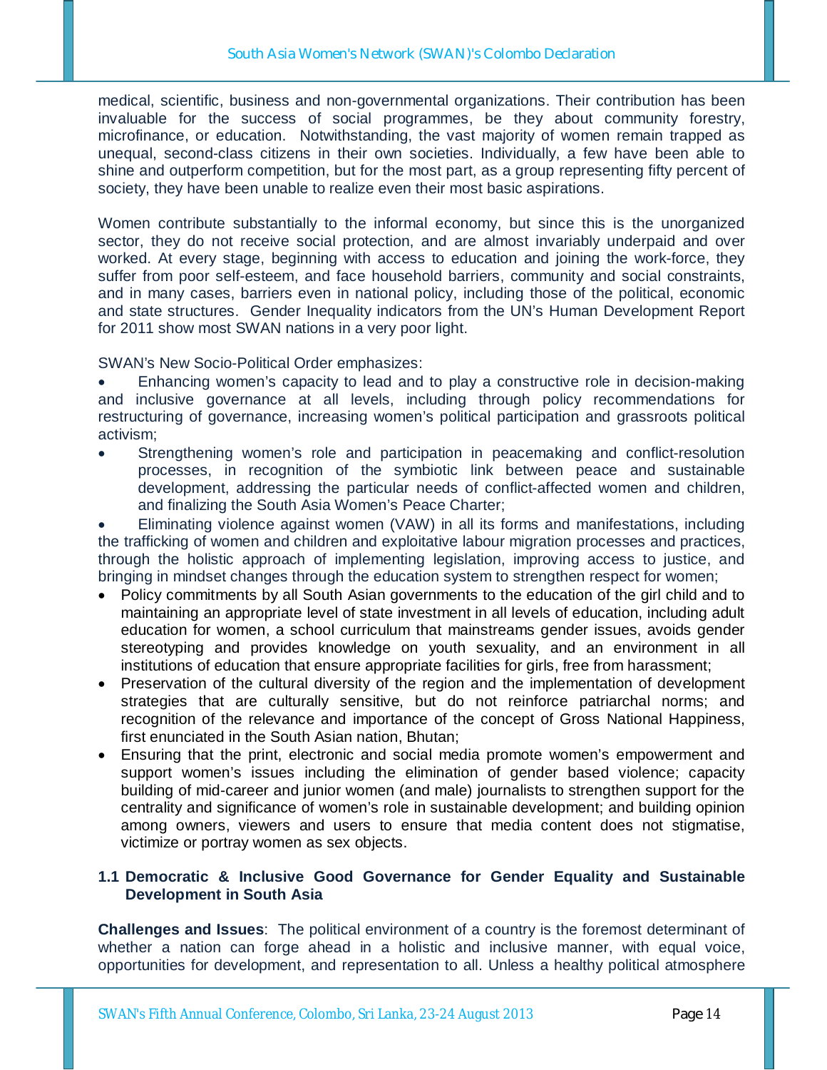medical, scientific, business and non-governmental organizations. Their contribution has been invaluable for the success of social programmes, be they about community forestry, microfinance, or education. Notwithstanding, the vast majority of women remain trapped as unequal, second-class citizens in their own societies. Individually, a few have been able to shine and outperform competition, but for the most part, as a group representing fifty percent of society, they have been unable to realize even their most basic aspirations.

Women contribute substantially to the informal economy, but since this is the unorganized sector, they do not receive social protection, and are almost invariably underpaid and over worked. At every stage, beginning with access to education and joining the work-force, they suffer from poor self-esteem, and face household barriers, community and social constraints, and in many cases, barriers even in national policy, including those of the political, economic and state structures. Gender Inequality indicators from the UN's Human Development Report for 2011 show most SWAN nations in a very poor light.

SWAN's New Socio-Political Order emphasizes:

- Enhancing women's capacity to lead and to play a constructive role in decision-making and inclusive governance at all levels, including through policy recommendations for restructuring of governance, increasing women's political participation and grassroots political activism;
- Strengthening women's role and participation in peacemaking and conflict-resolution processes, in recognition of the symbiotic link between peace and sustainable development, addressing the particular needs of conflict-affected women and children, and finalizing the South Asia Women's Peace Charter;
- Eliminating violence against women (VAW) in all its forms and manifestations, including the trafficking of women and children and exploitative labour migration processes and practices, through the holistic approach of implementing legislation, improving access to justice, and bringing in mindset changes through the education system to strengthen respect for women;
- Policy commitments by all South Asian governments to the education of the girl child and to maintaining an appropriate level of state investment in all levels of education, including adult education for women, a school curriculum that mainstreams gender issues, avoids gender stereotyping and provides knowledge on youth sexuality, and an environment in all institutions of education that ensure appropriate facilities for girls, free from harassment;
- Preservation of the cultural diversity of the region and the implementation of development strategies that are culturally sensitive, but do not reinforce patriarchal norms; and recognition of the relevance and importance of the concept of Gross National Happiness, first enunciated in the South Asian nation, Bhutan;
- Ensuring that the print, electronic and social media promote women's empowerment and support women's issues including the elimination of gender based violence; capacity building of mid-career and junior women (and male) journalists to strengthen support for the centrality and significance of women's role in sustainable development; and building opinion among owners, viewers and users to ensure that media content does not stigmatise, victimize or portray women as sex objects.

### 1.1 Democratic & Inclusive Good Governance for Gender Equality and Sustainable Development in South Asia

**Challenges and Issues**: The political environment of a country is the foremost determinant of whether a nation can forge ahead in a holistic and inclusive manner, with equal voice, opportunities for development, and representation to all. Unless a healthy political atmosphere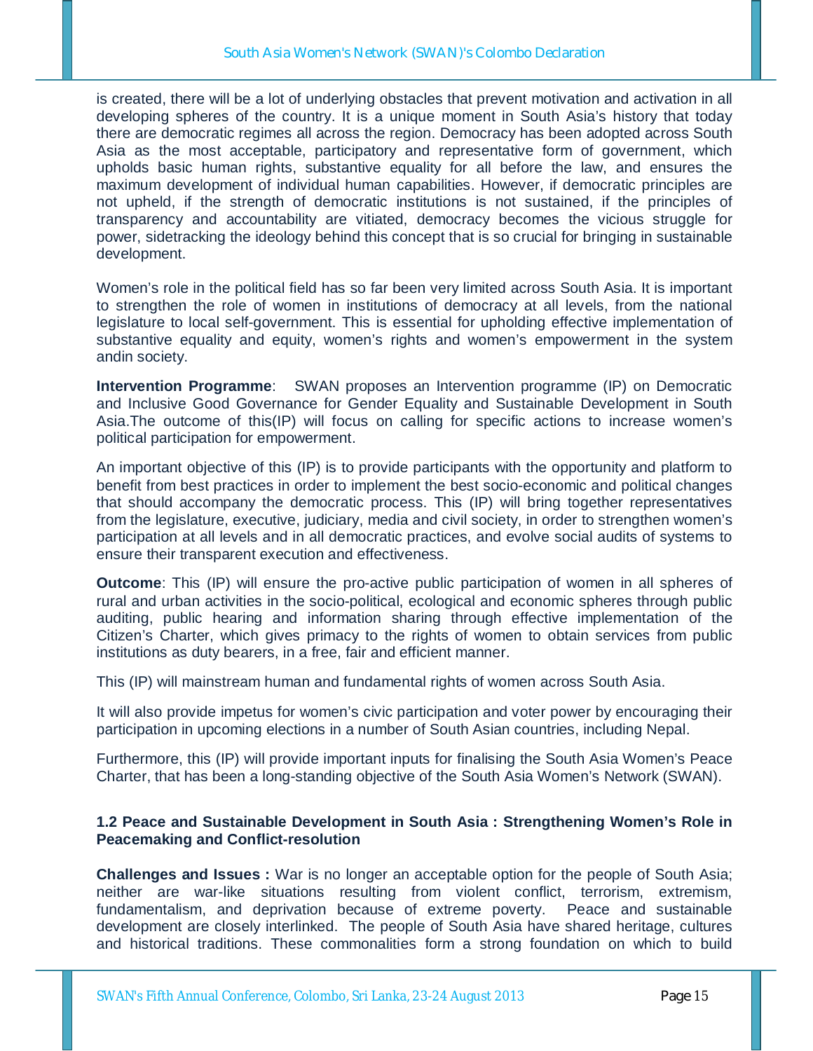is created, there will be a lot of underlying obstacles that prevent motivation and activation in all developing spheres of the country. It is a unique moment in South Asia's history that today there are democratic regimes all across the region. Democracy has been adopted across South Asia as the most acceptable, participatory and representative form of government, which upholds basic human rights, substantive equality for all before the law, and ensures the maximum development of individual human capabilities. However, if democratic principles are not upheld, if the strength of democratic institutions is not sustained, if the principles of transparency and accountability are vitiated, democracy becomes the vicious struggle for power, sidetracking the ideology behind this concept that is so crucial for bringing in sustainable development.

Women's role in the political field has so far been very limited across South Asia. It is important to strengthen the role of women in institutions of democracy at all levels, from the national legislature to local self-government. This is essential for upholding effective implementation of substantive equality and equity, women's rights and women's empowerment in the system andin society.

**Intervention Programme**: SWAN proposes an Intervention programme (IP) on Democratic and Inclusive Good Governance for Gender Equality and Sustainable Development in South Asia.The outcome of this(IP) will focus on calling for specific actions to increase women's political participation for empowerment.

An important objective of this (IP) is to provide participants with the opportunity and platform to benefit from best practices in order to implement the best socio-economic and political changes that should accompany the democratic process. This (IP) will bring together representatives from the legislature, executive, judiciary, media and civil society, in order to strengthen women's participation at all levels and in all democratic practices, and evolve social audits of systems to ensure their transparent execution and effectiveness.

**Outcome**: This (IP) will ensure the pro-active public participation of women in all spheres of rural and urban activities in the socio-political, ecological and economic spheres through public auditing, public hearing and information sharing through effective implementation of the Citizen's Charter, which gives primacy to the rights of women to obtain services from public institutions as duty bearers, in a free, fair and efficient manner.

This (IP) will mainstream human and fundamental rights of women across South Asia.

It will also provide impetus for women's civic participation and voter power by encouraging their participation in upcoming elections in a number of South Asian countries, including Nepal.

Furthermore, this (IP) will provide important inputs for finalising the South Asia Women's Peace Charter, that has been a long-standing objective of the South Asia Women's Network (SWAN).

### 1.2 Peace and Sustainable Development in South Asia : Strengthening Women's Role in Peacemaking and Conflict-resolution

**Challenges and Issues :** War is no longer an acceptable option for the people of South Asia; neither are war-like situations resulting from violent conflict, terrorism, extremism, fundamentalism, and deprivation because of extreme poverty. Peace and sustainable development are closely interlinked. The people of South Asia have shared heritage, cultures and historical traditions. These commonalities form a strong foundation on which to build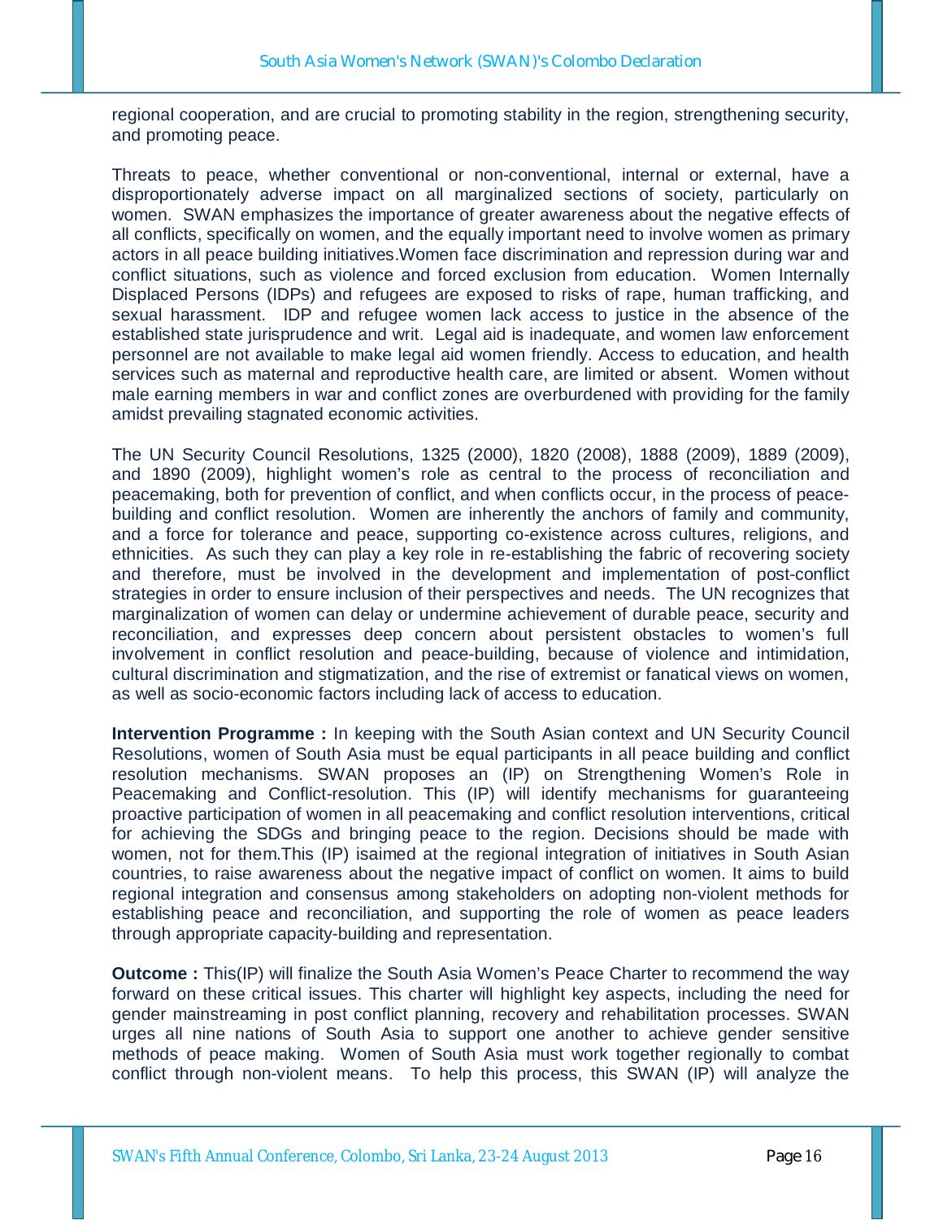regional cooperation, and are crucial to promoting stability in the region, strengthening security, and promoting peace.

Threats to peace, whether conventional or non-conventional, internal or external, have a disproportionately adverse impact on all marginalized sections of society, particularly on women. SWAN emphasizes the importance of greater awareness about the negative effects of all conflicts, specifically on women, and the equally important need to involve women as primary actors in all peace building initiatives.Women face discrimination and repression during war and conflict situations, such as violence and forced exclusion from education. Women Internally Displaced Persons (IDPs) and refugees are exposed to risks of rape, human trafficking, and sexual harassment. IDP and refugee women lack access to justice in the absence of the established state jurisprudence and writ. Legal aid is inadequate, and women law enforcement personnel are not available to make legal aid women friendly. Access to education, and health services such as maternal and reproductive health care, are limited or absent. Women without male earning members in war and conflict zones are overburdened with providing for the family amidst prevailing stagnated economic activities.

The UN Security Council Resolutions, 1325 (2000), 1820 (2008), 1888 (2009), 1889 (2009), and 1890 (2009), highlight women's role as central to the process of reconciliation and peacemaking, both for prevention of conflict, and when conflicts occur, in the process of peace-building and conflict resolution. Women are inherently the anchors of family and community, and a force for tolerance and peace, supporting co-existence across cultures, religions, and ethnicities. As such they can play a key role in re-establishing the fabric of recovering society and therefore, must be involved in the development and implementation of post-conflict strategies in order to ensure inclusion of their perspectives and needs. The UN recognizes that marginalization of women can delay or undermine achievement of durable peace, security and reconciliation, and expresses deep concern about persistent obstacles to women's full involvement in conflict resolution and peace-building, because of violence and intimidation, cultural discrimination and stigmatization, and the rise of extremist or fanatical views on women, as well as socio-economic factors including lack of access to education.

**Intervention Programme :** In keeping with the South Asian context and UN Security Council Resolutions, women of South Asia must be equal participants in all peace building and conflict resolution mechanisms. SWAN proposes an (IP) on Strengthening Women's Role in Peacemaking and Conflict-resolution. This (IP) will identify mechanisms for guaranteeing proactive participation of women in all peacemaking and conflict resolution interventions, critical for achieving the SDGs and bringing peace to the region. Decisions should be made with women, not for them.This (IP) isaimed at the regional integration of initiatives in South Asian countries, to raise awareness about the negative impact of conflict on women. It aims to build regional integration and consensus among stakeholders on adopting non-violent methods for establishing peace and reconciliation, and supporting the role of women as peace leaders through appropriate capacity-building and representation.

**Outcome :** This(IP) will finalize the South Asia Women's Peace Charter to recommend the way forward on these critical issues. This charter will highlight key aspects, including the need for gender mainstreaming in post conflict planning, recovery and rehabilitation processes. SWAN urges all nine nations of South Asia to support one another to achieve gender sensitive methods of peace making. Women of South Asia must work together regionally to combat conflict through non-violent means. To help this process, this SWAN (IP) will analyze the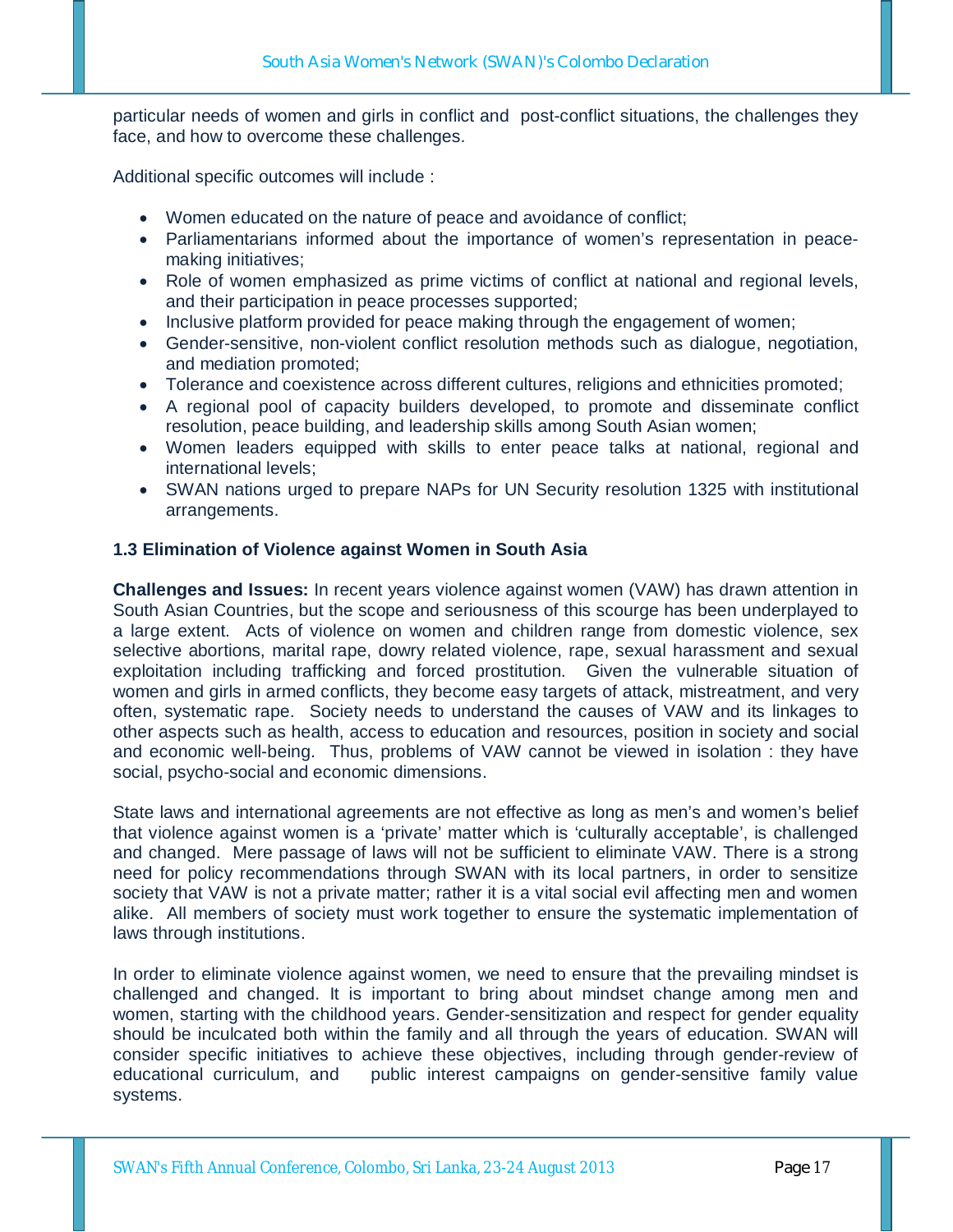particular needs of women and girls in conflict and post-conflict situations, the challenges they face, and how to overcome these challenges.

Additional specific outcomes will include :

- Women educated on the nature of peace and avoidance of conflict;
- Parliamentarians informed about the importance of women's representation in peace-making initiatives;
- Role of women emphasized as prime victims of conflict at national and regional levels, and their participation in peace processes supported;
- Inclusive platform provided for peace making through the engagement of women;
- Gender-sensitive, non-violent conflict resolution methods such as dialogue, negotiation, and mediation promoted;
- Tolerance and coexistence across different cultures, religions and ethnicities promoted;
- A regional pool of capacity builders developed, to promote and disseminate conflict resolution, peace building, and leadership skills among South Asian women;
- Women leaders equipped with skills to enter peace talks at national, regional and international levels;
- SWAN nations urged to prepare NAPs for UN Security resolution 1325 with institutional arrangements.

### 1.3 Elimination of Violence against Women in South Asia

**Challenges and Issues:** In recent years violence against women (VAW) has drawn attention in South Asian Countries, but the scope and seriousness of this scourge has been underplayed to a large extent. Acts of violence on women and children range from domestic violence, sex selective abortions, marital rape, dowry related violence, rape, sexual harassment and sexual exploitation including trafficking and forced prostitution. Given the vulnerable situation of women and girls in armed conflicts, they become easy targets of attack, mistreatment, and very often, systematic rape. Society needs to understand the causes of VAW and its linkages to other aspects such as health, access to education and resources, position in society and social and economic well-being. Thus, problems of VAW cannot be viewed in isolation : they have social, psycho-social and economic dimensions.

State laws and international agreements are not effective as long as men's and women's belief that violence against women is a 'private' matter which is 'culturally acceptable', is challenged and changed. Mere passage of laws will not be sufficient to eliminate VAW. There is a strong need for policy recommendations through SWAN with its local partners, in order to sensitize society that VAW is not a private matter; rather it is a vital social evil affecting men and women alike. All members of society must work together to ensure the systematic implementation of laws through institutions.

In order to eliminate violence against women, we need to ensure that the prevailing mindset is challenged and changed. It is important to bring about mindset change among men and women, starting with the childhood years. Gender-sensitization and respect for gender equality should be inculcated both within the family and all through the years of education. SWAN will consider specific initiatives to achieve these objectives, including through gender-review of educational curriculum, and public interest campaigns on gender-sensitive family value systems.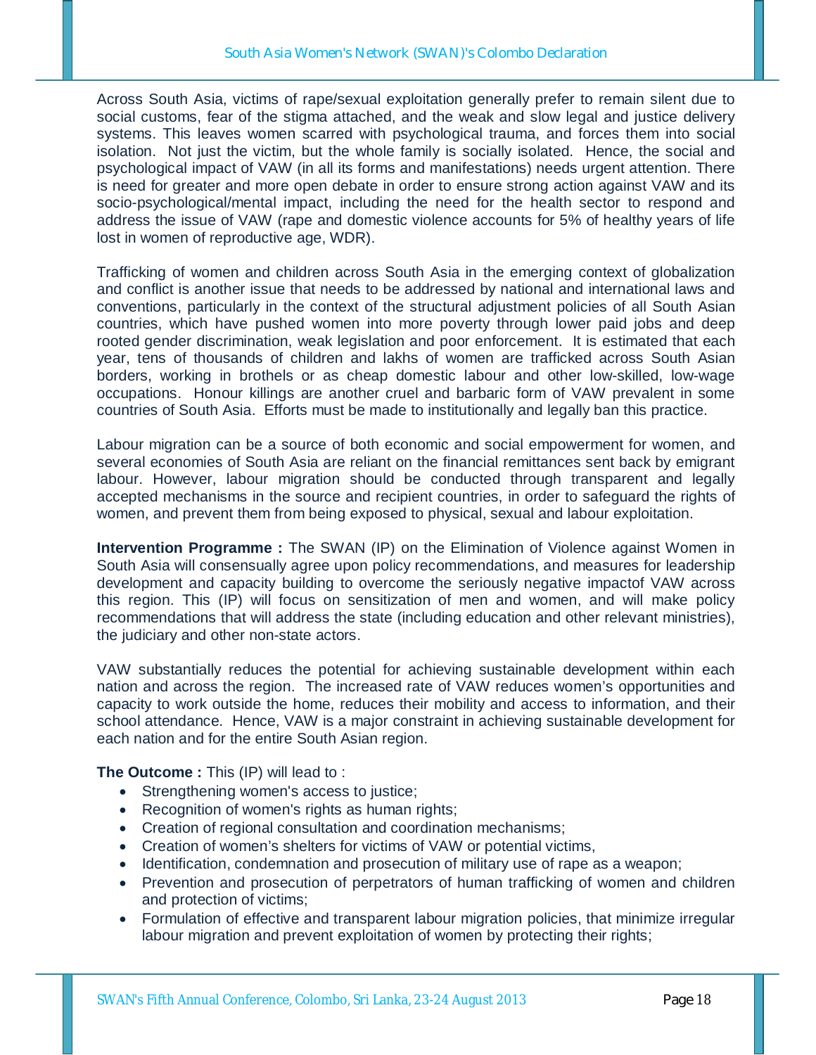Across South Asia, victims of rape/sexual exploitation generally prefer to remain silent due to social customs, fear of the stigma attached, and the weak and slow legal and justice delivery systems. This leaves women scarred with psychological trauma, and forces them into social isolation. Not just the victim, but the whole family is socially isolated. Hence, the social and psychological impact of VAW (in all its forms and manifestations) needs urgent attention. There is need for greater and more open debate in order to ensure strong action against VAW and its socio-psychological/mental impact, including the need for the health sector to respond and address the issue of VAW (rape and domestic violence accounts for 5% of healthy years of life lost in women of reproductive age, WDR).

Trafficking of women and children across South Asia in the emerging context of globalization and conflict is another issue that needs to be addressed by national and international laws and conventions, particularly in the context of the structural adjustment policies of all South Asian countries, which have pushed women into more poverty through lower paid jobs and deep rooted gender discrimination, weak legislation and poor enforcement. It is estimated that each year, tens of thousands of children and lakhs of women are trafficked across South Asian borders, working in brothels or as cheap domestic labour and other low-skilled, low-wage occupations. Honour killings are another cruel and barbaric form of VAW prevalent in some countries of South Asia. Efforts must be made to institutionally and legally ban this practice.

Labour migration can be a source of both economic and social empowerment for women, and several economies of South Asia are reliant on the financial remittances sent back by emigrant labour. However, labour migration should be conducted through transparent and legally accepted mechanisms in the source and recipient countries, in order to safeguard the rights of women, and prevent them from being exposed to physical, sexual and labour exploitation.

**Intervention Programme :** The SWAN (IP) on the Elimination of Violence against Women in South Asia will consensually agree upon policy recommendations, and measures for leadership development and capacity building to overcome the seriously negative impactof VAW across this region. This (IP) will focus on sensitization of men and women, and will make policy recommendations that will address the state (including education and other relevant ministries), the judiciary and other non-state actors.

VAW substantially reduces the potential for achieving sustainable development within each nation and across the region. The increased rate of VAW reduces women's opportunities and capacity to work outside the home, reduces their mobility and access to information, and their school attendance. Hence, VAW is a major constraint in achieving sustainable development for each nation and for the entire South Asian region.

**The Outcome :** This (IP) will lead to :

- Strengthening women's access to justice;
- Recognition of women's rights as human rights;
- Creation of regional consultation and coordination mechanisms;
- Creation of women's shelters for victims of VAW or potential victims,
- Identification, condemnation and prosecution of military use of rape as a weapon;
- Prevention and prosecution of perpetrators of human trafficking of women and children and protection of victims;
- Formulation of effective and transparent labour migration policies, that minimize irregular labour migration and prevent exploitation of women by protecting their rights;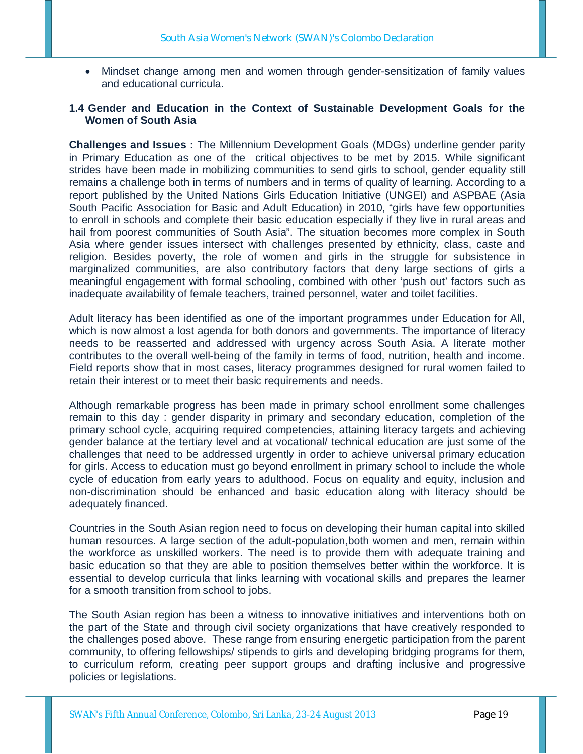- Mindset change among men and women through gender-sensitization of family values and educational curricula.

### 1.4 Gender and Education in the Context of Sustainable Development Goals for the Women of South Asia

**Challenges and Issues :** The Millennium Development Goals (MDGs) underline gender parity in Primary Education as one of the critical objectives to be met by 2015. While significant strides have been made in mobilizing communities to send girls to school, gender equality still remains a challenge both in terms of numbers and in terms of quality of learning. According to a report published by the United Nations Girls Education Initiative (UNGEI) and ASPBAE (Asia South Pacific Association for Basic and Adult Education) in 2010, "girls have few opportunities to enroll in schools and complete their basic education especially if they live in rural areas and hail from poorest communities of South Asia". The situation becomes more complex in South Asia where gender issues intersect with challenges presented by ethnicity, class, caste and religion. Besides poverty, the role of women and girls in the struggle for subsistence in marginalized communities, are also contributory factors that deny large sections of girls a meaningful engagement with formal schooling, combined with other 'push out' factors such as inadequate availability of female teachers, trained personnel, water and toilet facilities.

Adult literacy has been identified as one of the important programmes under Education for All, which is now almost a lost agenda for both donors and governments. The importance of literacy needs to be reasserted and addressed with urgency across South Asia. A literate mother contributes to the overall well-being of the family in terms of food, nutrition, health and income. Field reports show that in most cases, literacy programmes designed for rural women failed to retain their interest or to meet their basic requirements and needs.

Although remarkable progress has been made in primary school enrollment some challenges remain to this day : gender disparity in primary and secondary education, completion of the primary school cycle, acquiring required competencies, attaining literacy targets and achieving gender balance at the tertiary level and at vocational/ technical education are just some of the challenges that need to be addressed urgently in order to achieve universal primary education for girls. Access to education must go beyond enrollment in primary school to include the whole cycle of education from early years to adulthood. Focus on equality and equity, inclusion and non-discrimination should be enhanced and basic education along with literacy should be adequately financed.

Countries in the South Asian region need to focus on developing their human capital into skilled human resources. A large section of the adult-population,both women and men, remain within the workforce as unskilled workers. The need is to provide them with adequate training and basic education so that they are able to position themselves better within the workforce. It is essential to develop curricula that links learning with vocational skills and prepares the learner for a smooth transition from school to jobs.

The South Asian region has been a witness to innovative initiatives and interventions both on the part of the State and through civil society organizations that have creatively responded to the challenges posed above. These range from ensuring energetic participation from the parent community, to offering fellowships/ stipends to girls and developing bridging programs for them, to curriculum reform, creating peer support groups and drafting inclusive and progressive policies or legislations.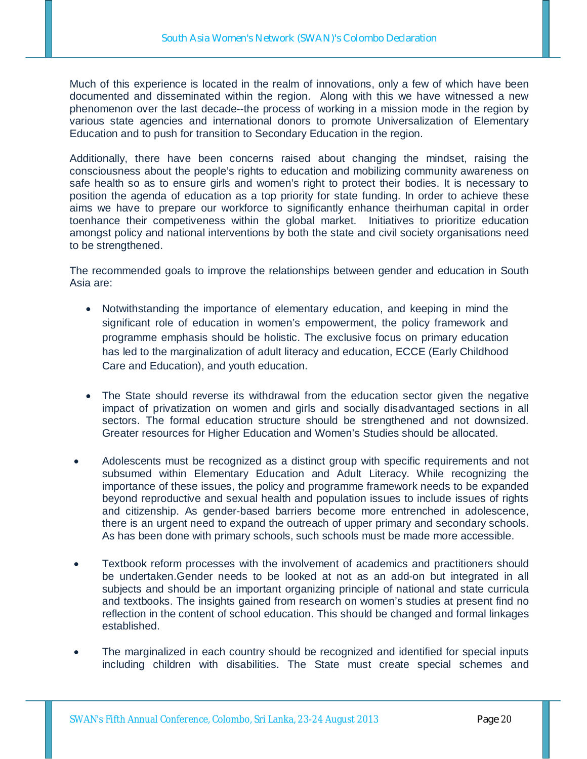Much of this experience is located in the realm of innovations, only a few of which have been documented and disseminated within the region. Along with this we have witnessed a new phenomenon over the last decade--the process of working in a mission mode in the region by various state agencies and international donors to promote Universalization of Elementary Education and to push for transition to Secondary Education in the region.

Additionally, there have been concerns raised about changing the mindset, raising the consciousness about the people's rights to education and mobilizing community awareness on safe health so as to ensure girls and women's right to protect their bodies. It is necessary to position the agenda of education as a top priority for state funding. In order to achieve these aims we have to prepare our workforce to significantly enhance theirhuman capital in order toenhance their competiveness within the global market. Initiatives to prioritize education amongst policy and national interventions by both the state and civil society organisations need to be strengthened.

The recommended goals to improve the relationships between gender and education in South Asia are:

- Notwithstanding the importance of elementary education, and keeping in mind the significant role of education in women's empowerment, the policy framework and programme emphasis should be holistic. The exclusive focus on primary education has led to the marginalization of adult literacy and education, ECCE (Early Childhood Care and Education), and youth education.
- The State should reverse its withdrawal from the education sector given the negative impact of privatization on women and girls and socially disadvantaged sections in all sectors. The formal education structure should be strengthened and not downsized. Greater resources for Higher Education and Women's Studies should be allocated.
- Adolescents must be recognized as a distinct group with specific requirements and not subsumed within Elementary Education and Adult Literacy. While recognizing the importance of these issues, the policy and programme framework needs to be expanded beyond reproductive and sexual health and population issues to include issues of rights and citizenship. As gender-based barriers become more entrenched in adolescence, there is an urgent need to expand the outreach of upper primary and secondary schools. As has been done with primary schools, such schools must be made more accessible.
- Textbook reform processes with the involvement of academics and practitioners should be undertaken.Gender needs to be looked at not as an add-on but integrated in all subjects and should be an important organizing principle of national and state curricula and textbooks. The insights gained from research on women's studies at present find no reflection in the content of school education. This should be changed and formal linkages established.
- The marginalized in each country should be recognized and identified for special inputs including children with disabilities. The State must create special schemes and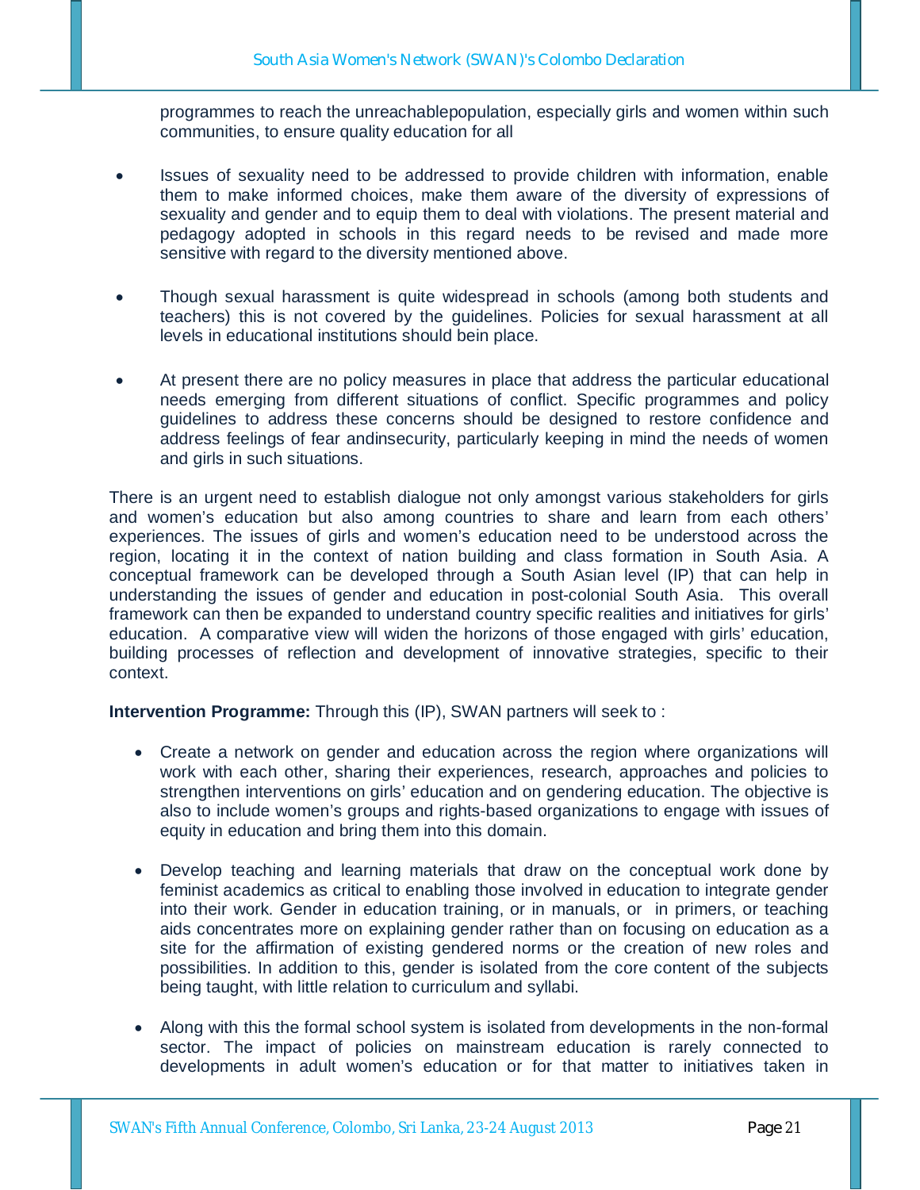programmes to reach the unreachablepopulation, especially girls and women within such communities, to ensure quality education for all

- Issues of sexuality need to be addressed to provide children with information, enable them to make informed choices, make them aware of the diversity of expressions of sexuality and gender and to equip them to deal with violations. The present material and pedagogy adopted in schools in this regard needs to be revised and made more sensitive with regard to the diversity mentioned above.

- Though sexual harassment is quite widespread in schools (among both students and teachers) this is not covered by the guidelines. Policies for sexual harassment at all levels in educational institutions should bein place.

- At present there are no policy measures in place that address the particular educational needs emerging from different situations of conflict. Specific programmes and policy guidelines to address these concerns should be designed to restore confidence and address feelings of fear andinsecurity, particularly keeping in mind the needs of women and girls in such situations.

There is an urgent need to establish dialogue not only amongst various stakeholders for girls and women's education but also among countries to share and learn from each others' experiences. The issues of girls and women's education need to be understood across the region, locating it in the context of nation building and class formation in South Asia. A conceptual framework can be developed through a South Asian level (IP) that can help in understanding the issues of gender and education in post-colonial South Asia. This overall framework can then be expanded to understand country specific realities and initiatives for girls' education. A comparative view will widen the horizons of those engaged with girls' education, building processes of reflection and development of innovative strategies, specific to their context.

**Intervention Programme:** Through this (IP), SWAN partners will seek to :

- Create a network on gender and education across the region where organizations will work with each other, sharing their experiences, research, approaches and policies to strengthen interventions on girls' education and on gendering education. The objective is also to include women's groups and rights-based organizations to engage with issues of equity in education and bring them into this domain.

- Develop teaching and learning materials that draw on the conceptual work done by feminist academics as critical to enabling those involved in education to integrate gender into their work. Gender in education training, or in manuals, or in primers, or teaching aids concentrates more on explaining gender rather than on focusing on education as a site for the affirmation of existing gendered norms or the creation of new roles and possibilities. In addition to this, gender is isolated from the core content of the subjects being taught, with little relation to curriculum and syllabi.

- Along with this the formal school system is isolated from developments in the non-formal sector. The impact of policies on mainstream education is rarely connected to developments in adult women's education or for that matter to initiatives taken in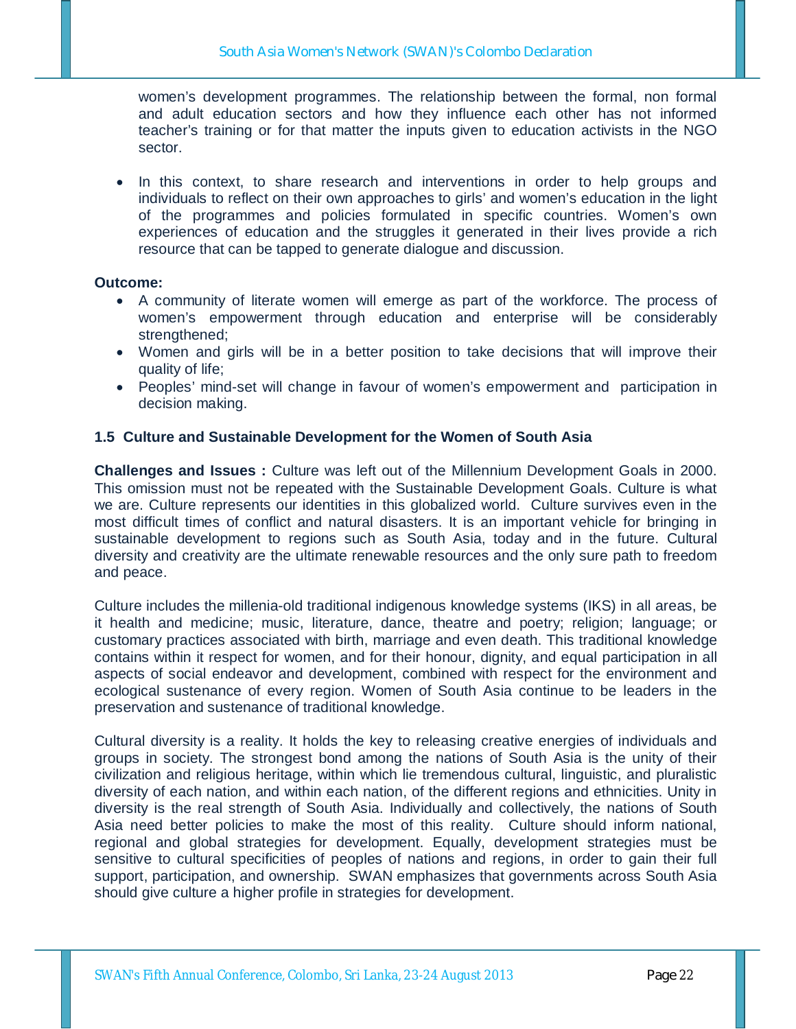women's development programmes. The relationship between the formal, non formal and adult education sectors and how they influence each other has not informed teacher's training or for that matter the inputs given to education activists in the NGO sector.

- In this context, to share research and interventions in order to help groups and individuals to reflect on their own approaches to girls' and women's education in the light of the programmes and policies formulated in specific countries. Women's own experiences of education and the struggles it generated in their lives provide a rich resource that can be tapped to generate dialogue and discussion.

**Outcome:**

- A community of literate women will emerge as part of the workforce. The process of women's empowerment through education and enterprise will be considerably strengthened;
- Women and girls will be in a better position to take decisions that will improve their quality of life;
- Peoples' mind-set will change in favour of women's empowerment and participation in decision making.

### 1.5 Culture and Sustainable Development for the Women of South Asia

**Challenges and Issues :** Culture was left out of the Millennium Development Goals in 2000. This omission must not be repeated with the Sustainable Development Goals. Culture is what we are. Culture represents our identities in this globalized world. Culture survives even in the most difficult times of conflict and natural disasters. It is an important vehicle for bringing in sustainable development to regions such as South Asia, today and in the future. Cultural diversity and creativity are the ultimate renewable resources and the only sure path to freedom and peace.

Culture includes the millenia-old traditional indigenous knowledge systems (IKS) in all areas, be it health and medicine; music, literature, dance, theatre and poetry; religion; language; or customary practices associated with birth, marriage and even death. This traditional knowledge contains within it respect for women, and for their honour, dignity, and equal participation in all aspects of social endeavor and development, combined with respect for the environment and ecological sustenance of every region. Women of South Asia continue to be leaders in the preservation and sustenance of traditional knowledge.

Cultural diversity is a reality. It holds the key to releasing creative energies of individuals and groups in society. The strongest bond among the nations of South Asia is the unity of their civilization and religious heritage, within which lie tremendous cultural, linguistic, and pluralistic diversity of each nation, and within each nation, of the different regions and ethnicities. Unity in diversity is the real strength of South Asia. Individually and collectively, the nations of South Asia need better policies to make the most of this reality. Culture should inform national, regional and global strategies for development. Equally, development strategies must be sensitive to cultural specificities of peoples of nations and regions, in order to gain their full support, participation, and ownership. SWAN emphasizes that governments across South Asia should give culture a higher profile in strategies for development.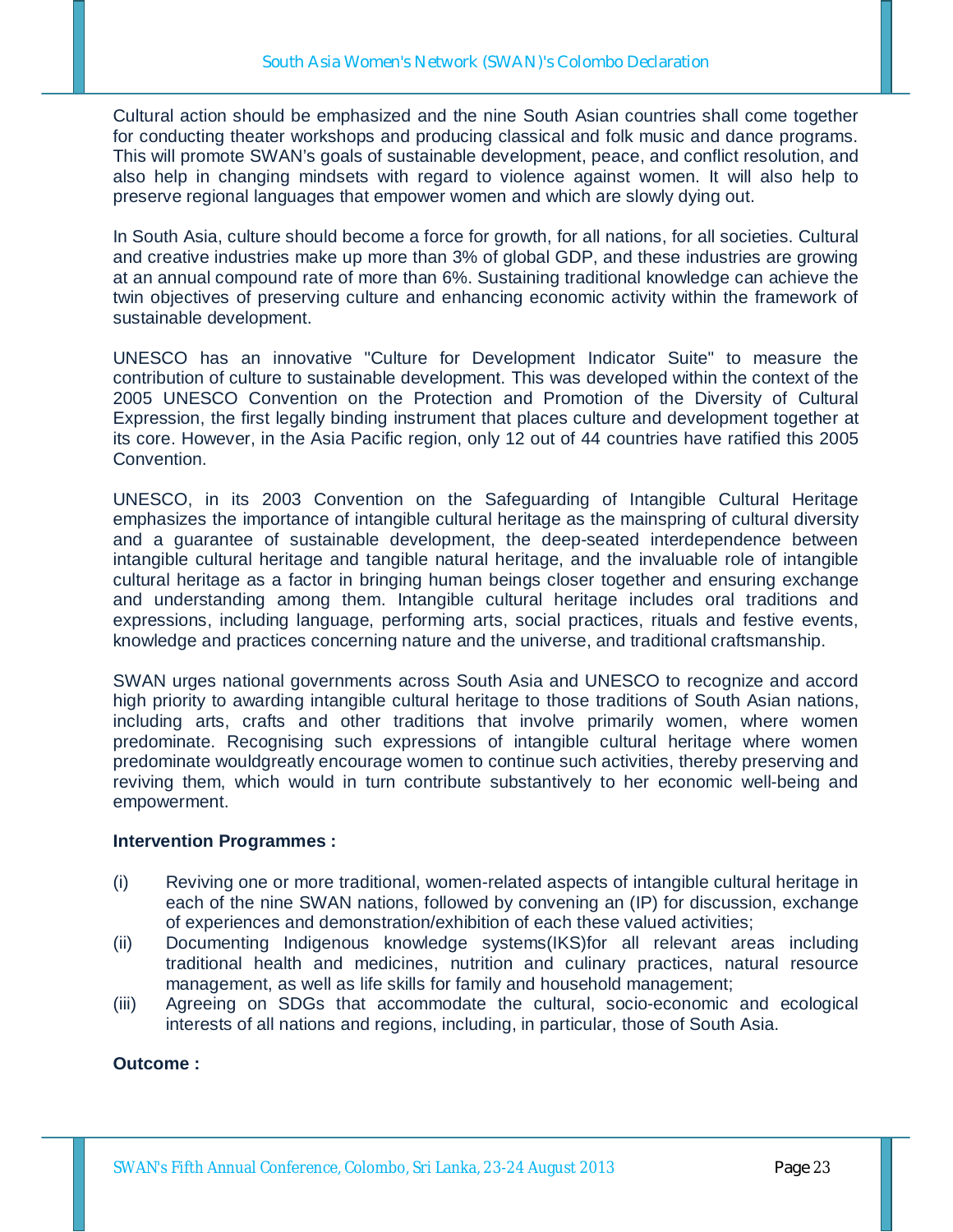Cultural action should be emphasized and the nine South Asian countries shall come together for conducting theater workshops and producing classical and folk music and dance programs. This will promote SWAN's goals of sustainable development, peace, and conflict resolution, and also help in changing mindsets with regard to violence against women. It will also help to preserve regional languages that empower women and which are slowly dying out.

In South Asia, culture should become a force for growth, for all nations, for all societies. Cultural and creative industries make up more than 3% of global GDP, and these industries are growing at an annual compound rate of more than 6%. Sustaining traditional knowledge can achieve the twin objectives of preserving culture and enhancing economic activity within the framework of sustainable development.

UNESCO has an innovative "Culture for Development Indicator Suite" to measure the contribution of culture to sustainable development. This was developed within the context of the 2005 UNESCO Convention on the Protection and Promotion of the Diversity of Cultural Expression, the first legally binding instrument that places culture and development together at its core. However, in the Asia Pacific region, only 12 out of 44 countries have ratified this 2005 Convention.

UNESCO, in its 2003 Convention on the Safeguarding of Intangible Cultural Heritage emphasizes the importance of intangible cultural heritage as the mainspring of cultural diversity and a guarantee of sustainable development, the deep-seated interdependence between intangible cultural heritage and tangible natural heritage, and the invaluable role of intangible cultural heritage as a factor in bringing human beings closer together and ensuring exchange and understanding among them. Intangible cultural heritage includes oral traditions and expressions, including language, performing arts, social practices, rituals and festive events, knowledge and practices concerning nature and the universe, and traditional craftsmanship.

SWAN urges national governments across South Asia and UNESCO to recognize and accord high priority to awarding intangible cultural heritage to those traditions of South Asian nations, including arts, crafts and other traditions that involve primarily women, where women predominate. Recognising such expressions of intangible cultural heritage where women predominate wouldgreatly encourage women to continue such activities, thereby preserving and reviving them, which would in turn contribute substantively to her economic well-being and empowerment.

**Intervention Programmes :**

(i) Reviving one or more traditional, women-related aspects of intangible cultural heritage in each of the nine SWAN nations, followed by convening an (IP) for discussion, exchange of experiences and demonstration/exhibition of each these valued activities;

(ii) Documenting Indigenous knowledge systems(IKS)for all relevant areas including traditional health and medicines, nutrition and culinary practices, natural resource management, as well as life skills for family and household management;

(iii) Agreeing on SDGs that accommodate the cultural, socio-economic and ecological interests of all nations and regions, including, in particular, those of South Asia.

**Outcome :**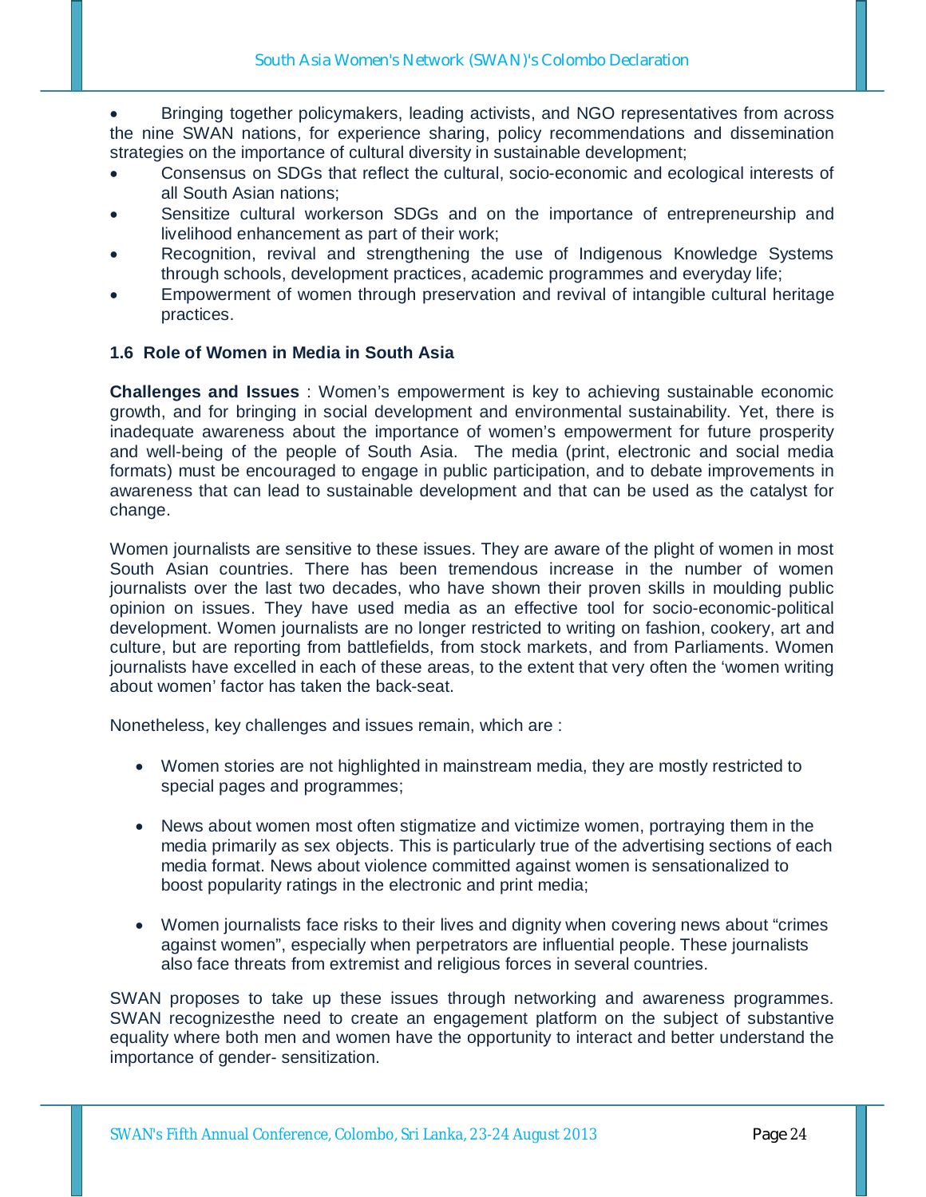- Bringing together policymakers, leading activists, and NGO representatives from across the nine SWAN nations, for experience sharing, policy recommendations and dissemination strategies on the importance of cultural diversity in sustainable development;
- Consensus on SDGs that reflect the cultural, socio-economic and ecological interests of all South Asian nations;
- Sensitize cultural workerson SDGs and on the importance of entrepreneurship and livelihood enhancement as part of their work;
- Recognition, revival and strengthening the use of Indigenous Knowledge Systems through schools, development practices, academic programmes and everyday life;
- Empowerment of women through preservation and revival of intangible cultural heritage practices.

### 1.6 Role of Women in Media in South Asia

**Challenges and Issues** : Women's empowerment is key to achieving sustainable economic growth, and for bringing in social development and environmental sustainability. Yet, there is inadequate awareness about the importance of women's empowerment for future prosperity and well-being of the people of South Asia. The media (print, electronic and social media formats) must be encouraged to engage in public participation, and to debate improvements in awareness that can lead to sustainable development and that can be used as the catalyst for change.

Women journalists are sensitive to these issues. They are aware of the plight of women in most South Asian countries. There has been tremendous increase in the number of women journalists over the last two decades, who have shown their proven skills in moulding public opinion on issues. They have used media as an effective tool for socio-economic-political development. Women journalists are no longer restricted to writing on fashion, cookery, art and culture, but are reporting from battlefields, from stock markets, and from Parliaments. Women journalists have excelled in each of these areas, to the extent that very often the 'women writing about women' factor has taken the back-seat.

Nonetheless, key challenges and issues remain, which are :

- Women stories are not highlighted in mainstream media, they are mostly restricted to special pages and programmes;
- News about women most often stigmatize and victimize women, portraying them in the media primarily as sex objects. This is particularly true of the advertising sections of each media format. News about violence committed against women is sensationalized to boost popularity ratings in the electronic and print media;
- Women journalists face risks to their lives and dignity when covering news about "crimes against women", especially when perpetrators are influential people. These journalists also face threats from extremist and religious forces in several countries.

SWAN proposes to take up these issues through networking and awareness programmes. SWAN recognizesthe need to create an engagement platform on the subject of substantive equality where both men and women have the opportunity to interact and better understand the importance of gender- sensitization.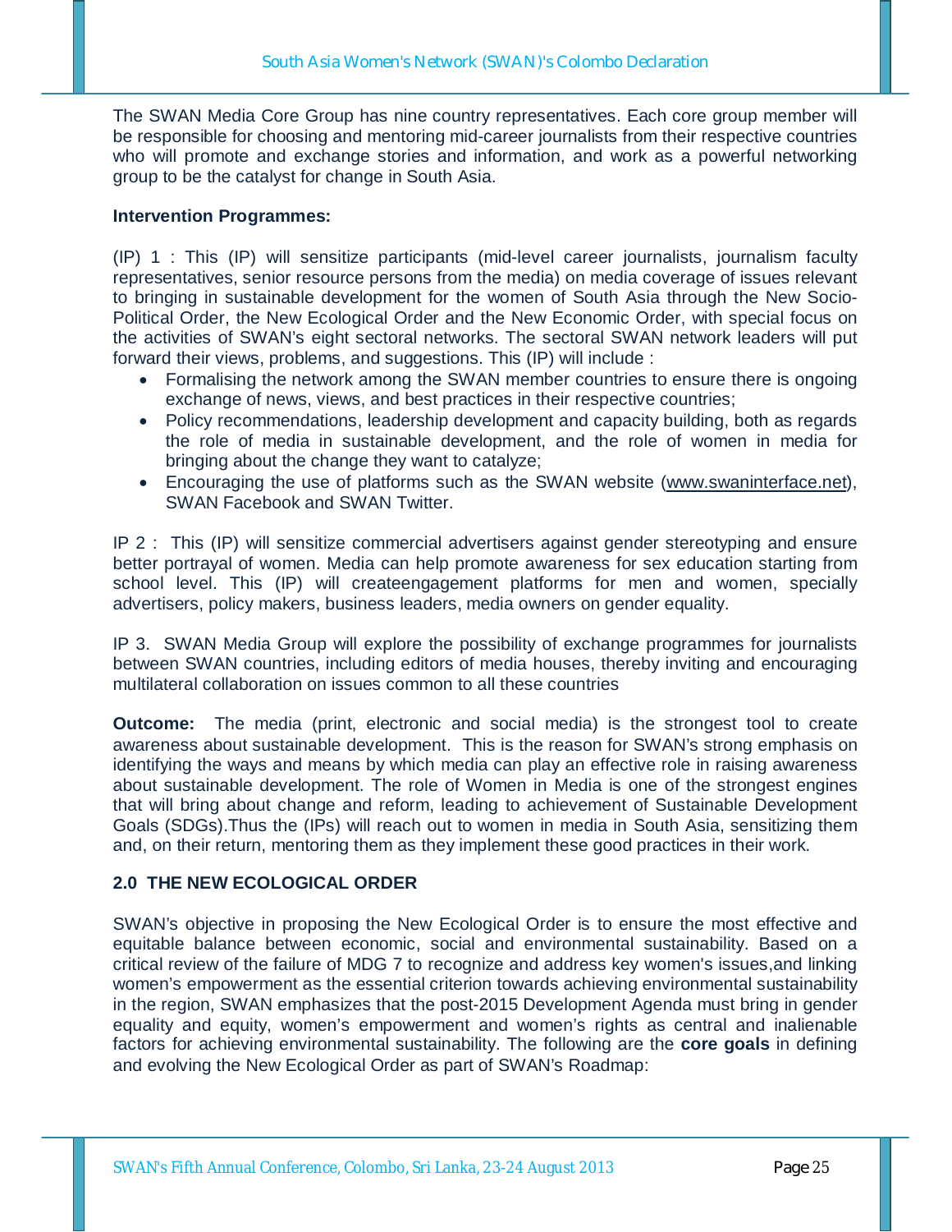The SWAN Media Core Group has nine country representatives. Each core group member will be responsible for choosing and mentoring mid-career journalists from their respective countries who will promote and exchange stories and information, and work as a powerful networking group to be the catalyst for change in South Asia.

**Intervention Programmes:**

(IP) 1 : This (IP) will sensitize participants (mid-level career journalists, journalism faculty representatives, senior resource persons from the media) on media coverage of issues relevant to bringing in sustainable development for the women of South Asia through the New Socio-Political Order, the New Ecological Order and the New Economic Order, with special focus on the activities of SWAN's eight sectoral networks. The sectoral SWAN network leaders will put forward their views, problems, and suggestions. This (IP) will include :

- Formalising the network among the SWAN member countries to ensure there is ongoing exchange of news, views, and best practices in their respective countries;
- Policy recommendations, leadership development and capacity building, both as regards the role of media in sustainable development, and the role of women in media for bringing about the change they want to catalyze;
- Encouraging the use of platforms such as the SWAN website (www.swaninterface.net), SWAN Facebook and SWAN Twitter.

IP 2 : This (IP) will sensitize commercial advertisers against gender stereotyping and ensure better portrayal of women. Media can help promote awareness for sex education starting from school level. This (IP) will createengagement platforms for men and women, specially advertisers, policy makers, business leaders, media owners on gender equality.

IP 3. SWAN Media Group will explore the possibility of exchange programmes for journalists between SWAN countries, including editors of media houses, thereby inviting and encouraging multilateral collaboration on issues common to all these countries

**Outcome:** The media (print, electronic and social media) is the strongest tool to create awareness about sustainable development. This is the reason for SWAN's strong emphasis on identifying the ways and means by which media can play an effective role in raising awareness about sustainable development. The role of Women in Media is one of the strongest engines that will bring about change and reform, leading to achievement of Sustainable Development Goals (SDGs).Thus the (IPs) will reach out to women in media in South Asia, sensitizing them and, on their return, mentoring them as they implement these good practices in their work.

## 2.0 THE NEW ECOLOGICAL ORDER

SWAN's objective in proposing the New Ecological Order is to ensure the most effective and equitable balance between economic, social and environmental sustainability. Based on a critical review of the failure of MDG 7 to recognize and address key women's issues,and linking women's empowerment as the essential criterion towards achieving environmental sustainability in the region, SWAN emphasizes that the post-2015 Development Agenda must bring in gender equality and equity, women's empowerment and women's rights as central and inalienable factors for achieving environmental sustainability. The following are the **core goals** in defining and evolving the New Ecological Order as part of SWAN's Roadmap: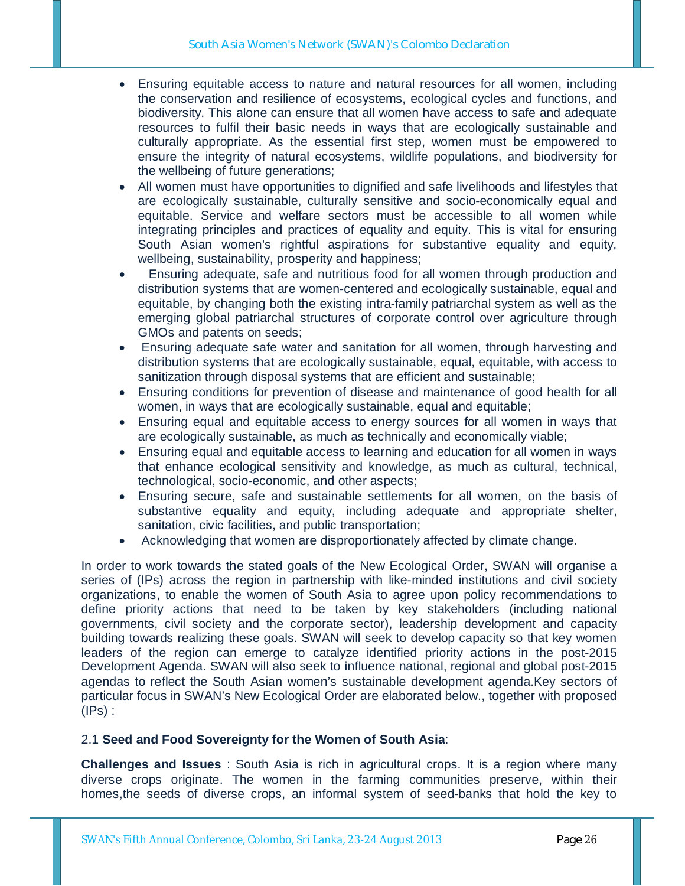- Ensuring equitable access to nature and natural resources for all women, including the conservation and resilience of ecosystems, ecological cycles and functions, and biodiversity. This alone can ensure that all women have access to safe and adequate resources to fulfil their basic needs in ways that are ecologically sustainable and culturally appropriate. As the essential first step, women must be empowered to ensure the integrity of natural ecosystems, wildlife populations, and biodiversity for the wellbeing of future generations;
- All women must have opportunities to dignified and safe livelihoods and lifestyles that are ecologically sustainable, culturally sensitive and socio-economically equal and equitable. Service and welfare sectors must be accessible to all women while integrating principles and practices of equality and equity. This is vital for ensuring South Asian women's rightful aspirations for substantive equality and equity, wellbeing, sustainability, prosperity and happiness;
- Ensuring adequate, safe and nutritious food for all women through production and distribution systems that are women-centered and ecologically sustainable, equal and equitable, by changing both the existing intra-family patriarchal system as well as the emerging global patriarchal structures of corporate control over agriculture through GMOs and patents on seeds;
- Ensuring adequate safe water and sanitation for all women, through harvesting and distribution systems that are ecologically sustainable, equal, equitable, with access to sanitization through disposal systems that are efficient and sustainable;
- Ensuring conditions for prevention of disease and maintenance of good health for all women, in ways that are ecologically sustainable, equal and equitable;
- Ensuring equal and equitable access to energy sources for all women in ways that are ecologically sustainable, as much as technically and economically viable;
- Ensuring equal and equitable access to learning and education for all women in ways that enhance ecological sensitivity and knowledge, as much as cultural, technical, technological, socio-economic, and other aspects;
- Ensuring secure, safe and sustainable settlements for all women, on the basis of substantive equality and equity, including adequate and appropriate shelter, sanitation, civic facilities, and public transportation;
- Acknowledging that women are disproportionately affected by climate change.

In order to work towards the stated goals of the New Ecological Order, SWAN will organise a series of (IPs) across the region in partnership with like-minded institutions and civil society organizations, to enable the women of South Asia to agree upon policy recommendations to define priority actions that need to be taken by key stakeholders (including national governments, civil society and the corporate sector), leadership development and capacity building towards realizing these goals. SWAN will seek to develop capacity so that key women leaders of the region can emerge to catalyze identified priority actions in the post-2015 Development Agenda. SWAN will also seek to influence national, regional and global post-2015 agendas to reflect the South Asian women's sustainable development agenda.Key sectors of particular focus in SWAN's New Ecological Order are elaborated below., together with proposed (IPs) :

### 2.1 **Seed and Food Sovereignty for the Women of South Asia**:

**Challenges and Issues** : South Asia is rich in agricultural crops. It is a region where many diverse crops originate. The women in the farming communities preserve, within their homes,the seeds of diverse crops, an informal system of seed-banks that hold the key to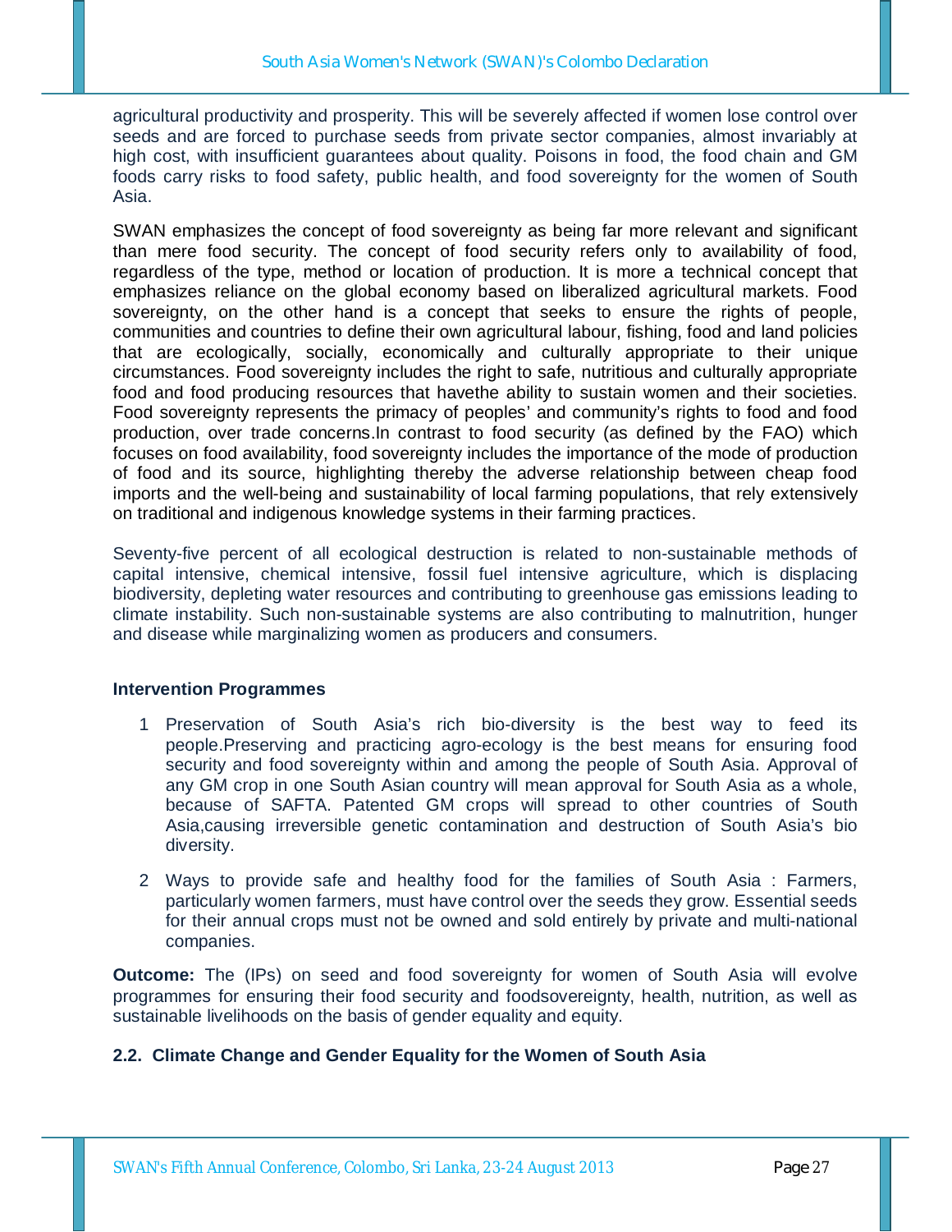agricultural productivity and prosperity. This will be severely affected if women lose control over seeds and are forced to purchase seeds from private sector companies, almost invariably at high cost, with insufficient guarantees about quality. Poisons in food, the food chain and GM foods carry risks to food safety, public health, and food sovereignty for the women of South Asia.

SWAN emphasizes the concept of food sovereignty as being far more relevant and significant than mere food security. The concept of food security refers only to availability of food, regardless of the type, method or location of production. It is more a technical concept that emphasizes reliance on the global economy based on liberalized agricultural markets. Food sovereignty, on the other hand is a concept that seeks to ensure the rights of people, communities and countries to define their own agricultural labour, fishing, food and land policies that are ecologically, socially, economically and culturally appropriate to their unique circumstances. Food sovereignty includes the right to safe, nutritious and culturally appropriate food and food producing resources that havethe ability to sustain women and their societies. Food sovereignty represents the primacy of peoples' and community's rights to food and food production, over trade concerns.In contrast to food security (as defined by the FAO) which focuses on food availability, food sovereignty includes the importance of the mode of production of food and its source, highlighting thereby the adverse relationship between cheap food imports and the well-being and sustainability of local farming populations, that rely extensively on traditional and indigenous knowledge systems in their farming practices.

Seventy-five percent of all ecological destruction is related to non-sustainable methods of capital intensive, chemical intensive, fossil fuel intensive agriculture, which is displacing biodiversity, depleting water resources and contributing to greenhouse gas emissions leading to climate instability. Such non-sustainable systems are also contributing to malnutrition, hunger and disease while marginalizing women as producers and consumers.

**Intervention Programmes**

1 Preservation of South Asia's rich bio-diversity is the best way to feed its people.Preserving and practicing agro-ecology is the best means for ensuring food security and food sovereignty within and among the people of South Asia. Approval of any GM crop in one South Asian country will mean approval for South Asia as a whole, because of SAFTA. Patented GM crops will spread to other countries of South Asia,causing irreversible genetic contamination and destruction of South Asia's bio diversity.

2 Ways to provide safe and healthy food for the families of South Asia : Farmers, particularly women farmers, must have control over the seeds they grow. Essential seeds for their annual crops must not be owned and sold entirely by private and multi-national companies.

**Outcome:** The (IPs) on seed and food sovereignty for women of South Asia will evolve programmes for ensuring their food security and foodsovereignty, health, nutrition, as well as sustainable livelihoods on the basis of gender equality and equity.

### 2.2. Climate Change and Gender Equality for the Women of South Asia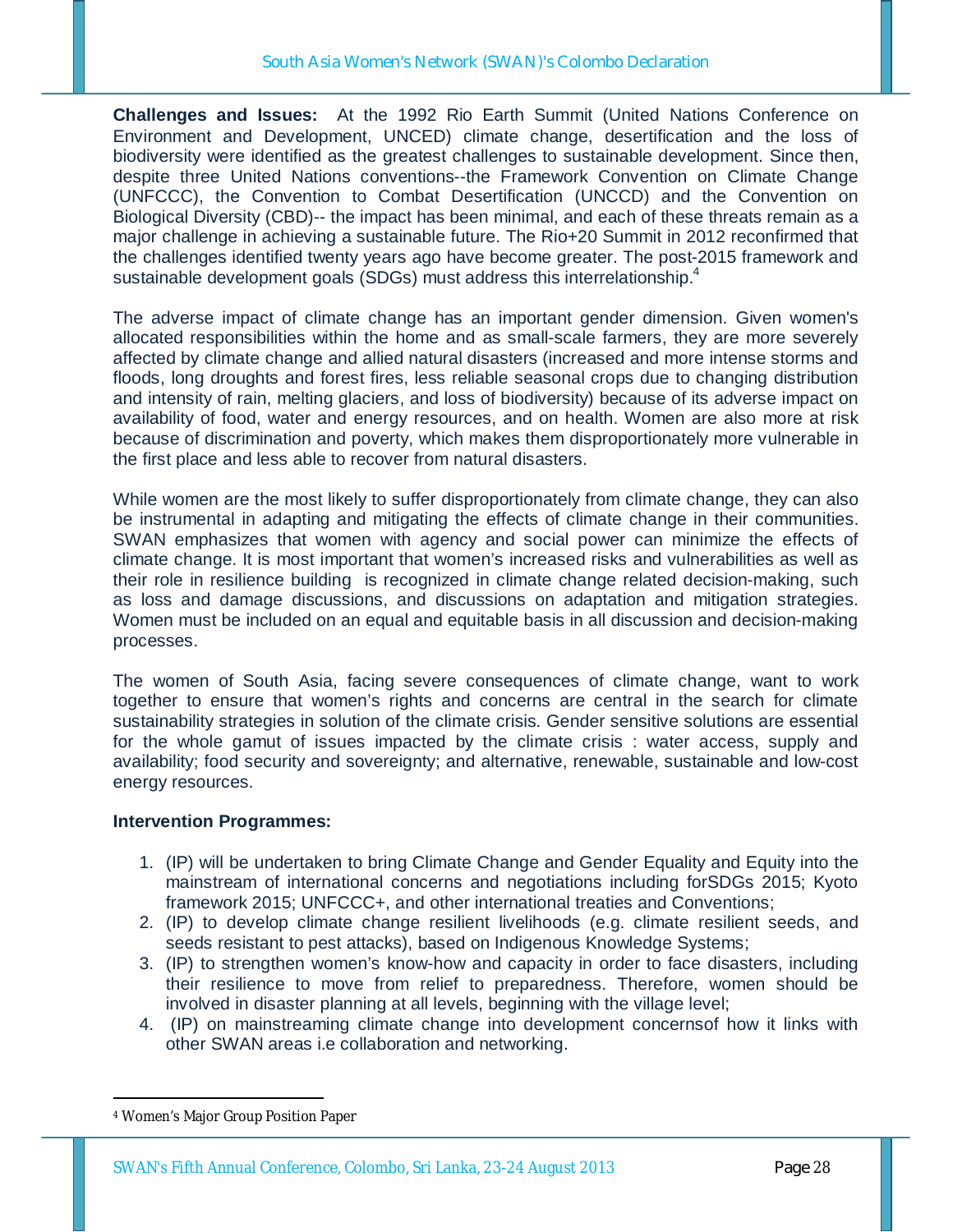**Challenges and Issues:** At the 1992 Rio Earth Summit (United Nations Conference on Environment and Development, UNCED) climate change, desertification and the loss of biodiversity were identified as the greatest challenges to sustainable development. Since then, despite three United Nations conventions--the Framework Convention on Climate Change (UNFCCC), the Convention to Combat Desertification (UNCCD) and the Convention on Biological Diversity (CBD)-- the impact has been minimal, and each of these threats remain as a major challenge in achieving a sustainable future. The Rio+20 Summit in 2012 reconfirmed that the challenges identified twenty years ago have become greater. The post-2015 framework and sustainable development goals (SDGs) must address this interrelationship.[4]

The adverse impact of climate change has an important gender dimension. Given women's allocated responsibilities within the home and as small-scale farmers, they are more severely affected by climate change and allied natural disasters (increased and more intense storms and floods, long droughts and forest fires, less reliable seasonal crops due to changing distribution and intensity of rain, melting glaciers, and loss of biodiversity) because of its adverse impact on availability of food, water and energy resources, and on health. Women are also more at risk because of discrimination and poverty, which makes them disproportionately more vulnerable in the first place and less able to recover from natural disasters.

While women are the most likely to suffer disproportionately from climate change, they can also be instrumental in adapting and mitigating the effects of climate change in their communities. SWAN emphasizes that women with agency and social power can minimize the effects of climate change. It is most important that women's increased risks and vulnerabilities as well as their role in resilience building is recognized in climate change related decision-making, such as loss and damage discussions, and discussions on adaptation and mitigation strategies. Women must be included on an equal and equitable basis in all discussion and decision-making processes.

The women of South Asia, facing severe consequences of climate change, want to work together to ensure that women's rights and concerns are central in the search for climate sustainability strategies in solution of the climate crisis. Gender sensitive solutions are essential for the whole gamut of issues impacted by the climate crisis : water access, supply and availability; food security and sovereignty; and alternative, renewable, sustainable and low-cost energy resources.

**Intervention Programmes:**

1. (IP) will be undertaken to bring Climate Change and Gender Equality and Equity into the mainstream of international concerns and negotiations including forSDGs 2015; Kyoto framework 2015; UNFCCC+, and other international treaties and Conventions;
2. (IP) to develop climate change resilient livelihoods (e.g. climate resilient seeds, and seeds resistant to pest attacks), based on Indigenous Knowledge Systems;
3. (IP) to strengthen women's know-how and capacity in order to face disasters, including their resilience to move from relief to preparedness. Therefore, women should be involved in disaster planning at all levels, beginning with the village level;
4. (IP) on mainstreaming climate change into development concernsof how it links with other SWAN areas i.e collaboration and networking.

[4] Women's Major Group Position Paper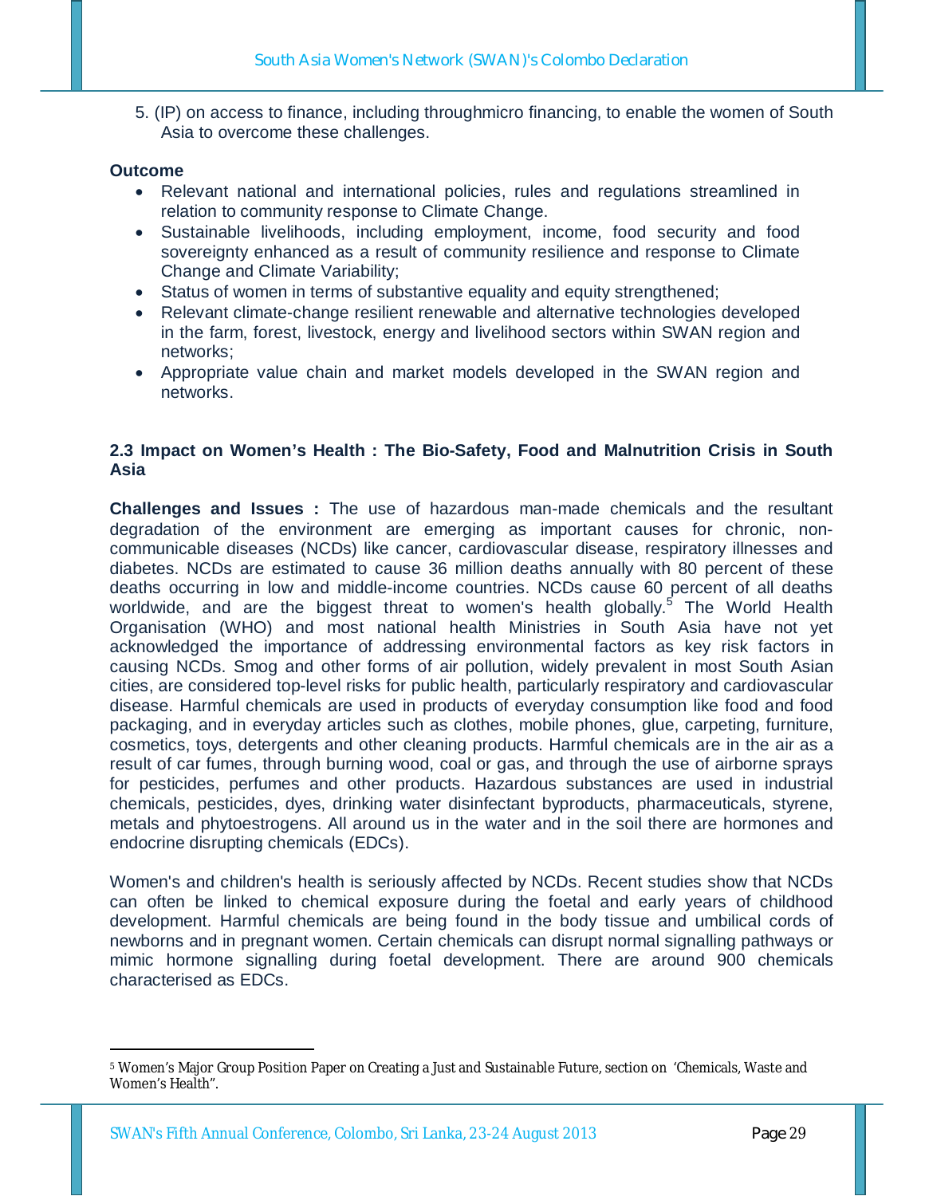5. (IP) on access to finance, including throughmicro financing, to enable the women of South Asia to overcome these challenges.

**Outcome**

- Relevant national and international policies, rules and regulations streamlined in relation to community response to Climate Change.
- Sustainable livelihoods, including employment, income, food security and food sovereignty enhanced as a result of community resilience and response to Climate Change and Climate Variability;
- Status of women in terms of substantive equality and equity strengthened;
- Relevant climate-change resilient renewable and alternative technologies developed in the farm, forest, livestock, energy and livelihood sectors within SWAN region and networks;
- Appropriate value chain and market models developed in the SWAN region and networks.

### 2.3 Impact on Women's Health : The Bio-Safety, Food and Malnutrition Crisis in South Asia

**Challenges and Issues :** The use of hazardous man-made chemicals and the resultant degradation of the environment are emerging as important causes for chronic, non-communicable diseases (NCDs) like cancer, cardiovascular disease, respiratory illnesses and diabetes. NCDs are estimated to cause 36 million deaths annually with 80 percent of these deaths occurring in low and middle-income countries. NCDs cause 60 percent of all deaths worldwide, and are the biggest threat to women's health globally.[5] The World Health Organisation (WHO) and most national health Ministries in South Asia have not yet acknowledged the importance of addressing environmental factors as key risk factors in causing NCDs. Smog and other forms of air pollution, widely prevalent in most South Asian cities, are considered top-level risks for public health, particularly respiratory and cardiovascular disease. Harmful chemicals are used in products of everyday consumption like food and food packaging, and in everyday articles such as clothes, mobile phones, glue, carpeting, furniture, cosmetics, toys, detergents and other cleaning products. Harmful chemicals are in the air as a result of car fumes, through burning wood, coal or gas, and through the use of airborne sprays for pesticides, perfumes and other products. Hazardous substances are used in industrial chemicals, pesticides, dyes, drinking water disinfectant byproducts, pharmaceuticals, styrene, metals and phytoestrogens. All around us in the water and in the soil there are hormones and endocrine disrupting chemicals (EDCs).

Women's and children's health is seriously affected by NCDs. Recent studies show that NCDs can often be linked to chemical exposure during the foetal and early years of childhood development. Harmful chemicals are being found in the body tissue and umbilical cords of newborns and in pregnant women. Certain chemicals can disrupt normal signalling pathways or mimic hormone signalling during foetal development. There are around 900 chemicals characterised as EDCs.

---

[5] Women's Major Group Position Paper on Creating a Just and Sustainable Future, section on 'Chemicals, Waste and Women's Health".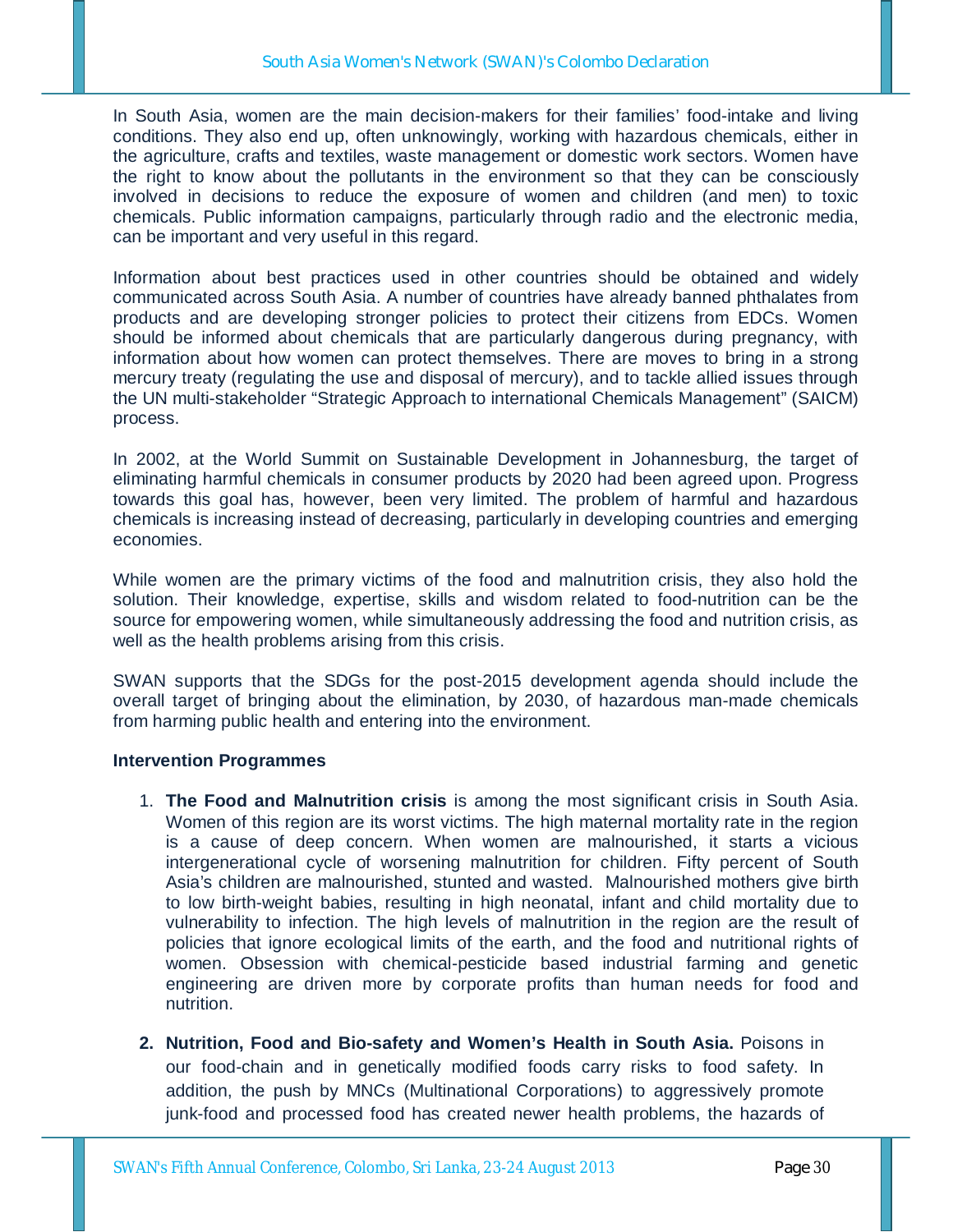In South Asia, women are the main decision-makers for their families' food-intake and living conditions. They also end up, often unknowingly, working with hazardous chemicals, either in the agriculture, crafts and textiles, waste management or domestic work sectors. Women have the right to know about the pollutants in the environment so that they can be consciously involved in decisions to reduce the exposure of women and children (and men) to toxic chemicals. Public information campaigns, particularly through radio and the electronic media, can be important and very useful in this regard.

Information about best practices used in other countries should be obtained and widely communicated across South Asia. A number of countries have already banned phthalates from products and are developing stronger policies to protect their citizens from EDCs. Women should be informed about chemicals that are particularly dangerous during pregnancy, with information about how women can protect themselves. There are moves to bring in a strong mercury treaty (regulating the use and disposal of mercury), and to tackle allied issues through the UN multi-stakeholder "Strategic Approach to international Chemicals Management" (SAICM) process.

In 2002, at the World Summit on Sustainable Development in Johannesburg, the target of eliminating harmful chemicals in consumer products by 2020 had been agreed upon. Progress towards this goal has, however, been very limited. The problem of harmful and hazardous chemicals is increasing instead of decreasing, particularly in developing countries and emerging economies.

While women are the primary victims of the food and malnutrition crisis, they also hold the solution. Their knowledge, expertise, skills and wisdom related to food-nutrition can be the source for empowering women, while simultaneously addressing the food and nutrition crisis, as well as the health problems arising from this crisis.

SWAN supports that the SDGs for the post-2015 development agenda should include the overall target of bringing about the elimination, by 2030, of hazardous man-made chemicals from harming public health and entering into the environment.

**Intervention Programmes**

1. **The Food and Malnutrition crisis** is among the most significant crisis in South Asia. Women of this region are its worst victims. The high maternal mortality rate in the region is a cause of deep concern. When women are malnourished, it starts a vicious intergenerational cycle of worsening malnutrition for children. Fifty percent of South Asia's children are malnourished, stunted and wasted. Malnourished mothers give birth to low birth-weight babies, resulting in high neonatal, infant and child mortality due to vulnerability to infection. The high levels of malnutrition in the region are the result of policies that ignore ecological limits of the earth, and the food and nutritional rights of women. Obsession with chemical-pesticide based industrial farming and genetic engineering are driven more by corporate profits than human needs for food and nutrition.

2. **Nutrition, Food and Bio-safety and Women's Health in South Asia.** Poisons in our food-chain and in genetically modified foods carry risks to food safety. In addition, the push by MNCs (Multinational Corporations) to aggressively promote junk-food and processed food has created newer health problems, the hazards of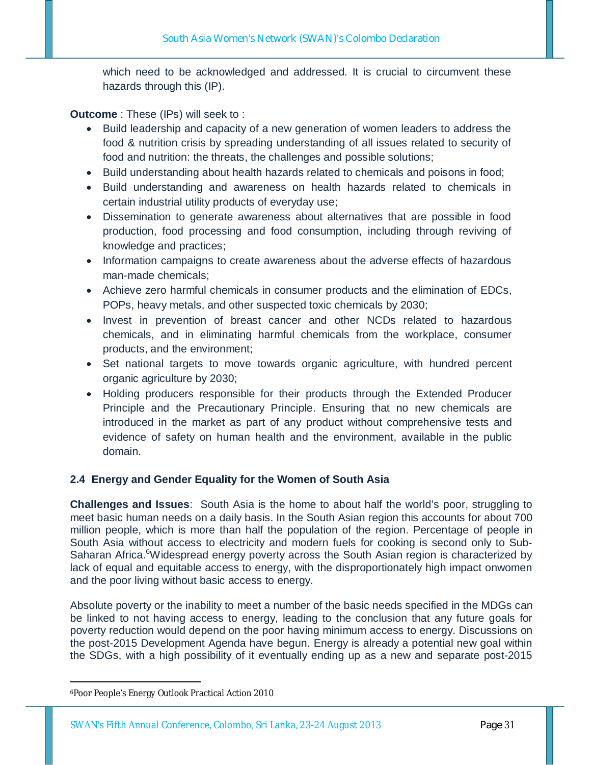which need to be acknowledged and addressed. It is crucial to circumvent these hazards through this (IP).

**Outcome** : These (IPs) will seek to :

- Build leadership and capacity of a new generation of women leaders to address the food & nutrition crisis by spreading understanding of all issues related to security of food and nutrition: the threats, the challenges and possible solutions;
- Build understanding about health hazards related to chemicals and poisons in food;
- Build understanding and awareness on health hazards related to chemicals in certain industrial utility products of everyday use;
- Dissemination to generate awareness about alternatives that are possible in food production, food processing and food consumption, including through reviving of knowledge and practices;
- Information campaigns to create awareness about the adverse effects of hazardous man-made chemicals;
- Achieve zero harmful chemicals in consumer products and the elimination of EDCs, POPs, heavy metals, and other suspected toxic chemicals by 2030;
- Invest in prevention of breast cancer and other NCDs related to hazardous chemicals, and in eliminating harmful chemicals from the workplace, consumer products, and the environment;
- Set national targets to move towards organic agriculture, with hundred percent organic agriculture by 2030;
- Holding producers responsible for their products through the Extended Producer Principle and the Precautionary Principle. Ensuring that no new chemicals are introduced in the market as part of any product without comprehensive tests and evidence of safety on human health and the environment, available in the public domain.

### 2.4 Energy and Gender Equality for the Women of South Asia

**Challenges and Issues**: South Asia is the home to about half the world's poor, struggling to meet basic human needs on a daily basis. In the South Asian region this accounts for about 700 million people, which is more than half the population of the region. Percentage of people in South Asia without access to electricity and modern fuels for cooking is second only to Sub-Saharan Africa.[6]Widespread energy poverty across the South Asian region is characterized by lack of equal and equitable access to energy, with the disproportionately high impact onwomen and the poor living without basic access to energy.

Absolute poverty or the inability to meet a number of the basic needs specified in the MDGs can be linked to not having access to energy, leading to the conclusion that any future goals for poverty reduction would depend on the poor having minimum access to energy. Discussions on the post-2015 Development Agenda have begun. Energy is already a potential new goal within the SDGs, with a high possibility of it eventually ending up as a new and separate post-2015

---

[6]Poor People's Energy Outlook Practical Action 2010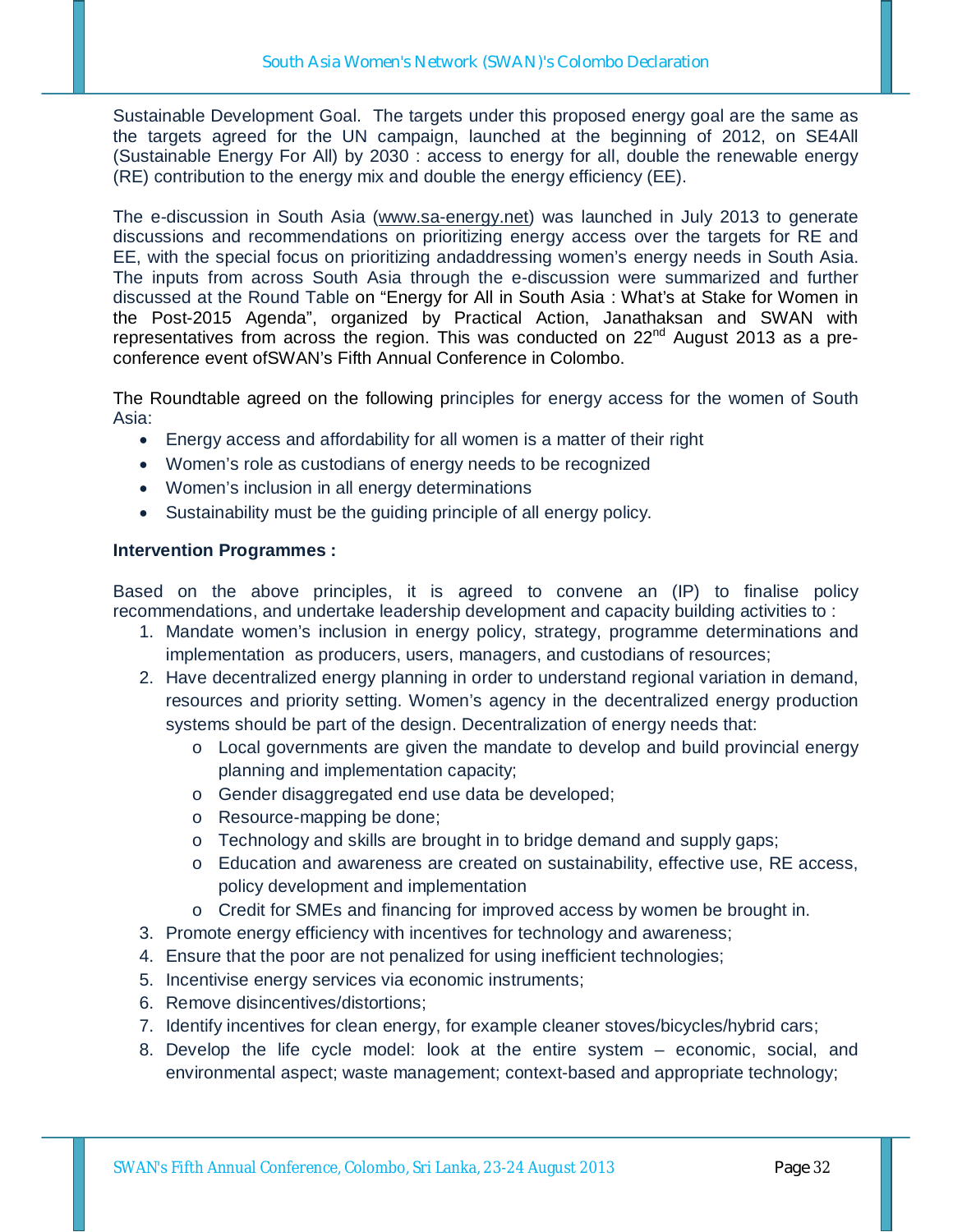Sustainable Development Goal. The targets under this proposed energy goal are the same as the targets agreed for the UN campaign, launched at the beginning of 2012, on SE4All (Sustainable Energy For All) by 2030 : access to energy for all, double the renewable energy (RE) contribution to the energy mix and double the energy efficiency (EE).

The e-discussion in South Asia (www.sa-energy.net) was launched in July 2013 to generate discussions and recommendations on prioritizing energy access over the targets for RE and EE, with the special focus on prioritizing andaddressing women's energy needs in South Asia. The inputs from across South Asia through the e-discussion were summarized and further discussed at the Round Table on "Energy for All in South Asia : What's at Stake for Women in the Post-2015 Agenda", organized by Practical Action, Janathaksan and SWAN with representatives from across the region. This was conducted on 22nd August 2013 as a pre-conference event ofSWAN's Fifth Annual Conference in Colombo.

The Roundtable agreed on the following principles for energy access for the women of South Asia:

- Energy access and affordability for all women is a matter of their right
- Women's role as custodians of energy needs to be recognized
- Women's inclusion in all energy determinations
- Sustainability must be the guiding principle of all energy policy.

**Intervention Programmes :**

Based on the above principles, it is agreed to convene an (IP) to finalise policy recommendations, and undertake leadership development and capacity building activities to :

1. Mandate women's inclusion in energy policy, strategy, programme determinations and implementation as producers, users, managers, and custodians of resources;
2. Have decentralized energy planning in order to understand regional variation in demand, resources and priority setting. Women's agency in the decentralized energy production systems should be part of the design. Decentralization of energy needs that:
    - Local governments are given the mandate to develop and build provincial energy planning and implementation capacity;
    - Gender disaggregated end use data be developed;
    - Resource-mapping be done;
    - Technology and skills are brought in to bridge demand and supply gaps;
    - Education and awareness are created on sustainability, effective use, RE access, policy development and implementation
    - Credit for SMEs and financing for improved access by women be brought in.
3. Promote energy efficiency with incentives for technology and awareness;
4. Ensure that the poor are not penalized for using inefficient technologies;
5. Incentivise energy services via economic instruments;
6. Remove disincentives/distortions;
7. Identify incentives for clean energy, for example cleaner stoves/bicycles/hybrid cars;
8. Develop the life cycle model: look at the entire system – economic, social, and environmental aspect; waste management; context-based and appropriate technology;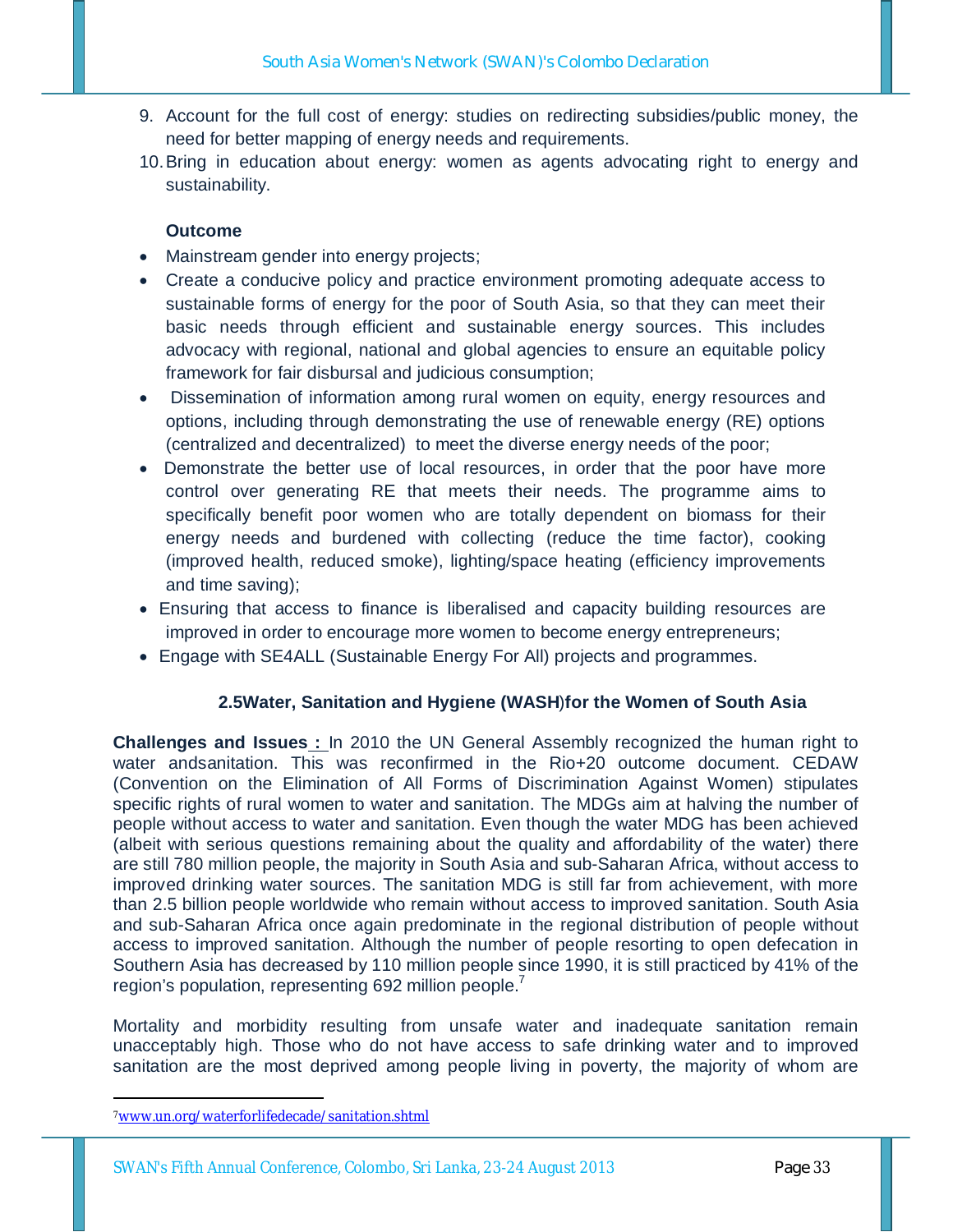9. Account for the full cost of energy: studies on redirecting subsidies/public money, the need for better mapping of energy needs and requirements.
10. Bring in education about energy: women as agents advocating right to energy and sustainability.

**Outcome**

- Mainstream gender into energy projects;
- Create a conducive policy and practice environment promoting adequate access to sustainable forms of energy for the poor of South Asia, so that they can meet their basic needs through efficient and sustainable energy sources. This includes advocacy with regional, national and global agencies to ensure an equitable policy framework for fair disbursal and judicious consumption;
- Dissemination of information among rural women on equity, energy resources and options, including through demonstrating the use of renewable energy (RE) options (centralized and decentralized) to meet the diverse energy needs of the poor;
- Demonstrate the better use of local resources, in order that the poor have more control over generating RE that meets their needs. The programme aims to specifically benefit poor women who are totally dependent on biomass for their energy needs and burdened with collecting (reduce the time factor), cooking (improved health, reduced smoke), lighting/space heating (efficiency improvements and time saving);
- Ensuring that access to finance is liberalised and capacity building resources are improved in order to encourage more women to become energy entrepreneurs;
- Engage with SE4ALL (Sustainable Energy For All) projects and programmes.

### 2.5Water, Sanitation and Hygiene (WASH)for the Women of South Asia

**Challenges and Issues :** In 2010 the UN General Assembly recognized the human right to water andsanitation. This was reconfirmed in the Rio+20 outcome document. CEDAW (Convention on the Elimination of All Forms of Discrimination Against Women) stipulates specific rights of rural women to water and sanitation. The MDGs aim at halving the number of people without access to water and sanitation. Even though the water MDG has been achieved (albeit with serious questions remaining about the quality and affordability of the water) there are still 780 million people, the majority in South Asia and sub-Saharan Africa, without access to improved drinking water sources. The sanitation MDG is still far from achievement, with more than 2.5 billion people worldwide who remain without access to improved sanitation. South Asia and sub-Saharan Africa once again predominate in the regional distribution of people without access to improved sanitation. Although the number of people resorting to open defecation in Southern Asia has decreased by 110 million people since 1990, it is still practiced by 41% of the region's population, representing 692 million people.[7]

Mortality and morbidity resulting from unsafe water and inadequate sanitation remain unacceptably high. Those who do not have access to safe drinking water and to improved sanitation are the most deprived among people living in poverty, the majority of whom are

---

[7] www.un.org/waterforlifedecade/sanitation.shtml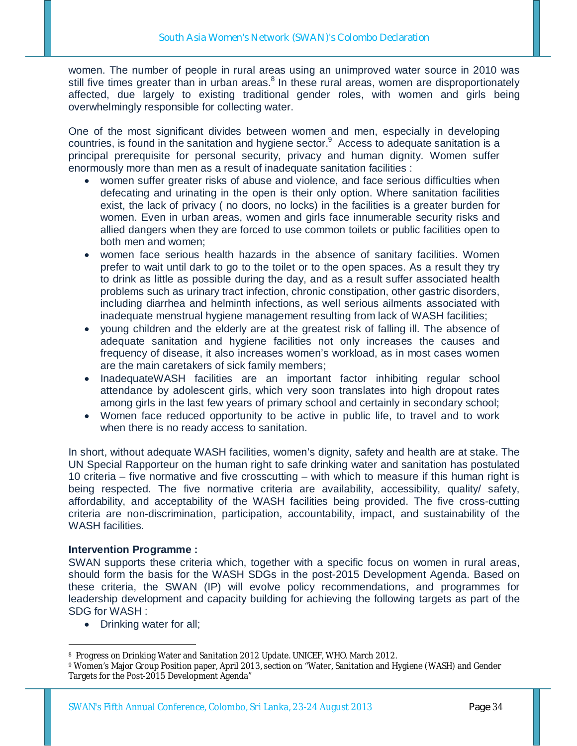women. The number of people in rural areas using an unimproved water source in 2010 was still five times greater than in urban areas.[8] In these rural areas, women are disproportionately affected, due largely to existing traditional gender roles, with women and girls being overwhelmingly responsible for collecting water.

One of the most significant divides between women and men, especially in developing countries, is found in the sanitation and hygiene sector.[9] Access to adequate sanitation is a principal prerequisite for personal security, privacy and human dignity. Women suffer enormously more than men as a result of inadequate sanitation facilities :

- women suffer greater risks of abuse and violence, and face serious difficulties when defecating and urinating in the open is their only option. Where sanitation facilities exist, the lack of privacy ( no doors, no locks) in the facilities is a greater burden for women. Even in urban areas, women and girls face innumerable security risks and allied dangers when they are forced to use common toilets or public facilities open to both men and women;
- women face serious health hazards in the absence of sanitary facilities. Women prefer to wait until dark to go to the toilet or to the open spaces. As a result they try to drink as little as possible during the day, and as a result suffer associated health problems such as urinary tract infection, chronic constipation, other gastric disorders, including diarrhea and helminth infections, as well serious ailments associated with inadequate menstrual hygiene management resulting from lack of WASH facilities;
- young children and the elderly are at the greatest risk of falling ill. The absence of adequate sanitation and hygiene facilities not only increases the causes and frequency of disease, it also increases women's workload, as in most cases women are the main caretakers of sick family members;
- InadequateWASH facilities are an important factor inhibiting regular school attendance by adolescent girls, which very soon translates into high dropout rates among girls in the last few years of primary school and certainly in secondary school;
- Women face reduced opportunity to be active in public life, to travel and to work when there is no ready access to sanitation.

In short, without adequate WASH facilities, women's dignity, safety and health are at stake. The UN Special Rapporteur on the human right to safe drinking water and sanitation has postulated 10 criteria – five normative and five crosscutting – with which to measure if this human right is being respected. The five normative criteria are availability, accessibility, quality/ safety, affordability, and acceptability of the WASH facilities being provided. The five cross-cutting criteria are non-discrimination, participation, accountability, impact, and sustainability of the WASH facilities.

**Intervention Programme :**

SWAN supports these criteria which, together with a specific focus on women in rural areas, should form the basis for the WASH SDGs in the post-2015 Development Agenda. Based on these criteria, the SWAN (IP) will evolve policy recommendations, and programmes for leadership development and capacity building for achieving the following targets as part of the SDG for WASH :

- Drinking water for all;

---

[8] Progress on Drinking Water and Sanitation 2012 Update. UNICEF, WHO. March 2012.

[9] Women's Major Group Position paper, April 2013, section on "Water, Sanitation and Hygiene (WASH) and Gender Targets for the Post-2015 Development Agenda"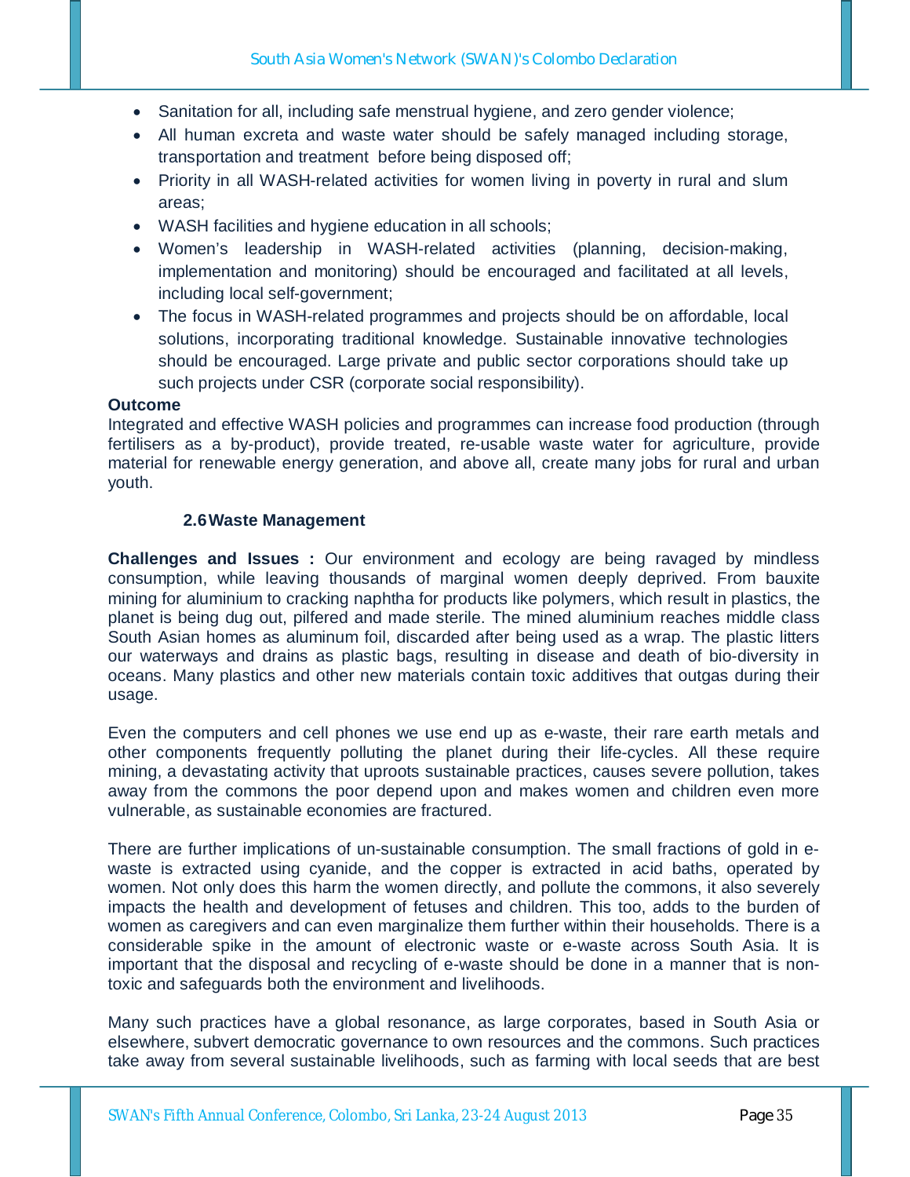- Sanitation for all, including safe menstrual hygiene, and zero gender violence;
- All human excreta and waste water should be safely managed including storage, transportation and treatment before being disposed off;
- Priority in all WASH-related activities for women living in poverty in rural and slum areas;
- WASH facilities and hygiene education in all schools;
- Women's leadership in WASH-related activities (planning, decision-making, implementation and monitoring) should be encouraged and facilitated at all levels, including local self-government;
- The focus in WASH-related programmes and projects should be on affordable, local solutions, incorporating traditional knowledge. Sustainable innovative technologies should be encouraged. Large private and public sector corporations should take up such projects under CSR (corporate social responsibility).

**Outcome**

Integrated and effective WASH policies and programmes can increase food production (through fertilisers as a by-product), provide treated, re-usable waste water for agriculture, provide material for renewable energy generation, and above all, create many jobs for rural and urban youth.

### 2.6 Waste Management

**Challenges and Issues :** Our environment and ecology are being ravaged by mindless consumption, while leaving thousands of marginal women deeply deprived. From bauxite mining for aluminium to cracking naphtha for products like polymers, which result in plastics, the planet is being dug out, pilfered and made sterile. The mined aluminium reaches middle class South Asian homes as aluminum foil, discarded after being used as a wrap. The plastic litters our waterways and drains as plastic bags, resulting in disease and death of bio-diversity in oceans. Many plastics and other new materials contain toxic additives that outgas during their usage.

Even the computers and cell phones we use end up as e-waste, their rare earth metals and other components frequently polluting the planet during their life-cycles. All these require mining, a devastating activity that uproots sustainable practices, causes severe pollution, takes away from the commons the poor depend upon and makes women and children even more vulnerable, as sustainable economies are fractured.

There are further implications of un-sustainable consumption. The small fractions of gold in e-waste is extracted using cyanide, and the copper is extracted in acid baths, operated by women. Not only does this harm the women directly, and pollute the commons, it also severely impacts the health and development of fetuses and children. This too, adds to the burden of women as caregivers and can even marginalize them further within their households. There is a considerable spike in the amount of electronic waste or e-waste across South Asia. It is important that the disposal and recycling of e-waste should be done in a manner that is non-toxic and safeguards both the environment and livelihoods.

Many such practices have a global resonance, as large corporates, based in South Asia or elsewhere, subvert democratic governance to own resources and the commons. Such practices take away from several sustainable livelihoods, such as farming with local seeds that are best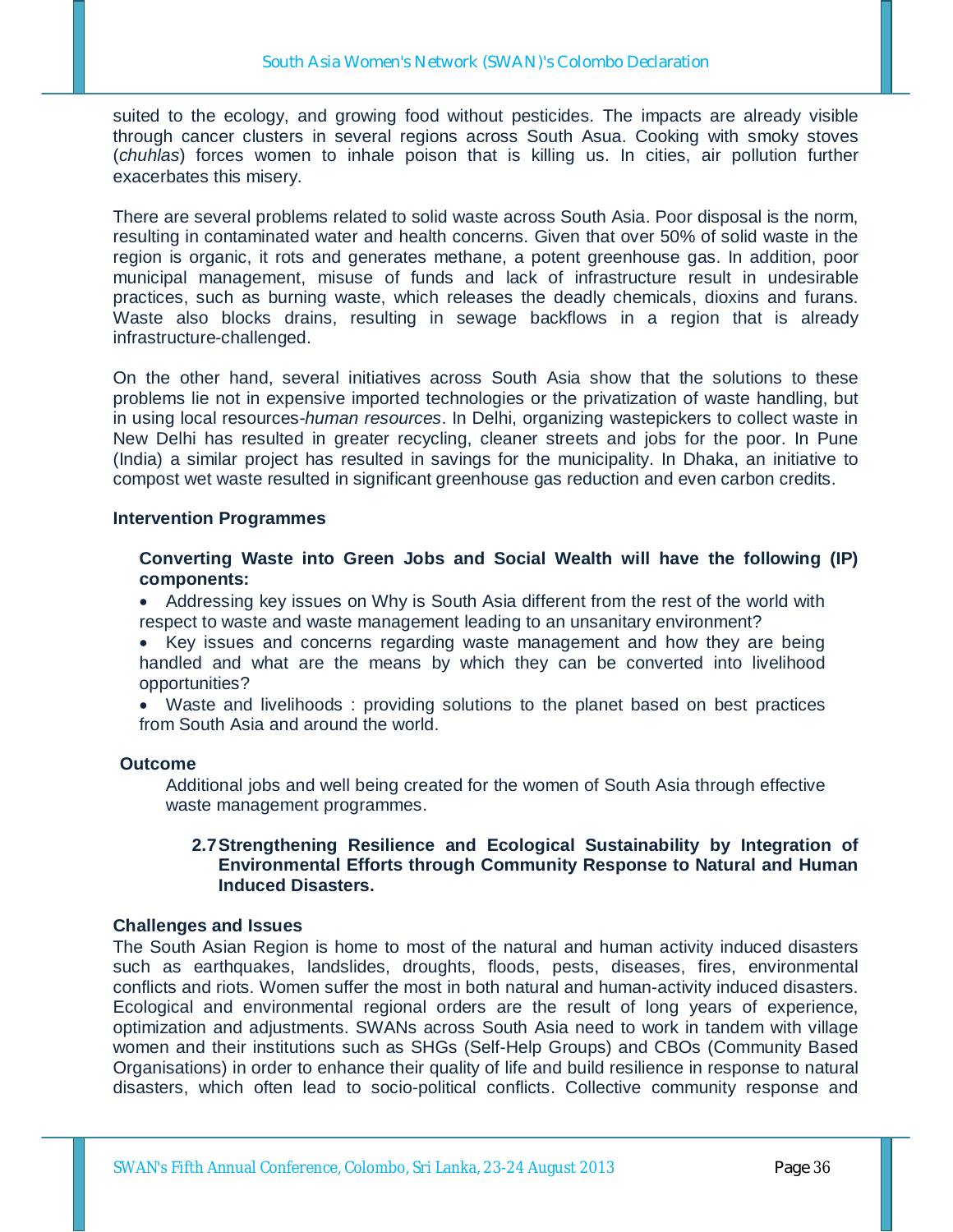suited to the ecology, and growing food without pesticides. The impacts are already visible through cancer clusters in several regions across South Asua. Cooking with smoky stoves (*chuhlas*) forces women to inhale poison that is killing us. In cities, air pollution further exacerbates this misery.

There are several problems related to solid waste across South Asia. Poor disposal is the norm, resulting in contaminated water and health concerns. Given that over 50% of solid waste in the region is organic, it rots and generates methane, a potent greenhouse gas. In addition, poor municipal management, misuse of funds and lack of infrastructure result in undesirable practices, such as burning waste, which releases the deadly chemicals, dioxins and furans. Waste also blocks drains, resulting in sewage backflows in a region that is already infrastructure-challenged.

On the other hand, several initiatives across South Asia show that the solutions to these problems lie not in expensive imported technologies or the privatization of waste handling, but in using local resources-*human resources*. In Delhi, organizing wastepickers to collect waste in New Delhi has resulted in greater recycling, cleaner streets and jobs for the poor. In Pune (India) a similar project has resulted in savings for the municipality. In Dhaka, an initiative to compost wet waste resulted in significant greenhouse gas reduction and even carbon credits.

**Intervention Programmes**

**Converting Waste into Green Jobs and Social Wealth will have the following (IP) components:**

- Addressing key issues on Why is South Asia different from the rest of the world with respect to waste and waste management leading to an unsanitary environment?
- Key issues and concerns regarding waste management and how they are being handled and what are the means by which they can be converted into livelihood opportunities?
- Waste and livelihoods : providing solutions to the planet based on best practices from South Asia and around the world.

**Outcome**

Additional jobs and well being created for the women of South Asia through effective waste management programmes.

### 2.7 Strengthening Resilience and Ecological Sustainability by Integration of Environmental Efforts through Community Response to Natural and Human Induced Disasters.

**Challenges and Issues**

The South Asian Region is home to most of the natural and human activity induced disasters such as earthquakes, landslides, droughts, floods, pests, diseases, fires, environmental conflicts and riots. Women suffer the most in both natural and human-activity induced disasters. Ecological and environmental regional orders are the result of long years of experience, optimization and adjustments. SWANs across South Asia need to work in tandem with village women and their institutions such as SHGs (Self-Help Groups) and CBOs (Community Based Organisations) in order to enhance their quality of life and build resilience in response to natural disasters, which often lead to socio-political conflicts. Collective community response and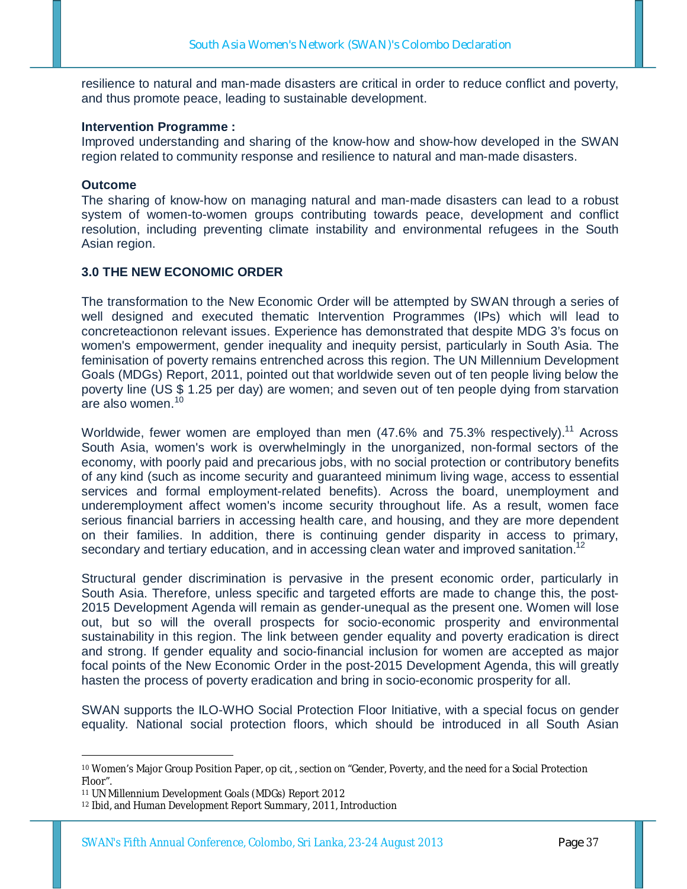resilience to natural and man-made disasters are critical in order to reduce conflict and poverty, and thus promote peace, leading to sustainable development.

**Intervention Programme :**
Improved understanding and sharing of the know-how and show-how developed in the SWAN region related to community response and resilience to natural and man-made disasters.

**Outcome**
The sharing of know-how on managing natural and man-made disasters can lead to a robust system of women-to-women groups contributing towards peace, development and conflict resolution, including preventing climate instability and environmental refugees in the South Asian region.

### 3.0 THE NEW ECONOMIC ORDER

The transformation to the New Economic Order will be attempted by SWAN through a series of well designed and executed thematic Intervention Programmes (IPs) which will lead to concreteactionon relevant issues. Experience has demonstrated that despite MDG 3's focus on women's empowerment, gender inequality and inequity persist, particularly in South Asia. The feminisation of poverty remains entrenched across this region. The UN Millennium Development Goals (MDGs) Report, 2011, pointed out that worldwide seven out of ten people living below the poverty line (US $ 1.25 per day) are women; and seven out of ten people dying from starvation are also women.[10]

Worldwide, fewer women are employed than men (47.6% and 75.3% respectively).[11] Across South Asia, women's work is overwhelmingly in the unorganized, non-formal sectors of the economy, with poorly paid and precarious jobs, with no social protection or contributory benefits of any kind (such as income security and guaranteed minimum living wage, access to essential services and formal employment-related benefits). Across the board, unemployment and underemployment affect women's income security throughout life. As a result, women face serious financial barriers in accessing health care, and housing, and they are more dependent on their families. In addition, there is continuing gender disparity in access to primary, secondary and tertiary education, and in accessing clean water and improved sanitation.[12]

Structural gender discrimination is pervasive in the present economic order, particularly in South Asia. Therefore, unless specific and targeted efforts are made to change this, the post-2015 Development Agenda will remain as gender-unequal as the present one. Women will lose out, but so will the overall prospects for socio-economic prosperity and environmental sustainability in this region. The link between gender equality and poverty eradication is direct and strong. If gender equality and socio-financial inclusion for women are accepted as major focal points of the New Economic Order in the post-2015 Development Agenda, this will greatly hasten the process of poverty eradication and bring in socio-economic prosperity for all.

SWAN supports the ILO-WHO Social Protection Floor Initiative, with a special focus on gender equality. National social protection floors, which should be introduced in all South Asian

---

[10] Women's Major Group Position Paper, op cit, , section on "Gender, Poverty, and the need for a Social Protection Floor".
[11] UN Millennium Development Goals (MDGs) Report 2012
[12] Ibid, and Human Development Report Summary, 2011, Introduction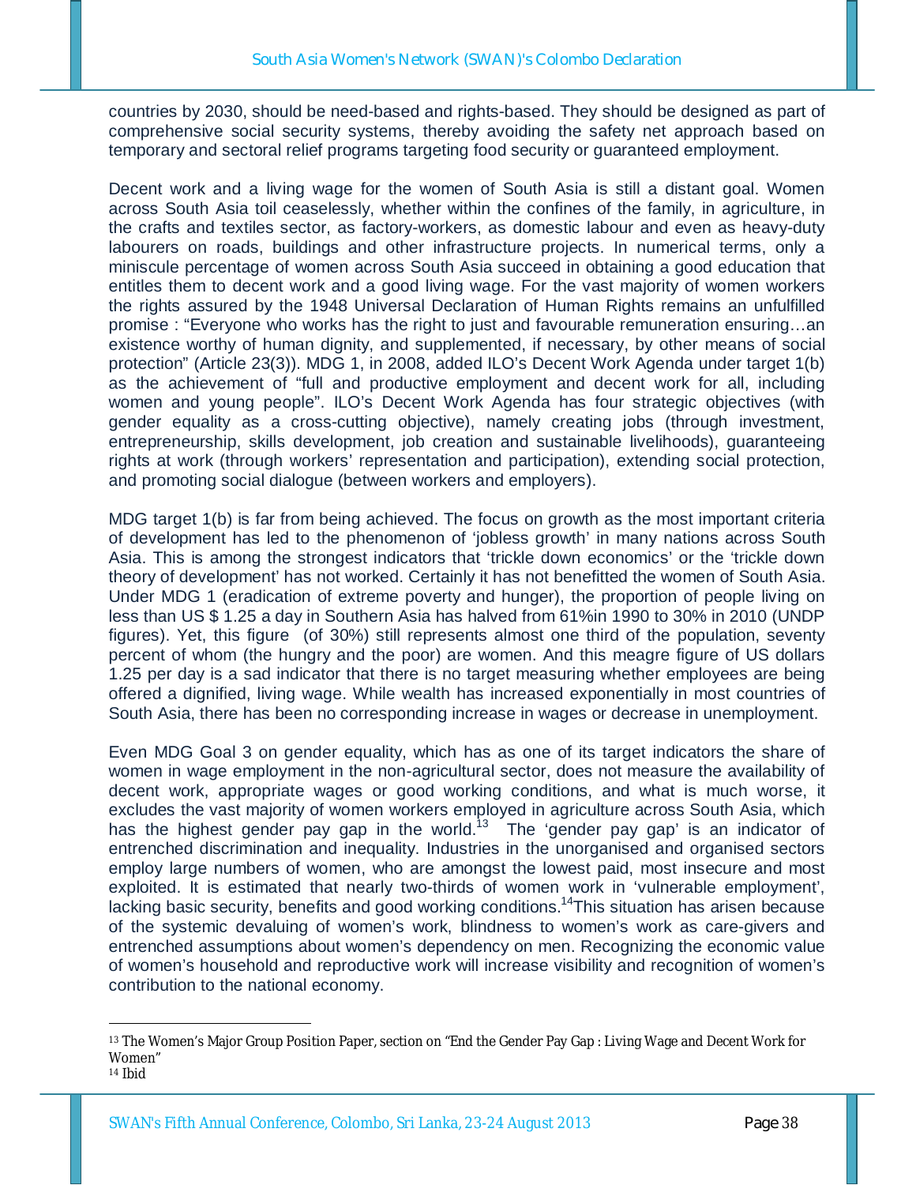countries by 2030, should be need-based and rights-based. They should be designed as part of comprehensive social security systems, thereby avoiding the safety net approach based on temporary and sectoral relief programs targeting food security or guaranteed employment.

Decent work and a living wage for the women of South Asia is still a distant goal. Women across South Asia toil ceaselessly, whether within the confines of the family, in agriculture, in the crafts and textiles sector, as factory-workers, as domestic labour and even as heavy-duty labourers on roads, buildings and other infrastructure projects. In numerical terms, only a miniscule percentage of women across South Asia succeed in obtaining a good education that entitles them to decent work and a good living wage. For the vast majority of women workers the rights assured by the 1948 Universal Declaration of Human Rights remains an unfulfilled promise : "Everyone who works has the right to just and favourable remuneration ensuring…an existence worthy of human dignity, and supplemented, if necessary, by other means of social protection" (Article 23(3)). MDG 1, in 2008, added ILO's Decent Work Agenda under target 1(b) as the achievement of "full and productive employment and decent work for all, including women and young people". ILO's Decent Work Agenda has four strategic objectives (with gender equality as a cross-cutting objective), namely creating jobs (through investment, entrepreneurship, skills development, job creation and sustainable livelihoods), guaranteeing rights at work (through workers' representation and participation), extending social protection, and promoting social dialogue (between workers and employers).

MDG target 1(b) is far from being achieved. The focus on growth as the most important criteria of development has led to the phenomenon of 'jobless growth' in many nations across South Asia. This is among the strongest indicators that 'trickle down economics' or the 'trickle down theory of development' has not worked. Certainly it has not benefitted the women of South Asia. Under MDG 1 (eradication of extreme poverty and hunger), the proportion of people living on less than US $ 1.25 a day in Southern Asia has halved from 61%in 1990 to 30% in 2010 (UNDP figures). Yet, this figure (of 30%) still represents almost one third of the population, seventy percent of whom (the hungry and the poor) are women. And this meagre figure of US dollars 1.25 per day is a sad indicator that there is no target measuring whether employees are being offered a dignified, living wage. While wealth has increased exponentially in most countries of South Asia, there has been no corresponding increase in wages or decrease in unemployment.

Even MDG Goal 3 on gender equality, which has as one of its target indicators the share of women in wage employment in the non-agricultural sector, does not measure the availability of decent work, appropriate wages or good working conditions, and what is much worse, it excludes the vast majority of women workers employed in agriculture across South Asia, which has the highest gender pay gap in the world.[13] The 'gender pay gap' is an indicator of entrenched discrimination and inequality. Industries in the unorganised and organised sectors employ large numbers of women, who are amongst the lowest paid, most insecure and most exploited. It is estimated that nearly two-thirds of women work in 'vulnerable employment', lacking basic security, benefits and good working conditions.[14]This situation has arisen because of the systemic devaluing of women's work, blindness to women's work as care-givers and entrenched assumptions about women's dependency on men. Recognizing the economic value of women's household and reproductive work will increase visibility and recognition of women's contribution to the national economy.

---

[13] The Women's Major Group Position Paper, section on "End the Gender Pay Gap : Living Wage and Decent Work for Women"

[14] Ibid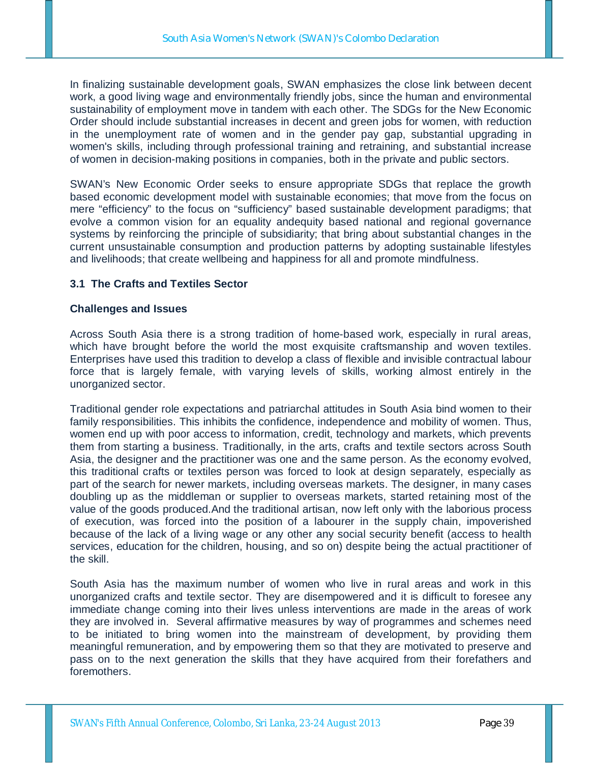In finalizing sustainable development goals, SWAN emphasizes the close link between decent work, a good living wage and environmentally friendly jobs, since the human and environmental sustainability of employment move in tandem with each other. The SDGs for the New Economic Order should include substantial increases in decent and green jobs for women, with reduction in the unemployment rate of women and in the gender pay gap, substantial upgrading in women's skills, including through professional training and retraining, and substantial increase of women in decision-making positions in companies, both in the private and public sectors.

SWAN's New Economic Order seeks to ensure appropriate SDGs that replace the growth based economic development model with sustainable economies; that move from the focus on mere "efficiency" to the focus on "sufficiency" based sustainable development paradigms; that evolve a common vision for an equality andequity based national and regional governance systems by reinforcing the principle of subsidiarity; that bring about substantial changes in the current unsustainable consumption and production patterns by adopting sustainable lifestyles and livelihoods; that create wellbeing and happiness for all and promote mindfulness.

### 3.1 The Crafts and Textiles Sector

**Challenges and Issues**

Across South Asia there is a strong tradition of home-based work, especially in rural areas, which have brought before the world the most exquisite craftsmanship and woven textiles. Enterprises have used this tradition to develop a class of flexible and invisible contractual labour force that is largely female, with varying levels of skills, working almost entirely in the unorganized sector.

Traditional gender role expectations and patriarchal attitudes in South Asia bind women to their family responsibilities. This inhibits the confidence, independence and mobility of women. Thus, women end up with poor access to information, credit, technology and markets, which prevents them from starting a business. Traditionally, in the arts, crafts and textile sectors across South Asia, the designer and the practitioner was one and the same person. As the economy evolved, this traditional crafts or textiles person was forced to look at design separately, especially as part of the search for newer markets, including overseas markets. The designer, in many cases doubling up as the middleman or supplier to overseas markets, started retaining most of the value of the goods produced.And the traditional artisan, now left only with the laborious process of execution, was forced into the position of a labourer in the supply chain, impoverished because of the lack of a living wage or any other any social security benefit (access to health services, education for the children, housing, and so on) despite being the actual practitioner of the skill.

South Asia has the maximum number of women who live in rural areas and work in this unorganized crafts and textile sector. They are disempowered and it is difficult to foresee any immediate change coming into their lives unless interventions are made in the areas of work they are involved in. Several affirmative measures by way of programmes and schemes need to be initiated to bring women into the mainstream of development, by providing them meaningful remuneration, and by empowering them so that they are motivated to preserve and pass on to the next generation the skills that they have acquired from their forefathers and foremothers.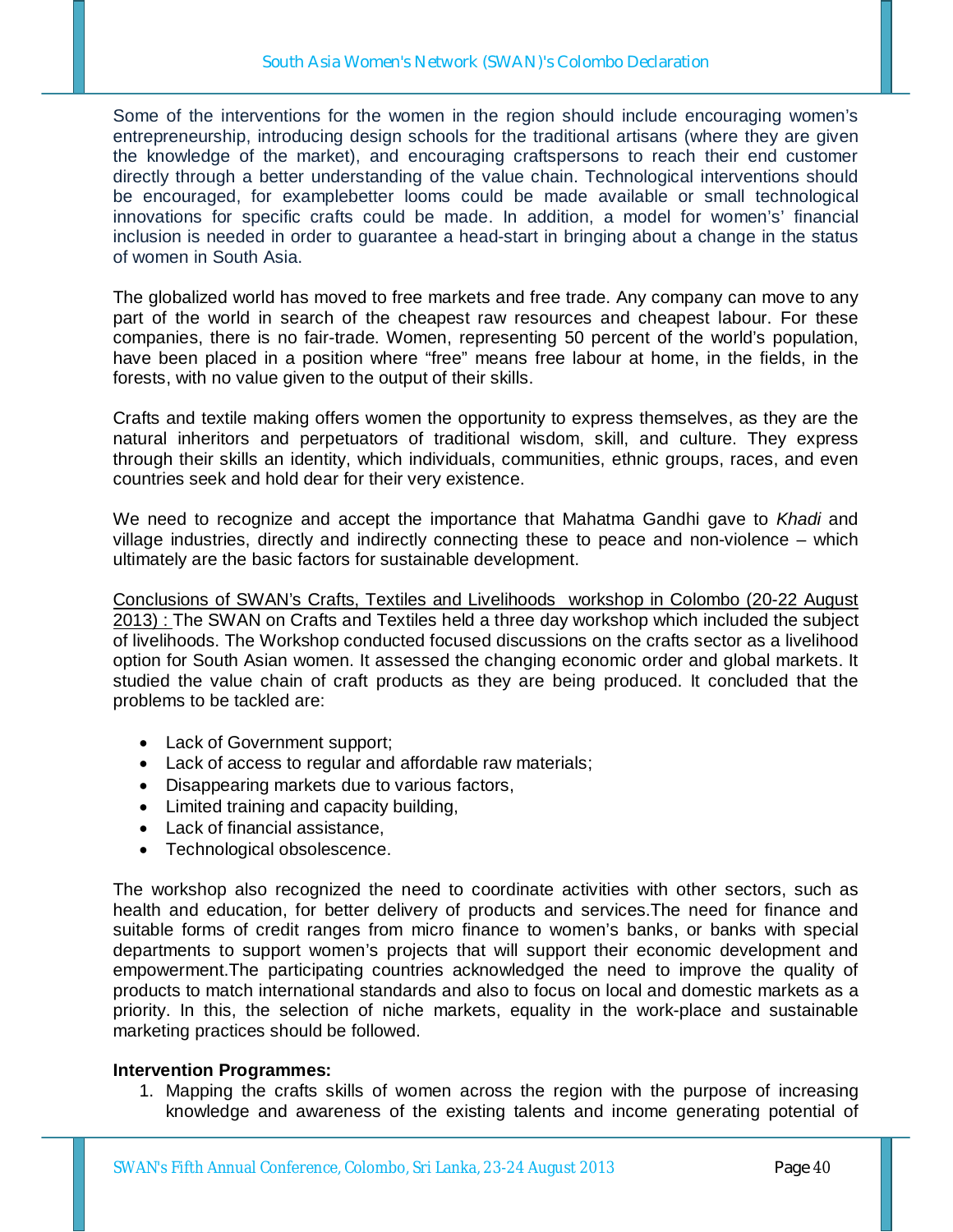Some of the interventions for the women in the region should include encouraging women's entrepreneurship, introducing design schools for the traditional artisans (where they are given the knowledge of the market), and encouraging craftspersons to reach their end customer directly through a better understanding of the value chain. Technological interventions should be encouraged, for examplebetter looms could be made available or small technological innovations for specific crafts could be made. In addition, a model for women's' financial inclusion is needed in order to guarantee a head-start in bringing about a change in the status of women in South Asia.

The globalized world has moved to free markets and free trade. Any company can move to any part of the world in search of the cheapest raw resources and cheapest labour. For these companies, there is no fair-trade. Women, representing 50 percent of the world's population, have been placed in a position where "free" means free labour at home, in the fields, in the forests, with no value given to the output of their skills.

Crafts and textile making offers women the opportunity to express themselves, as they are the natural inheritors and perpetuators of traditional wisdom, skill, and culture. They express through their skills an identity, which individuals, communities, ethnic groups, races, and even countries seek and hold dear for their very existence.

We need to recognize and accept the importance that Mahatma Gandhi gave to *Khadi* and village industries, directly and indirectly connecting these to peace and non-violence – which ultimately are the basic factors for sustainable development.

<u>Conclusions of SWAN's Crafts, Textiles and Livelihoods workshop in Colombo (20-22 August 2013) :</u> The SWAN on Crafts and Textiles held a three day workshop which included the subject of livelihoods. The Workshop conducted focused discussions on the crafts sector as a livelihood option for South Asian women. It assessed the changing economic order and global markets. It studied the value chain of craft products as they are being produced. It concluded that the problems to be tackled are:

- Lack of Government support;
- Lack of access to regular and affordable raw materials;
- Disappearing markets due to various factors,
- Limited training and capacity building,
- Lack of financial assistance,
- Technological obsolescence.

The workshop also recognized the need to coordinate activities with other sectors, such as health and education, for better delivery of products and services.The need for finance and suitable forms of credit ranges from micro finance to women's banks, or banks with special departments to support women's projects that will support their economic development and empowerment.The participating countries acknowledged the need to improve the quality of products to match international standards and also to focus on local and domestic markets as a priority. In this, the selection of niche markets, equality in the work-place and sustainable marketing practices should be followed.

**Intervention Programmes:**

1. Mapping the crafts skills of women across the region with the purpose of increasing knowledge and awareness of the existing talents and income generating potential of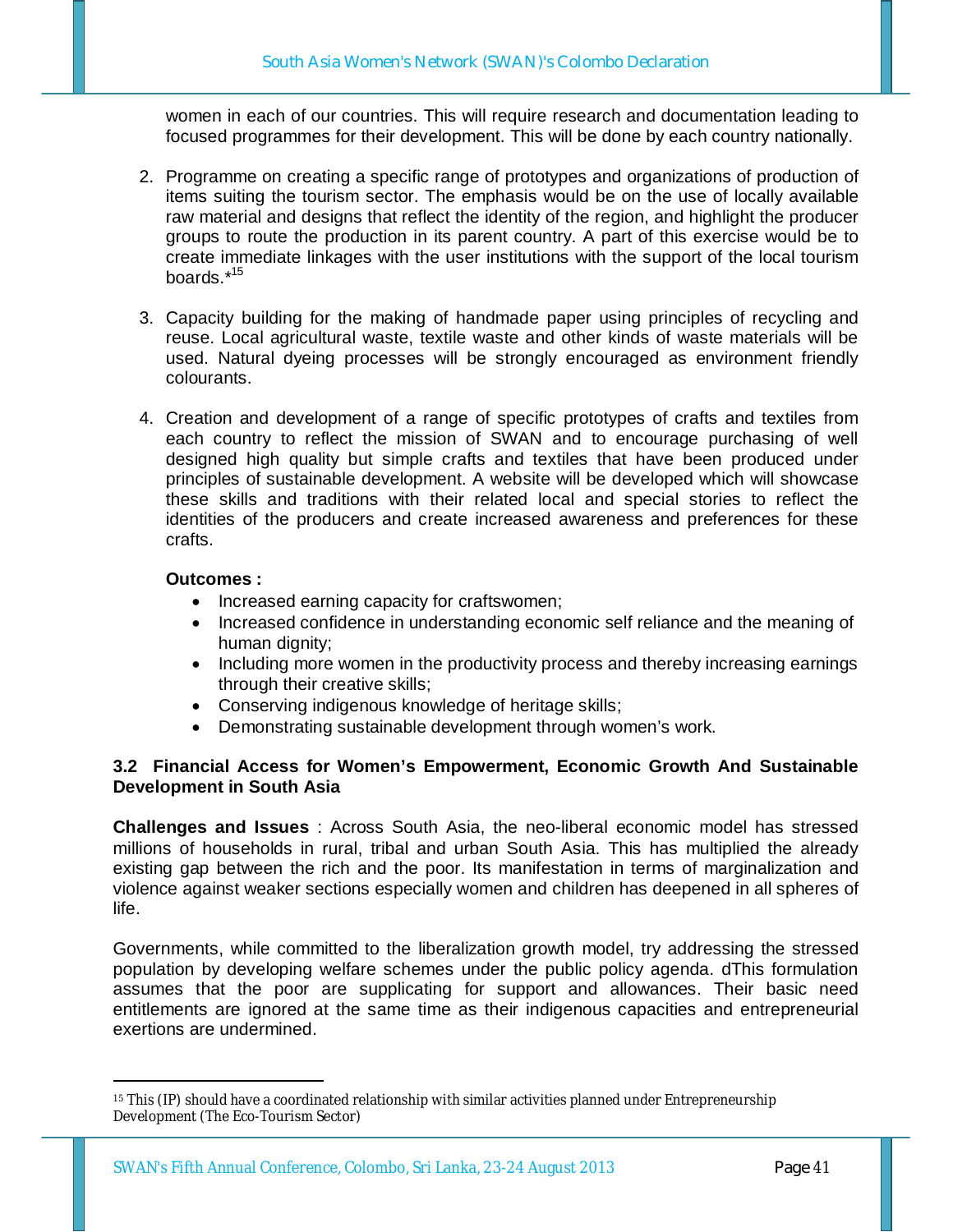women in each of our countries. This will require research and documentation leading to focused programmes for their development. This will be done by each country nationally.

2. Programme on creating a specific range of prototypes and organizations of production of items suiting the tourism sector. The emphasis would be on the use of locally available raw material and designs that reflect the identity of the region, and highlight the producer groups to route the production in its parent country. A part of this exercise would be to create immediate linkages with the user institutions with the support of the local tourism boards.*[15]

3. Capacity building for the making of handmade paper using principles of recycling and reuse. Local agricultural waste, textile waste and other kinds of waste materials will be used. Natural dyeing processes will be strongly encouraged as environment friendly colourants.

4. Creation and development of a range of specific prototypes of crafts and textiles from each country to reflect the mission of SWAN and to encourage purchasing of well designed high quality but simple crafts and textiles that have been produced under principles of sustainable development. A website will be developed which will showcase these skills and traditions with their related local and special stories to reflect the identities of the producers and create increased awareness and preferences for these crafts.

   **Outcomes :**
   - Increased earning capacity for craftswomen;
   - Increased confidence in understanding economic self reliance and the meaning of human dignity;
   - Including more women in the productivity process and thereby increasing earnings through their creative skills;
   - Conserving indigenous knowledge of heritage skills;
   - Demonstrating sustainable development through women's work.

### 3.2 Financial Access for Women's Empowerment, Economic Growth And Sustainable Development in South Asia

**Challenges and Issues** : Across South Asia, the neo-liberal economic model has stressed millions of households in rural, tribal and urban South Asia. This has multiplied the already existing gap between the rich and the poor. Its manifestation in terms of marginalization and violence against weaker sections especially women and children has deepened in all spheres of life.

Governments, while committed to the liberalization growth model, try addressing the stressed population by developing welfare schemes under the public policy agenda. dThis formulation assumes that the poor are supplicating for support and allowances. Their basic need entitlements are ignored at the same time as their indigenous capacities and entrepreneurial exertions are undermined.

---

[15] This (IP) should have a coordinated relationship with similar activities planned under Entrepreneurship Development (The Eco-Tourism Sector)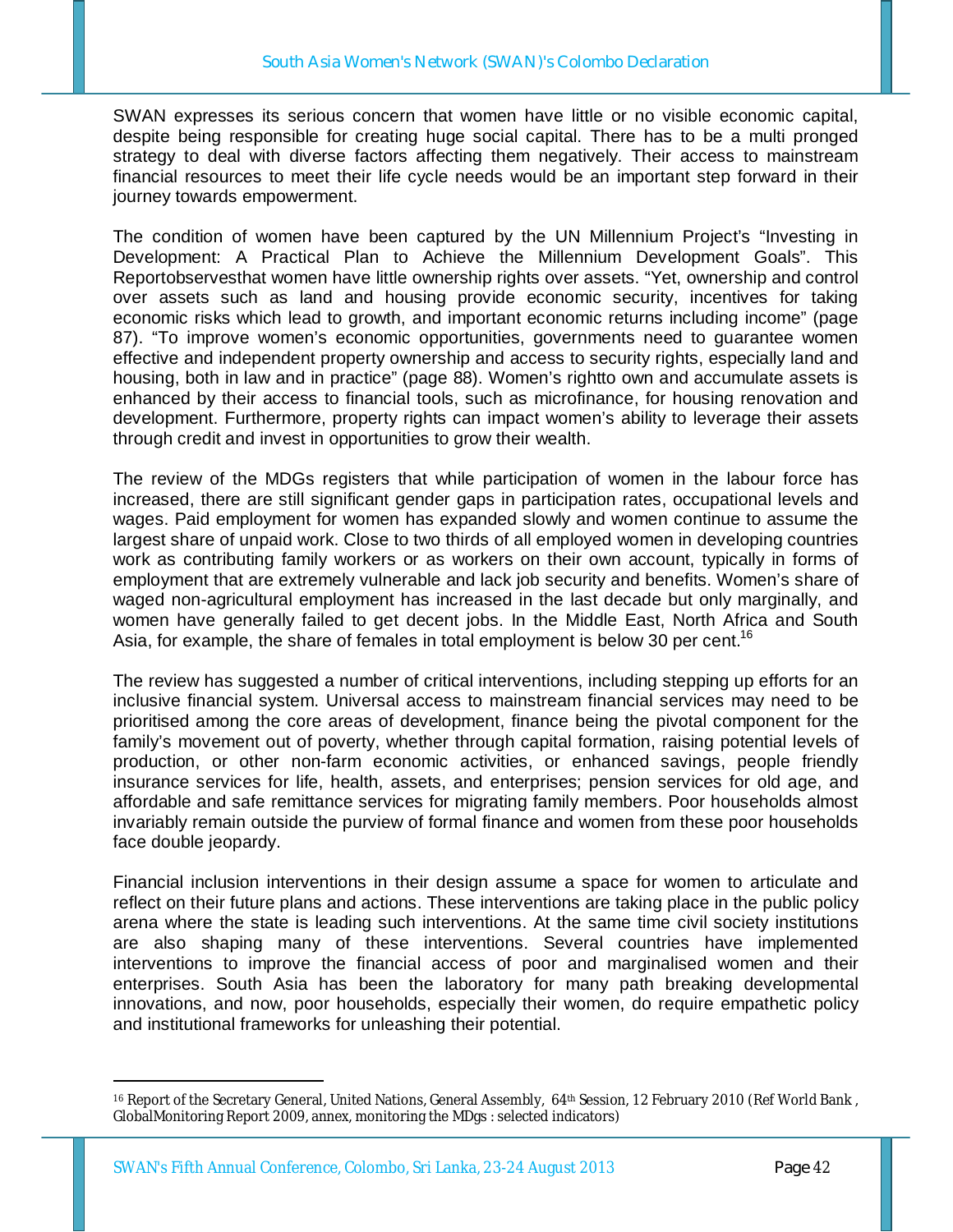SWAN expresses its serious concern that women have little or no visible economic capital, despite being responsible for creating huge social capital. There has to be a multi pronged strategy to deal with diverse factors affecting them negatively. Their access to mainstream financial resources to meet their life cycle needs would be an important step forward in their journey towards empowerment.

The condition of women have been captured by the UN Millennium Project's "Investing in Development: A Practical Plan to Achieve the Millennium Development Goals". This Reportobservesthat women have little ownership rights over assets. "Yet, ownership and control over assets such as land and housing provide economic security, incentives for taking economic risks which lead to growth, and important economic returns including income" (page 87). "To improve women's economic opportunities, governments need to guarantee women effective and independent property ownership and access to security rights, especially land and housing, both in law and in practice" (page 88). Women's rightto own and accumulate assets is enhanced by their access to financial tools, such as microfinance, for housing renovation and development. Furthermore, property rights can impact women's ability to leverage their assets through credit and invest in opportunities to grow their wealth.

The review of the MDGs registers that while participation of women in the labour force has increased, there are still significant gender gaps in participation rates, occupational levels and wages. Paid employment for women has expanded slowly and women continue to assume the largest share of unpaid work. Close to two thirds of all employed women in developing countries work as contributing family workers or as workers on their own account, typically in forms of employment that are extremely vulnerable and lack job security and benefits. Women's share of waged non-agricultural employment has increased in the last decade but only marginally, and women have generally failed to get decent jobs. In the Middle East, North Africa and South Asia, for example, the share of females in total employment is below 30 per cent.[16]

The review has suggested a number of critical interventions, including stepping up efforts for an inclusive financial system. Universal access to mainstream financial services may need to be prioritised among the core areas of development, finance being the pivotal component for the family's movement out of poverty, whether through capital formation, raising potential levels of production, or other non-farm economic activities, or enhanced savings, people friendly insurance services for life, health, assets, and enterprises; pension services for old age, and affordable and safe remittance services for migrating family members. Poor households almost invariably remain outside the purview of formal finance and women from these poor households face double jeopardy.

Financial inclusion interventions in their design assume a space for women to articulate and reflect on their future plans and actions. These interventions are taking place in the public policy arena where the state is leading such interventions. At the same time civil society institutions are also shaping many of these interventions. Several countries have implemented interventions to improve the financial access of poor and marginalised women and their enterprises. South Asia has been the laboratory for many path breaking developmental innovations, and now, poor households, especially their women, do require empathetic policy and institutional frameworks for unleashing their potential.

---

[16] Report of the Secretary General, United Nations, General Assembly, 64th Session, 12 February 2010 (Ref World Bank , GlobalMonitoring Report 2009, annex, monitoring the MDgs : selected indicators)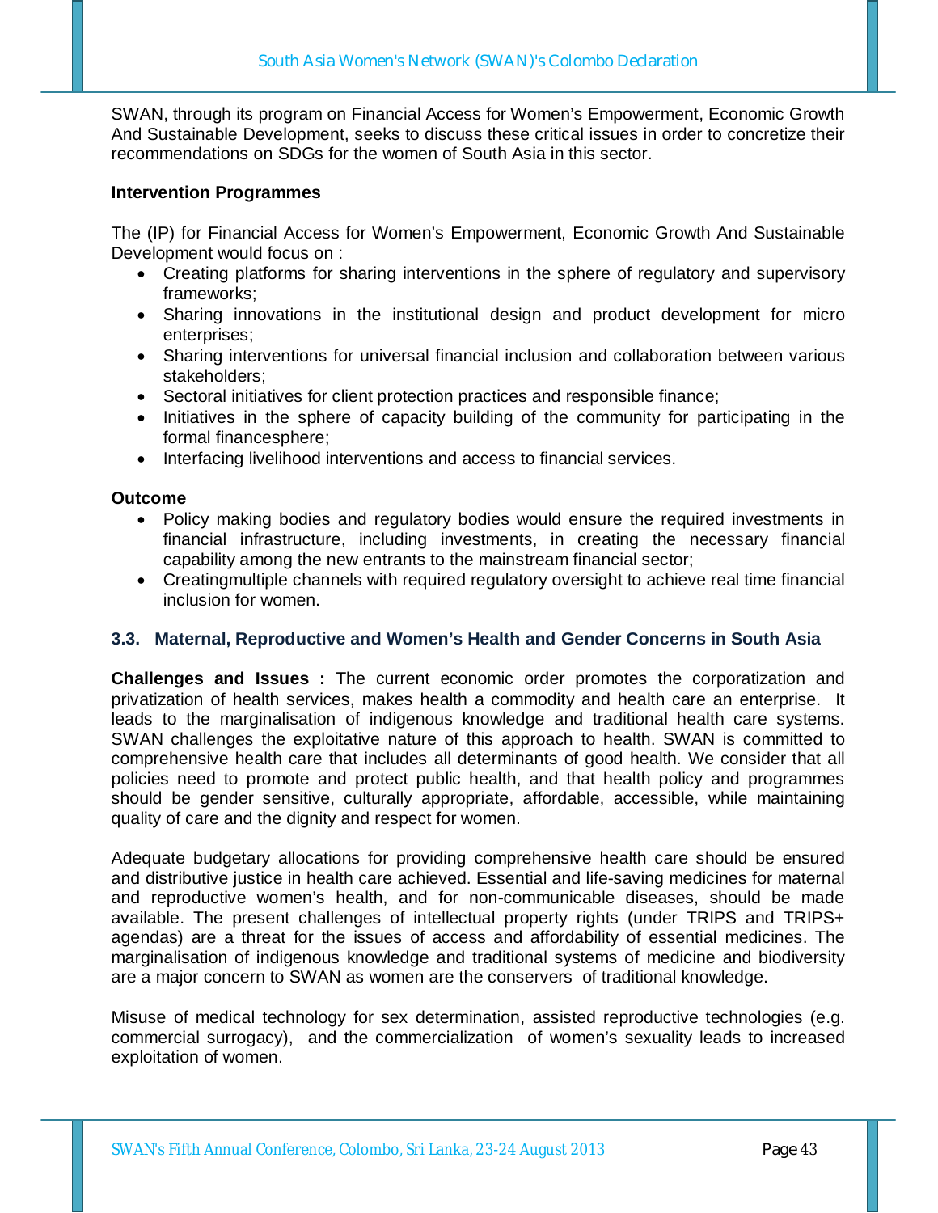SWAN, through its program on Financial Access for Women's Empowerment, Economic Growth And Sustainable Development, seeks to discuss these critical issues in order to concretize their recommendations on SDGs for the women of South Asia in this sector.

**Intervention Programmes**

The (IP) for Financial Access for Women's Empowerment, Economic Growth And Sustainable Development would focus on :

- Creating platforms for sharing interventions in the sphere of regulatory and supervisory frameworks;
- Sharing innovations in the institutional design and product development for micro enterprises;
- Sharing interventions for universal financial inclusion and collaboration between various stakeholders;
- Sectoral initiatives for client protection practices and responsible finance;
- Initiatives in the sphere of capacity building of the community for participating in the formal financesphere;
- Interfacing livelihood interventions and access to financial services.

**Outcome**

- Policy making bodies and regulatory bodies would ensure the required investments in financial infrastructure, including investments, in creating the necessary financial capability among the new entrants to the mainstream financial sector;
- Creatingmultiple channels with required regulatory oversight to achieve real time financial inclusion for women.

### 3.3. Maternal, Reproductive and Women's Health and Gender Concerns in South Asia

**Challenges and Issues :** The current economic order promotes the corporatization and privatization of health services, makes health a commodity and health care an enterprise. It leads to the marginalisation of indigenous knowledge and traditional health care systems. SWAN challenges the exploitative nature of this approach to health. SWAN is committed to comprehensive health care that includes all determinants of good health. We consider that all policies need to promote and protect public health, and that health policy and programmes should be gender sensitive, culturally appropriate, affordable, accessible, while maintaining quality of care and the dignity and respect for women.

Adequate budgetary allocations for providing comprehensive health care should be ensured and distributive justice in health care achieved. Essential and life-saving medicines for maternal and reproductive women's health, and for non-communicable diseases, should be made available. The present challenges of intellectual property rights (under TRIPS and TRIPS+ agendas) are a threat for the issues of access and affordability of essential medicines. The marginalisation of indigenous knowledge and traditional systems of medicine and biodiversity are a major concern to SWAN as women are the conservers of traditional knowledge.

Misuse of medical technology for sex determination, assisted reproductive technologies (e.g. commercial surrogacy), and the commercialization of women's sexuality leads to increased exploitation of women.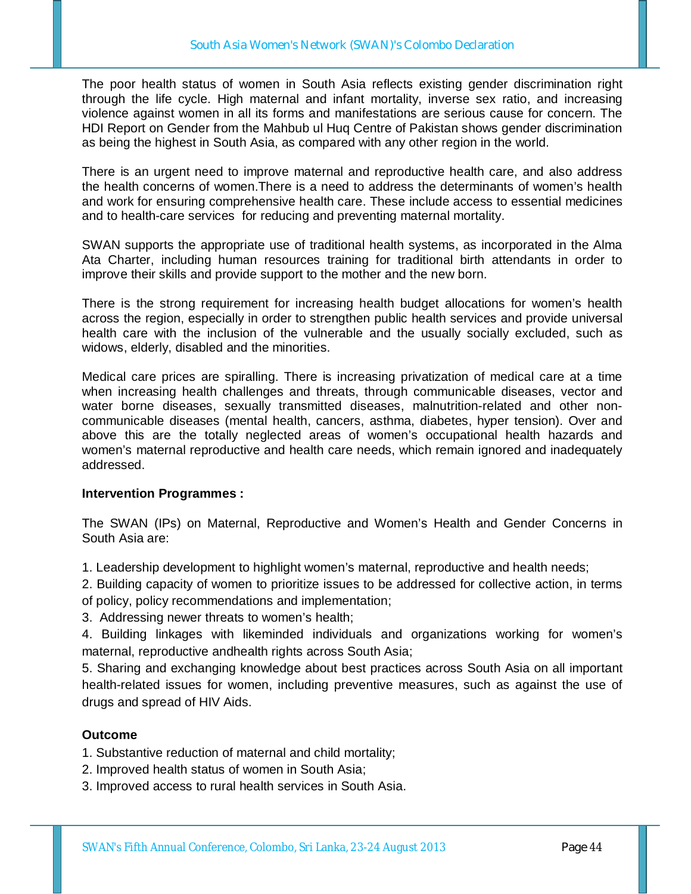The poor health status of women in South Asia reflects existing gender discrimination right through the life cycle. High maternal and infant mortality, inverse sex ratio, and increasing violence against women in all its forms and manifestations are serious cause for concern. The HDI Report on Gender from the Mahbub ul Huq Centre of Pakistan shows gender discrimination as being the highest in South Asia, as compared with any other region in the world.

There is an urgent need to improve maternal and reproductive health care, and also address the health concerns of women.There is a need to address the determinants of women's health and work for ensuring comprehensive health care. These include access to essential medicines and to health-care services for reducing and preventing maternal mortality.

SWAN supports the appropriate use of traditional health systems, as incorporated in the Alma Ata Charter, including human resources training for traditional birth attendants in order to improve their skills and provide support to the mother and the new born.

There is the strong requirement for increasing health budget allocations for women's health across the region, especially in order to strengthen public health services and provide universal health care with the inclusion of the vulnerable and the usually socially excluded, such as widows, elderly, disabled and the minorities.

Medical care prices are spiralling. There is increasing privatization of medical care at a time when increasing health challenges and threats, through communicable diseases, vector and water borne diseases, sexually transmitted diseases, malnutrition-related and other non-communicable diseases (mental health, cancers, asthma, diabetes, hyper tension). Over and above this are the totally neglected areas of women's occupational health hazards and women's maternal reproductive and health care needs, which remain ignored and inadequately addressed.

**Intervention Programmes :**

The SWAN (IPs) on Maternal, Reproductive and Women's Health and Gender Concerns in South Asia are:

1. Leadership development to highlight women's maternal, reproductive and health needs;
2. Building capacity of women to prioritize issues to be addressed for collective action, in terms of policy, policy recommendations and implementation;
3. Addressing newer threats to women's health;
4. Building linkages with likeminded individuals and organizations working for women's maternal, reproductive andhealth rights across South Asia;
5. Sharing and exchanging knowledge about best practices across South Asia on all important health-related issues for women, including preventive measures, such as against the use of drugs and spread of HIV Aids.

**Outcome**

1. Substantive reduction of maternal and child mortality;
2. Improved health status of women in South Asia;
3. Improved access to rural health services in South Asia.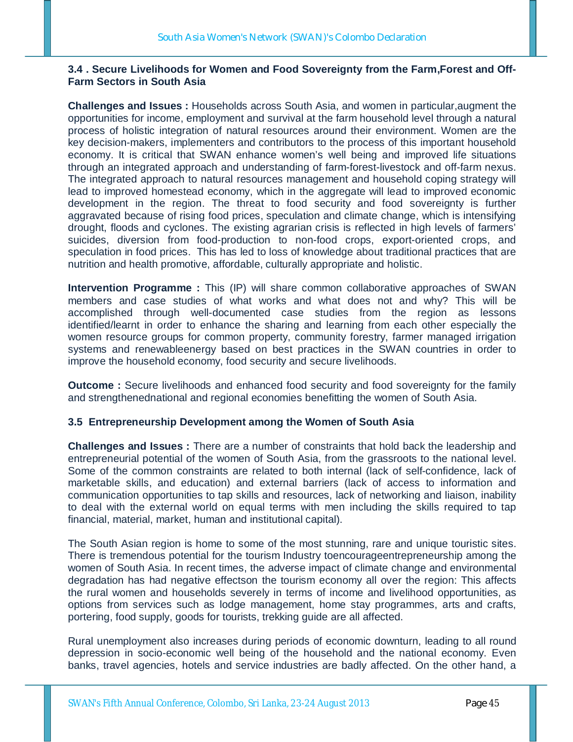### 3.4 . Secure Livelihoods for Women and Food Sovereignty from the Farm,Forest and Off-Farm Sectors in South Asia

**Challenges and Issues :** Households across South Asia, and women in particular,augment the opportunities for income, employment and survival at the farm household level through a natural process of holistic integration of natural resources around their environment. Women are the key decision-makers, implementers and contributors to the process of this important household economy. It is critical that SWAN enhance women's well being and improved life situations through an integrated approach and understanding of farm-forest-livestock and off-farm nexus. The integrated approach to natural resources management and household coping strategy will lead to improved homestead economy, which in the aggregate will lead to improved economic development in the region. The threat to food security and food sovereignty is further aggravated because of rising food prices, speculation and climate change, which is intensifying drought, floods and cyclones. The existing agrarian crisis is reflected in high levels of farmers' suicides, diversion from food-production to non-food crops, export-oriented crops, and speculation in food prices. This has led to loss of knowledge about traditional practices that are nutrition and health promotive, affordable, culturally appropriate and holistic.

**Intervention Programme :** This (IP) will share common collaborative approaches of SWAN members and case studies of what works and what does not and why? This will be accomplished through well-documented case studies from the region as lessons identified/learnt in order to enhance the sharing and learning from each other especially the women resource groups for common property, community forestry, farmer managed irrigation systems and renewableenergy based on best practices in the SWAN countries in order to improve the household economy, food security and secure livelihoods.

**Outcome :** Secure livelihoods and enhanced food security and food sovereignty for the family and strengthenednational and regional economies benefitting the women of South Asia.

### 3.5 Entrepreneurship Development among the Women of South Asia

**Challenges and Issues :** There are a number of constraints that hold back the leadership and entrepreneurial potential of the women of South Asia, from the grassroots to the national level. Some of the common constraints are related to both internal (lack of self-confidence, lack of marketable skills, and education) and external barriers (lack of access to information and communication opportunities to tap skills and resources, lack of networking and liaison, inability to deal with the external world on equal terms with men including the skills required to tap financial, material, market, human and institutional capital).

The South Asian region is home to some of the most stunning, rare and unique touristic sites. There is tremendous potential for the tourism Industry toencourageentrepreneurship among the women of South Asia. In recent times, the adverse impact of climate change and environmental degradation has had negative effectson the tourism economy all over the region: This affects the rural women and households severely in terms of income and livelihood opportunities, as options from services such as lodge management, home stay programmes, arts and crafts, portering, food supply, goods for tourists, trekking guide are all affected.

Rural unemployment also increases during periods of economic downturn, leading to all round depression in socio-economic well being of the household and the national economy. Even banks, travel agencies, hotels and service industries are badly affected. On the other hand, a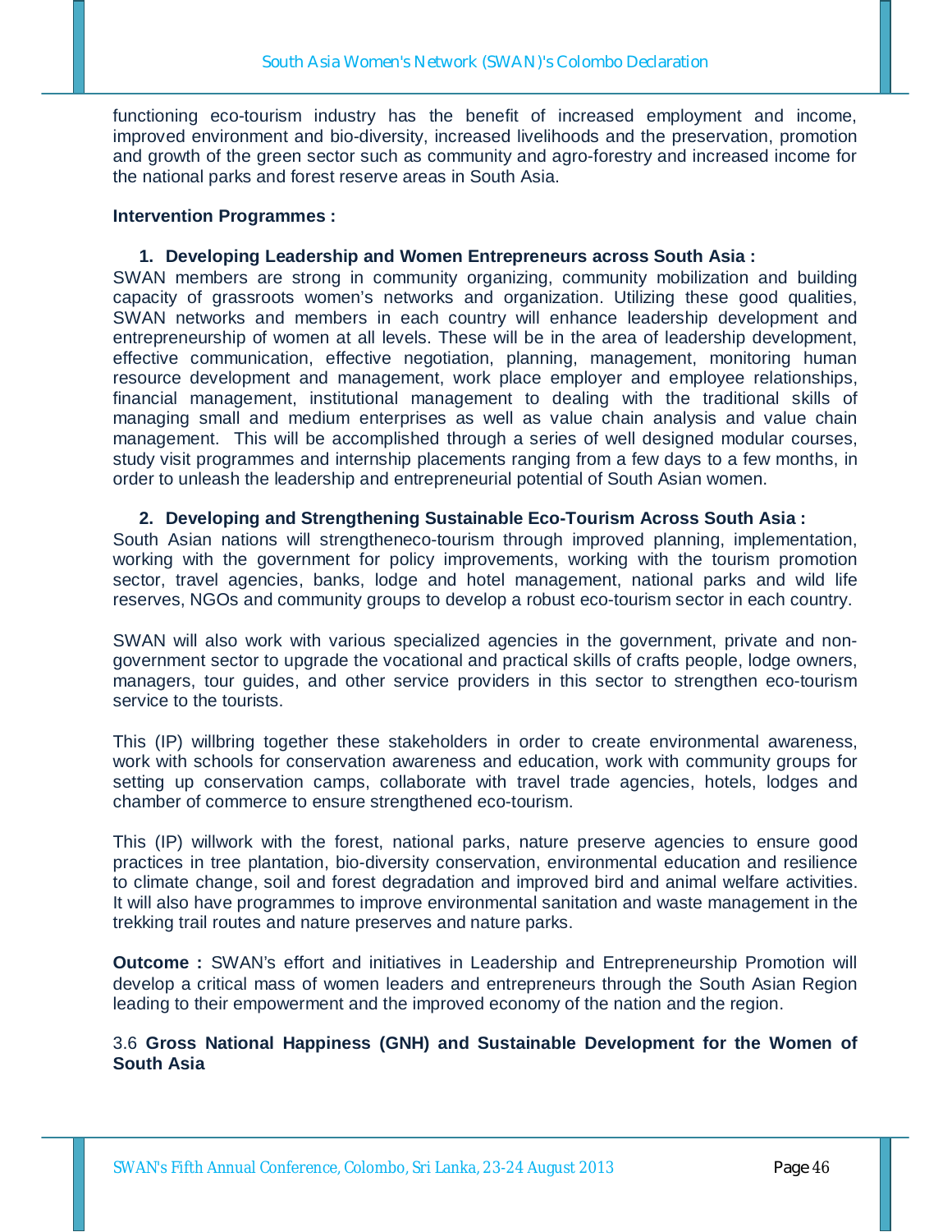functioning eco-tourism industry has the benefit of increased employment and income, improved environment and bio-diversity, increased livelihoods and the preservation, promotion and growth of the green sector such as community and agro-forestry and increased income for the national parks and forest reserve areas in South Asia.

**Intervention Programmes :**

1. **Developing Leadership and Women Entrepreneurs across South Asia :**

SWAN members are strong in community organizing, community mobilization and building capacity of grassroots women's networks and organization. Utilizing these good qualities, SWAN networks and members in each country will enhance leadership development and entrepreneurship of women at all levels. These will be in the area of leadership development, effective communication, effective negotiation, planning, management, monitoring human resource development and management, work place employer and employee relationships, financial management, institutional management to dealing with the traditional skills of managing small and medium enterprises as well as value chain analysis and value chain management. This will be accomplished through a series of well designed modular courses, study visit programmes and internship placements ranging from a few days to a few months, in order to unleash the leadership and entrepreneurial potential of South Asian women.

2. **Developing and Strengthening Sustainable Eco-Tourism Across South Asia :**

South Asian nations will strengtheneco-tourism through improved planning, implementation, working with the government for policy improvements, working with the tourism promotion sector, travel agencies, banks, lodge and hotel management, national parks and wild life reserves, NGOs and community groups to develop a robust eco-tourism sector in each country.

SWAN will also work with various specialized agencies in the government, private and non-government sector to upgrade the vocational and practical skills of crafts people, lodge owners, managers, tour guides, and other service providers in this sector to strengthen eco-tourism service to the tourists.

This (IP) willbring together these stakeholders in order to create environmental awareness, work with schools for conservation awareness and education, work with community groups for setting up conservation camps, collaborate with travel trade agencies, hotels, lodges and chamber of commerce to ensure strengthened eco-tourism.

This (IP) willwork with the forest, national parks, nature preserve agencies to ensure good practices in tree plantation, bio-diversity conservation, environmental education and resilience to climate change, soil and forest degradation and improved bird and animal welfare activities. It will also have programmes to improve environmental sanitation and waste management in the trekking trail routes and nature preserves and nature parks.

**Outcome :** SWAN's effort and initiatives in Leadership and Entrepreneurship Promotion will develop a critical mass of women leaders and entrepreneurs through the South Asian Region leading to their empowerment and the improved economy of the nation and the region.

### 3.6 **Gross National Happiness (GNH) and Sustainable Development for the Women of South Asia**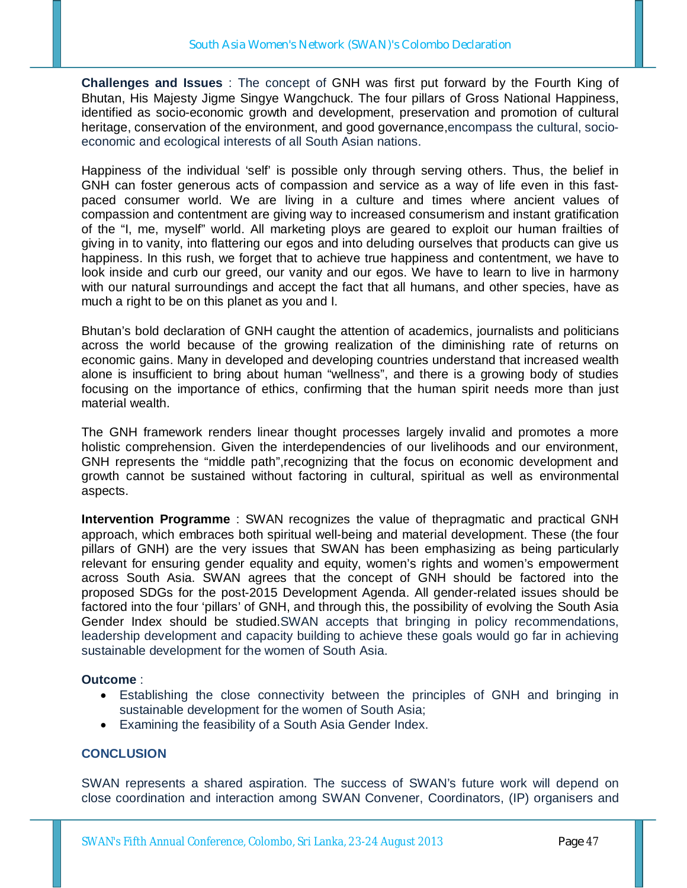**Challenges and Issues** : The concept of GNH was first put forward by the Fourth King of Bhutan, His Majesty Jigme Singye Wangchuck. The four pillars of Gross National Happiness, identified as socio-economic growth and development, preservation and promotion of cultural heritage, conservation of the environment, and good governance,encompass the cultural, socio-economic and ecological interests of all South Asian nations.

Happiness of the individual 'self' is possible only through serving others. Thus, the belief in GNH can foster generous acts of compassion and service as a way of life even in this fast-paced consumer world. We are living in a culture and times where ancient values of compassion and contentment are giving way to increased consumerism and instant gratification of the "I, me, myself" world. All marketing ploys are geared to exploit our human frailties of giving in to vanity, into flattering our egos and into deluding ourselves that products can give us happiness. In this rush, we forget that to achieve true happiness and contentment, we have to look inside and curb our greed, our vanity and our egos. We have to learn to live in harmony with our natural surroundings and accept the fact that all humans, and other species, have as much a right to be on this planet as you and I.

Bhutan's bold declaration of GNH caught the attention of academics, journalists and politicians across the world because of the growing realization of the diminishing rate of returns on economic gains. Many in developed and developing countries understand that increased wealth alone is insufficient to bring about human "wellness", and there is a growing body of studies focusing on the importance of ethics, confirming that the human spirit needs more than just material wealth.

The GNH framework renders linear thought processes largely invalid and promotes a more holistic comprehension. Given the interdependencies of our livelihoods and our environment, GNH represents the "middle path",recognizing that the focus on economic development and growth cannot be sustained without factoring in cultural, spiritual as well as environmental aspects.

**Intervention Programme** : SWAN recognizes the value of thepragmatic and practical GNH approach, which embraces both spiritual well-being and material development. These (the four pillars of GNH) are the very issues that SWAN has been emphasizing as being particularly relevant for ensuring gender equality and equity, women's rights and women's empowerment across South Asia. SWAN agrees that the concept of GNH should be factored into the proposed SDGs for the post-2015 Development Agenda. All gender-related issues should be factored into the four 'pillars' of GNH, and through this, the possibility of evolving the South Asia Gender Index should be studied.SWAN accepts that bringing in policy recommendations, leadership development and capacity building to achieve these goals would go far in achieving sustainable development for the women of South Asia.

**Outcome** :

- Establishing the close connectivity between the principles of GNH and bringing in sustainable development for the women of South Asia;
- Examining the feasibility of a South Asia Gender Index.

## CONCLUSION

SWAN represents a shared aspiration. The success of SWAN's future work will depend on close coordination and interaction among SWAN Convener, Coordinators, (IP) organisers and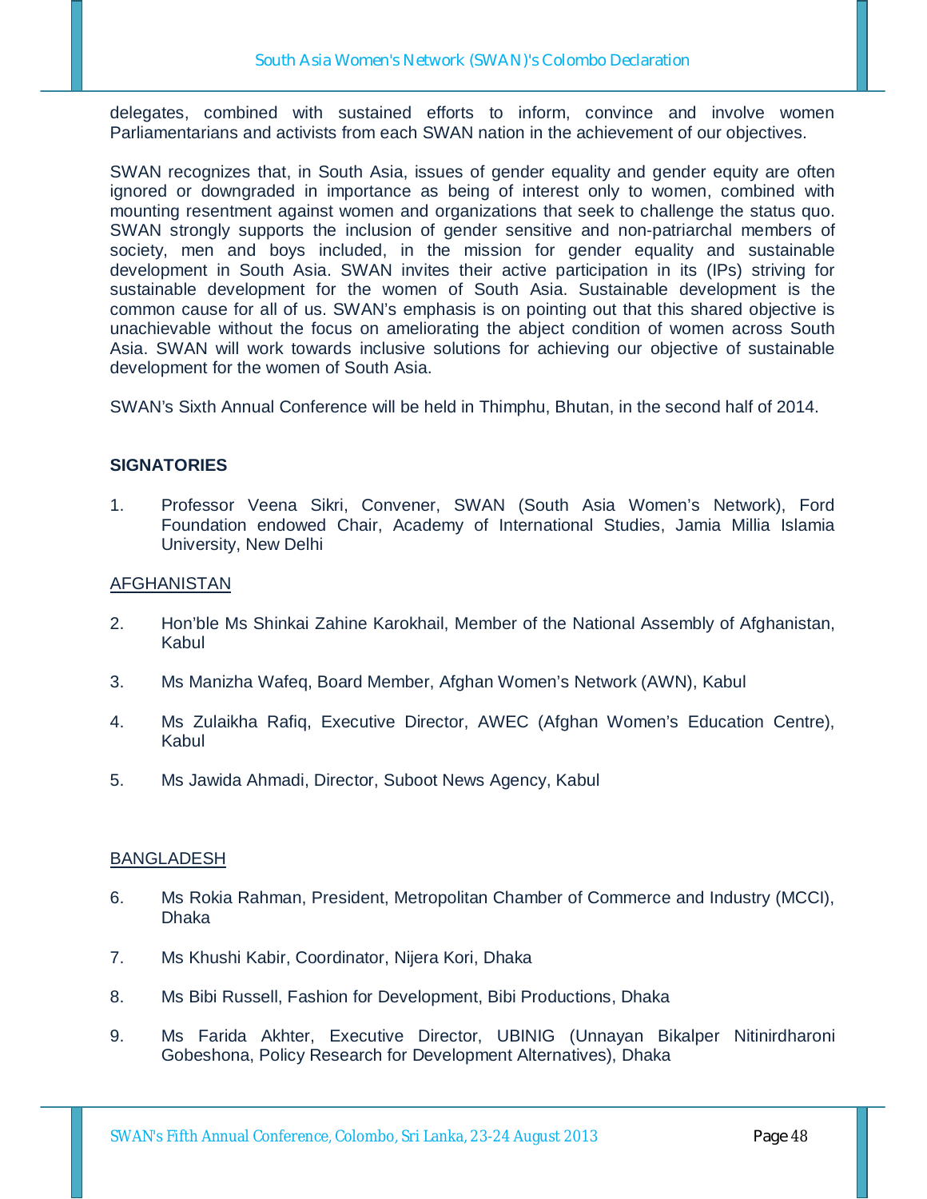delegates, combined with sustained efforts to inform, convince and involve women Parliamentarians and activists from each SWAN nation in the achievement of our objectives.

SWAN recognizes that, in South Asia, issues of gender equality and gender equity are often ignored or downgraded in importance as being of interest only to women, combined with mounting resentment against women and organizations that seek to challenge the status quo. SWAN strongly supports the inclusion of gender sensitive and non-patriarchal members of society, men and boys included, in the mission for gender equality and sustainable development in South Asia. SWAN invites their active participation in its (IPs) striving for sustainable development for the women of South Asia. Sustainable development is the common cause for all of us. SWAN's emphasis is on pointing out that this shared objective is unachievable without the focus on ameliorating the abject condition of women across South Asia. SWAN will work towards inclusive solutions for achieving our objective of sustainable development for the women of South Asia.

SWAN's Sixth Annual Conference will be held in Thimphu, Bhutan, in the second half of 2014.

**SIGNATORIES**

1. Professor Veena Sikri, Convener, SWAN (South Asia Women's Network), Ford Foundation endowed Chair, Academy of International Studies, Jamia Millia Islamia University, New Delhi

<u>AFGHANISTAN</u>

2. Hon'ble Ms Shinkai Zahine Karokhail, Member of the National Assembly of Afghanistan, Kabul

3. Ms Manizha Wafeq, Board Member, Afghan Women's Network (AWN), Kabul

4. Ms Zulaikha Rafiq, Executive Director, AWEC (Afghan Women's Education Centre), Kabul

5. Ms Jawida Ahmadi, Director, Suboot News Agency, Kabul

<u>BANGLADESH</u>

6. Ms Rokia Rahman, President, Metropolitan Chamber of Commerce and Industry (MCCI), Dhaka

7. Ms Khushi Kabir, Coordinator, Nijera Kori, Dhaka

8. Ms Bibi Russell, Fashion for Development, Bibi Productions, Dhaka

9. Ms Farida Akhter, Executive Director, UBINIG (Unnayan Bikalper Nitinirdharoni Gobeshona, Policy Research for Development Alternatives), Dhaka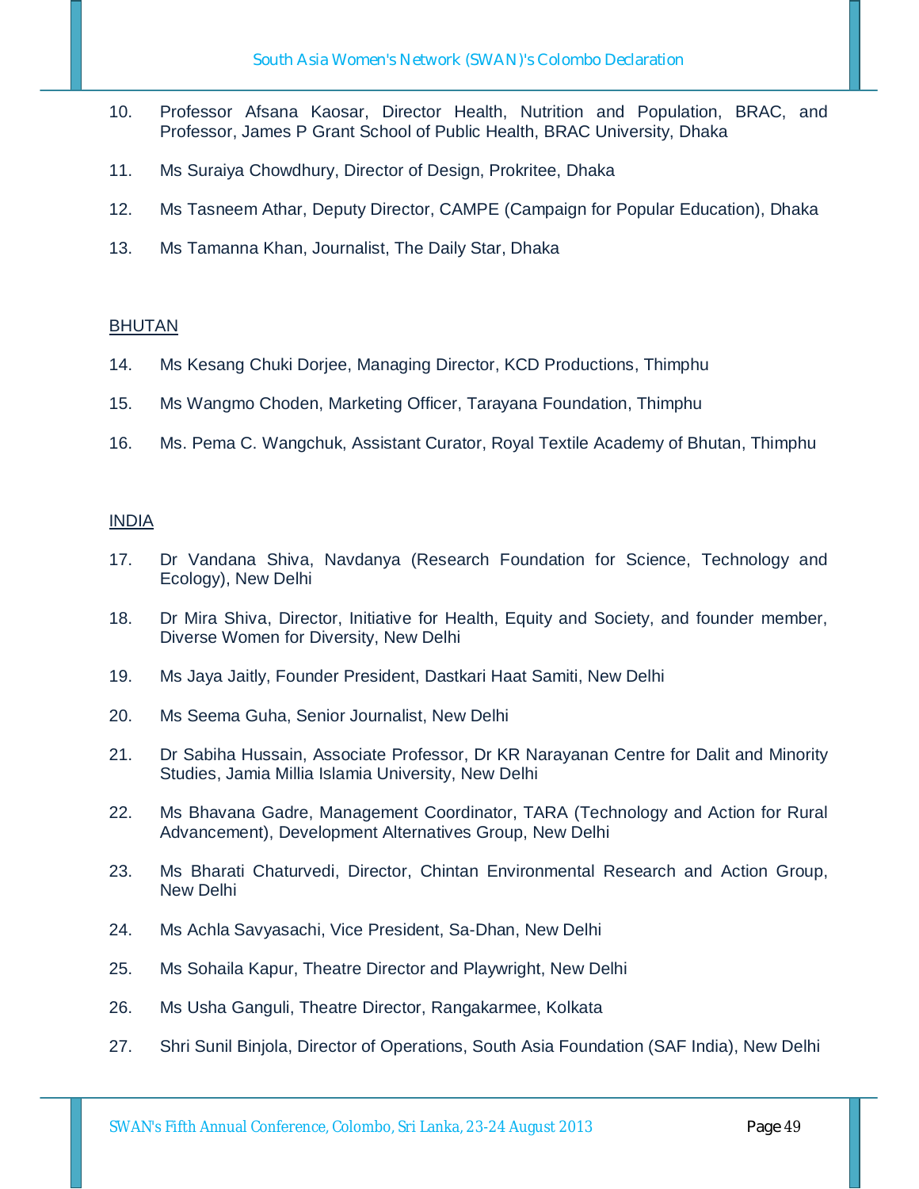10. Professor Afsana Kaosar, Director Health, Nutrition and Population, BRAC, and Professor, James P Grant School of Public Health, BRAC University, Dhaka

11. Ms Suraiya Chowdhury, Director of Design, Prokritee, Dhaka

12. Ms Tasneem Athar, Deputy Director, CAMPE (Campaign for Popular Education), Dhaka

13. Ms Tamanna Khan, Journalist, The Daily Star, Dhaka

<u>BHUTAN</u>

14. Ms Kesang Chuki Dorjee, Managing Director, KCD Productions, Thimphu

15. Ms Wangmo Choden, Marketing Officer, Tarayana Foundation, Thimphu

16. Ms. Pema C. Wangchuk, Assistant Curator, Royal Textile Academy of Bhutan, Thimphu

<u>INDIA</u>

17. Dr Vandana Shiva, Navdanya (Research Foundation for Science, Technology and Ecology), New Delhi

18. Dr Mira Shiva, Director, Initiative for Health, Equity and Society, and founder member, Diverse Women for Diversity, New Delhi

19. Ms Jaya Jaitly, Founder President, Dastkari Haat Samiti, New Delhi

20. Ms Seema Guha, Senior Journalist, New Delhi

21. Dr Sabiha Hussain, Associate Professor, Dr KR Narayanan Centre for Dalit and Minority Studies, Jamia Millia Islamia University, New Delhi

22. Ms Bhavana Gadre, Management Coordinator, TARA (Technology and Action for Rural Advancement), Development Alternatives Group, New Delhi

23. Ms Bharati Chaturvedi, Director, Chintan Environmental Research and Action Group, New Delhi

24. Ms Achla Savyasachi, Vice President, Sa-Dhan, New Delhi

25. Ms Sohaila Kapur, Theatre Director and Playwright, New Delhi

26. Ms Usha Ganguli, Theatre Director, Rangakarmee, Kolkata

27. Shri Sunil Binjola, Director of Operations, South Asia Foundation (SAF India), New Delhi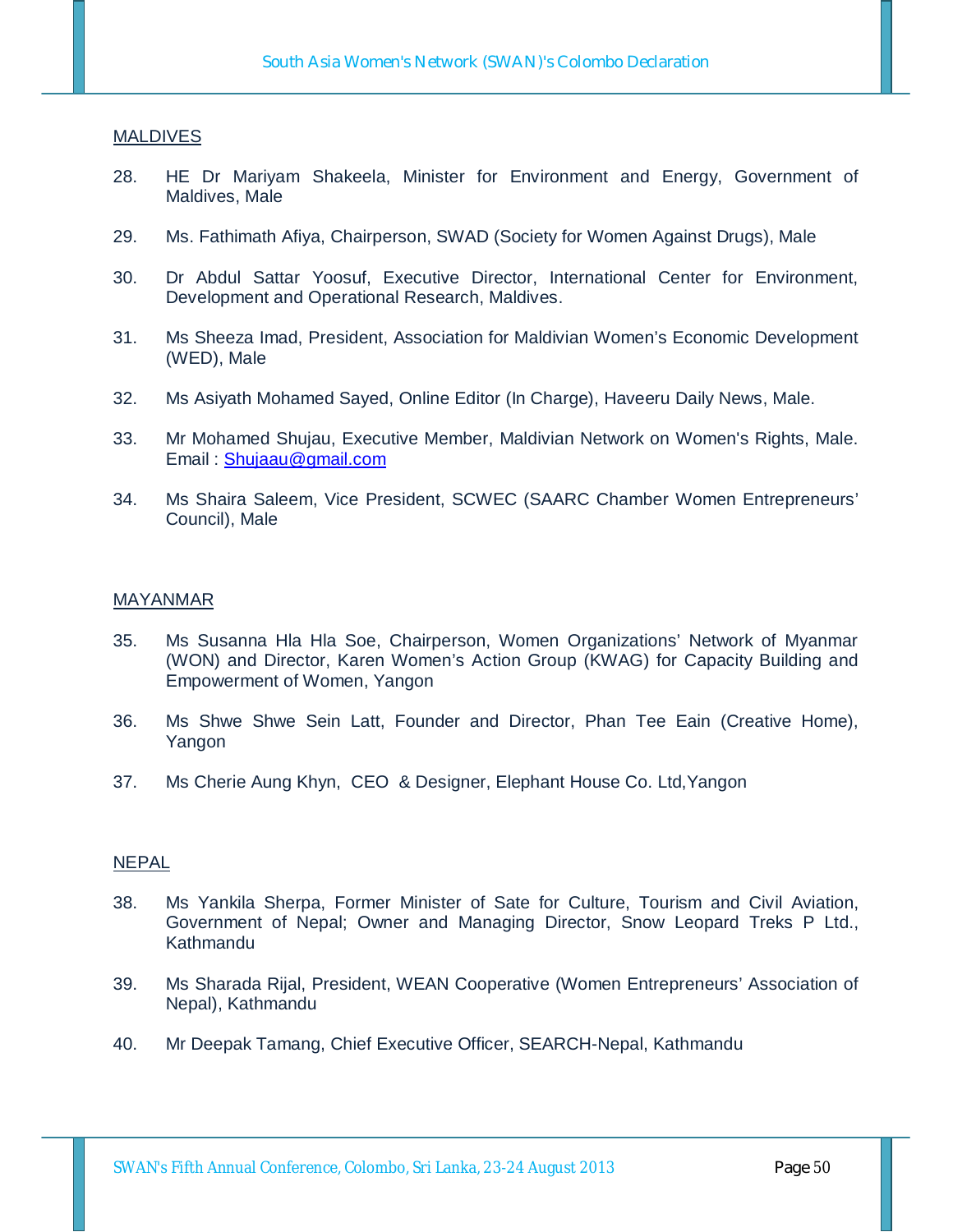MALDIVES

28. HE Dr Mariyam Shakeela, Minister for Environment and Energy, Government of Maldives, Male

29. Ms. Fathimath Afiya, Chairperson, SWAD (Society for Women Against Drugs), Male

30. Dr Abdul Sattar Yoosuf, Executive Director, International Center for Environment, Development and Operational Research, Maldives.

31. Ms Sheeza Imad, President, Association for Maldivian Women's Economic Development (WED), Male

32. Ms Asiyath Mohamed Sayed, Online Editor (In Charge), Haveeru Daily News, Male.

33. Mr Mohamed Shujau, Executive Member, Maldivian Network on Women's Rights, Male. Email : Shujaau@gmail.com

34. Ms Shaira Saleem, Vice President, SCWEC (SAARC Chamber Women Entrepreneurs' Council), Male

MAYANMAR

35. Ms Susanna Hla Hla Soe, Chairperson, Women Organizations' Network of Myanmar (WON) and Director, Karen Women's Action Group (KWAG) for Capacity Building and Empowerment of Women, Yangon

36. Ms Shwe Shwe Sein Latt, Founder and Director, Phan Tee Eain (Creative Home), Yangon

37. Ms Cherie Aung Khyn, CEO & Designer, Elephant House Co. Ltd,Yangon

NEPAL

38. Ms Yankila Sherpa, Former Minister of Sate for Culture, Tourism and Civil Aviation, Government of Nepal; Owner and Managing Director, Snow Leopard Treks P Ltd., Kathmandu

39. Ms Sharada Rijal, President, WEAN Cooperative (Women Entrepreneurs' Association of Nepal), Kathmandu

40. Mr Deepak Tamang, Chief Executive Officer, SEARCH-Nepal, Kathmandu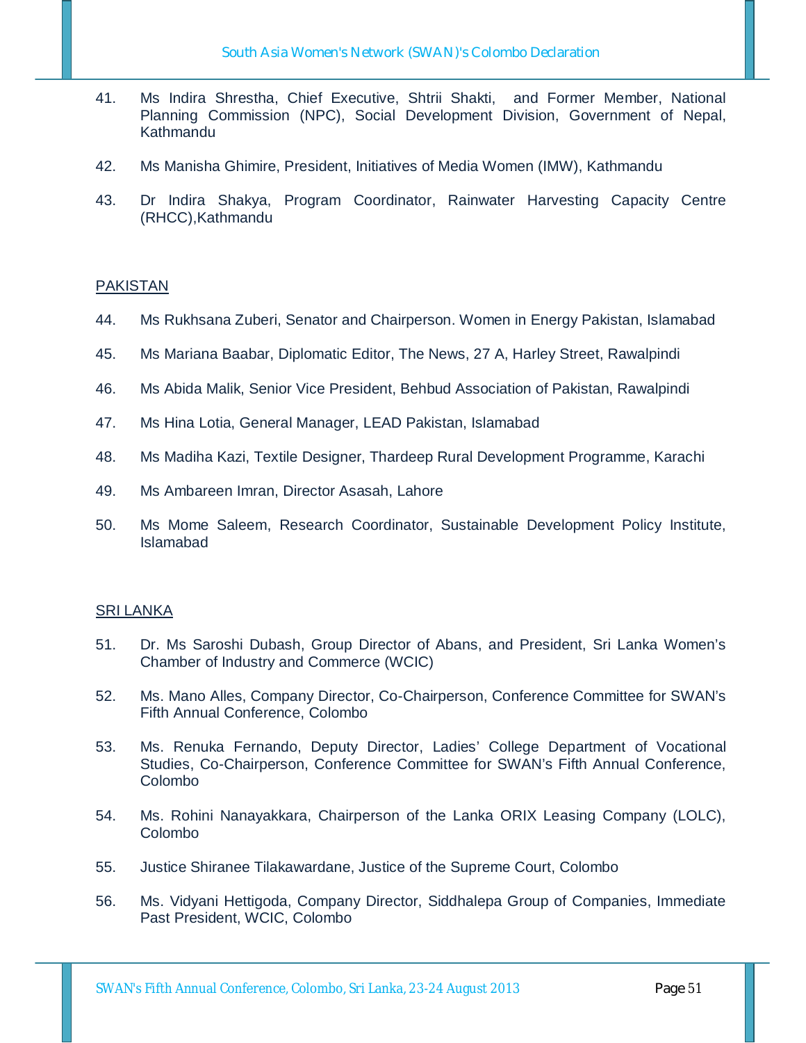41. Ms Indira Shrestha, Chief Executive, Shtrii Shakti, and Former Member, National Planning Commission (NPC), Social Development Division, Government of Nepal, Kathmandu

42. Ms Manisha Ghimire, President, Initiatives of Media Women (IMW), Kathmandu

43. Dr Indira Shakya, Program Coordinator, Rainwater Harvesting Capacity Centre (RHCC),Kathmandu

PAKISTAN

44. Ms Rukhsana Zuberi, Senator and Chairperson. Women in Energy Pakistan, Islamabad

45. Ms Mariana Baabar, Diplomatic Editor, The News, 27 A, Harley Street, Rawalpindi

46. Ms Abida Malik, Senior Vice President, Behbud Association of Pakistan, Rawalpindi

47. Ms Hina Lotia, General Manager, LEAD Pakistan, Islamabad

48. Ms Madiha Kazi, Textile Designer, Thardeep Rural Development Programme, Karachi

49. Ms Ambareen Imran, Director Asasah, Lahore

50. Ms Mome Saleem, Research Coordinator, Sustainable Development Policy Institute, Islamabad

SRI LANKA

51. Dr. Ms Saroshi Dubash, Group Director of Abans, and President, Sri Lanka Women's Chamber of Industry and Commerce (WCIC)

52. Ms. Mano Alles, Company Director, Co-Chairperson, Conference Committee for SWAN's Fifth Annual Conference, Colombo

53. Ms. Renuka Fernando, Deputy Director, Ladies' College Department of Vocational Studies, Co-Chairperson, Conference Committee for SWAN's Fifth Annual Conference, Colombo

54. Ms. Rohini Nanayakkara, Chairperson of the Lanka ORIX Leasing Company (LOLC), Colombo

55. Justice Shiranee Tilakawardane, Justice of the Supreme Court, Colombo

56. Ms. Vidyani Hettigoda, Company Director, Siddhalepa Group of Companies, Immediate Past President, WCIC, Colombo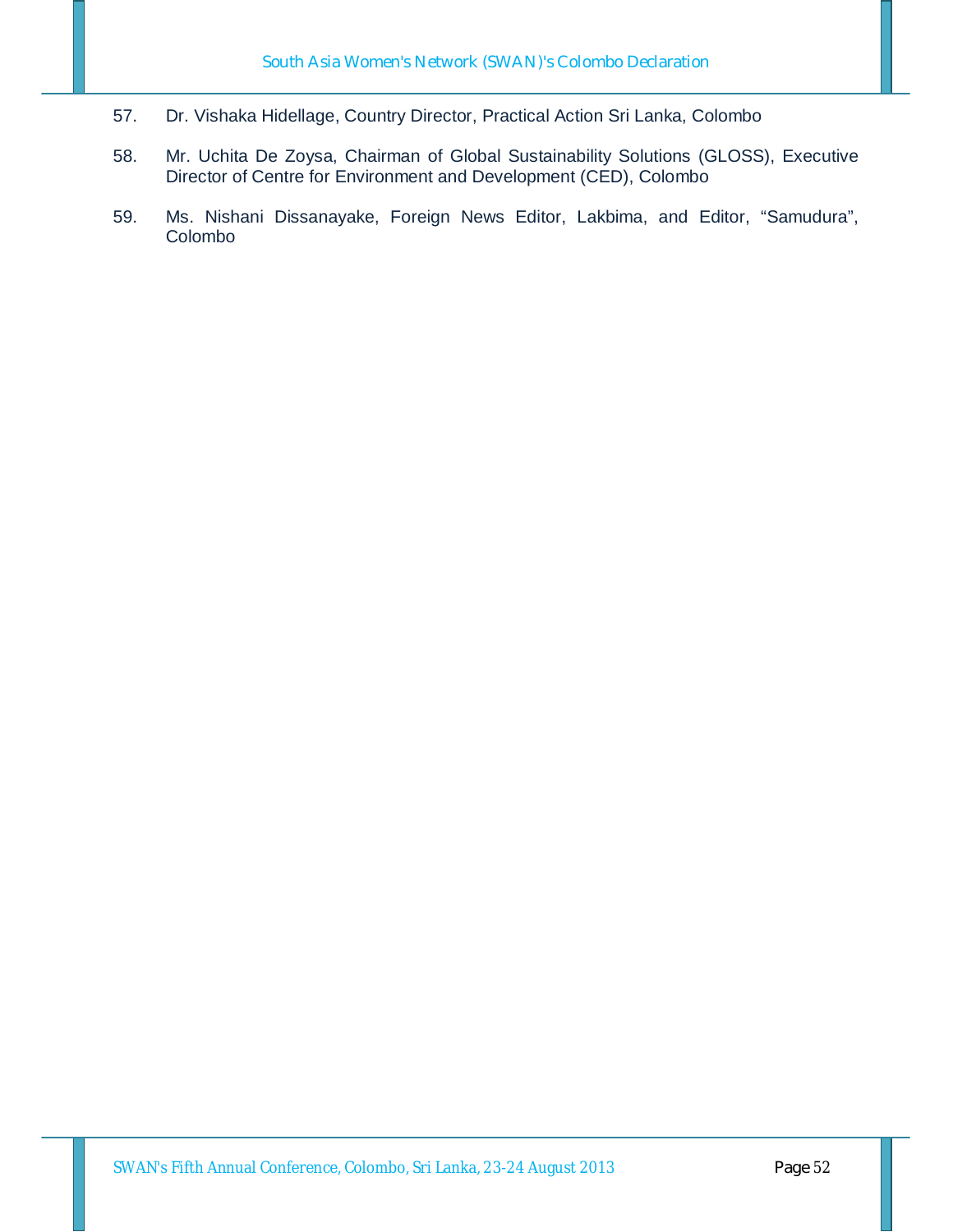57. Dr. Vishaka Hidellage, Country Director, Practical Action Sri Lanka, Colombo

58. Mr. Uchita De Zoysa, Chairman of Global Sustainability Solutions (GLOSS), Executive Director of Centre for Environment and Development (CED), Colombo

59. Ms. Nishani Dissanayake, Foreign News Editor, Lakbima, and Editor, "Samudura", Colombo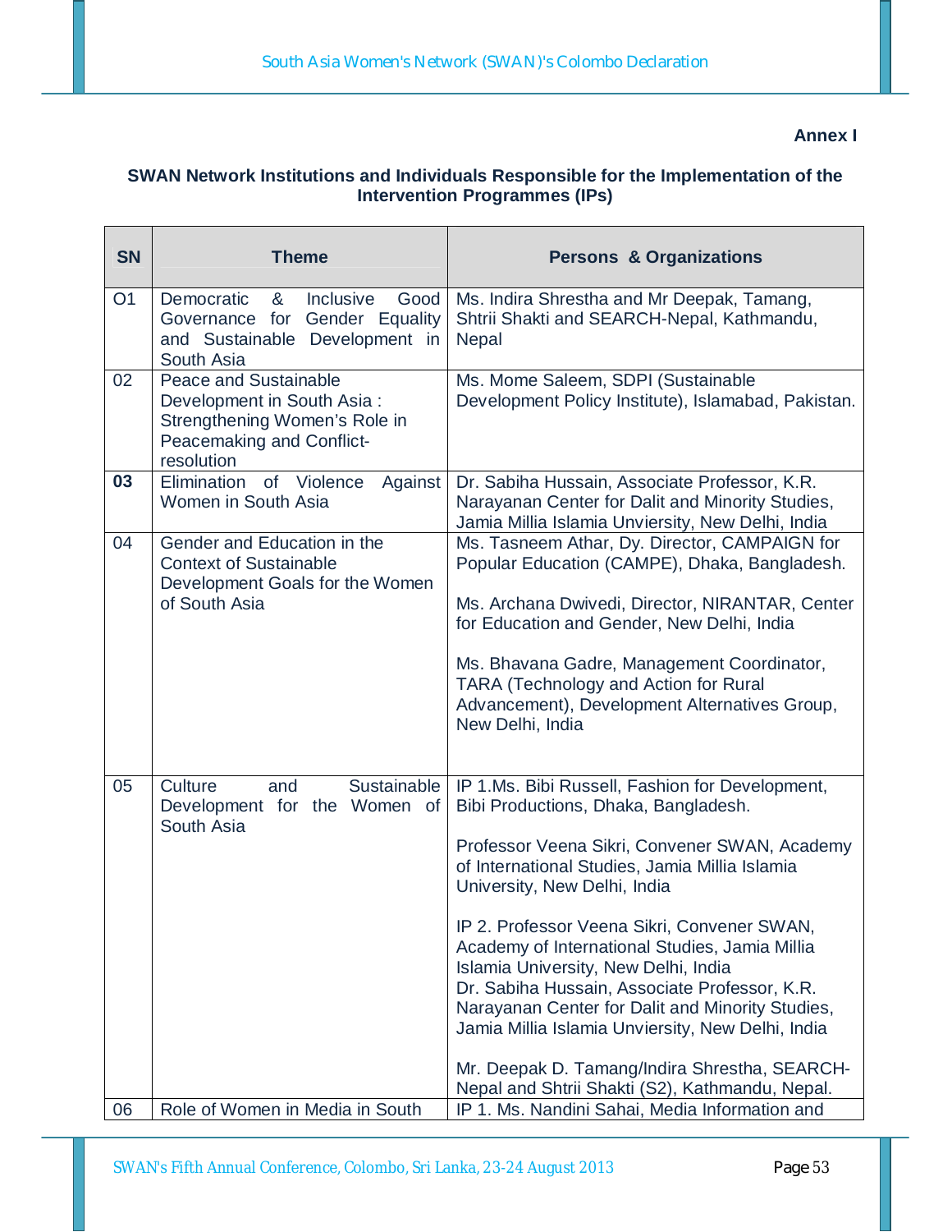**Annex I**

**SWAN Network Institutions and Individuals Responsible for the Implementation of the Intervention Programmes (IPs)**

| SN | Theme | Persons & Organizations |
|---|---|---|
| O1 | Democratic & Inclusive Good Governance for Gender Equality and Sustainable Development in South Asia | Ms. Indira Shrestha and Mr Deepak, Tamang, Shtrii Shakti and SEARCH-Nepal, Kathmandu, Nepal |
| 02 | Peace and Sustainable Development in South Asia : Strengthening Women's Role in Peacemaking and Conflict-resolution | Ms. Mome Saleem, SDPI (Sustainable Development Policy Institute), Islamabad, Pakistan. |
| **03** | Elimination of Violence Against Women in South Asia | Dr. Sabiha Hussain, Associate Professor, K.R. Narayanan Center for Dalit and Minority Studies, Jamia Millia Islamia Unviersity, New Delhi, India |
| 04 | Gender and Education in the Context of Sustainable Development Goals for the Women of South Asia | Ms. Tasneem Athar, Dy. Director, CAMPAIGN for Popular Education (CAMPE), Dhaka, Bangladesh.<br><br>Ms. Archana Dwivedi, Director, NIRANTAR, Center for Education and Gender, New Delhi, India<br><br>Ms. Bhavana Gadre, Management Coordinator, TARA (Technology and Action for Rural Advancement), Development Alternatives Group, New Delhi, India |
| 05 | Culture and Sustainable Development for the Women of South Asia | IP 1.Ms. Bibi Russell, Fashion for Development, Bibi Productions, Dhaka, Bangladesh.<br><br>Professor Veena Sikri, Convener SWAN, Academy of International Studies, Jamia Millia Islamia University, New Delhi, India<br><br>IP 2. Professor Veena Sikri, Convener SWAN, Academy of International Studies, Jamia Millia Islamia University, New Delhi, India<br>Dr. Sabiha Hussain, Associate Professor, K.R. Narayanan Center for Dalit and Minority Studies, Jamia Millia Islamia Unviersity, New Delhi, India<br><br>Mr. Deepak D. Tamang/Indira Shrestha, SEARCH-Nepal and Shtrii Shakti (S2), Kathmandu, Nepal. |
| 06 | Role of Women in Media in South | IP 1. Ms. Nandini Sahai, Media Information and |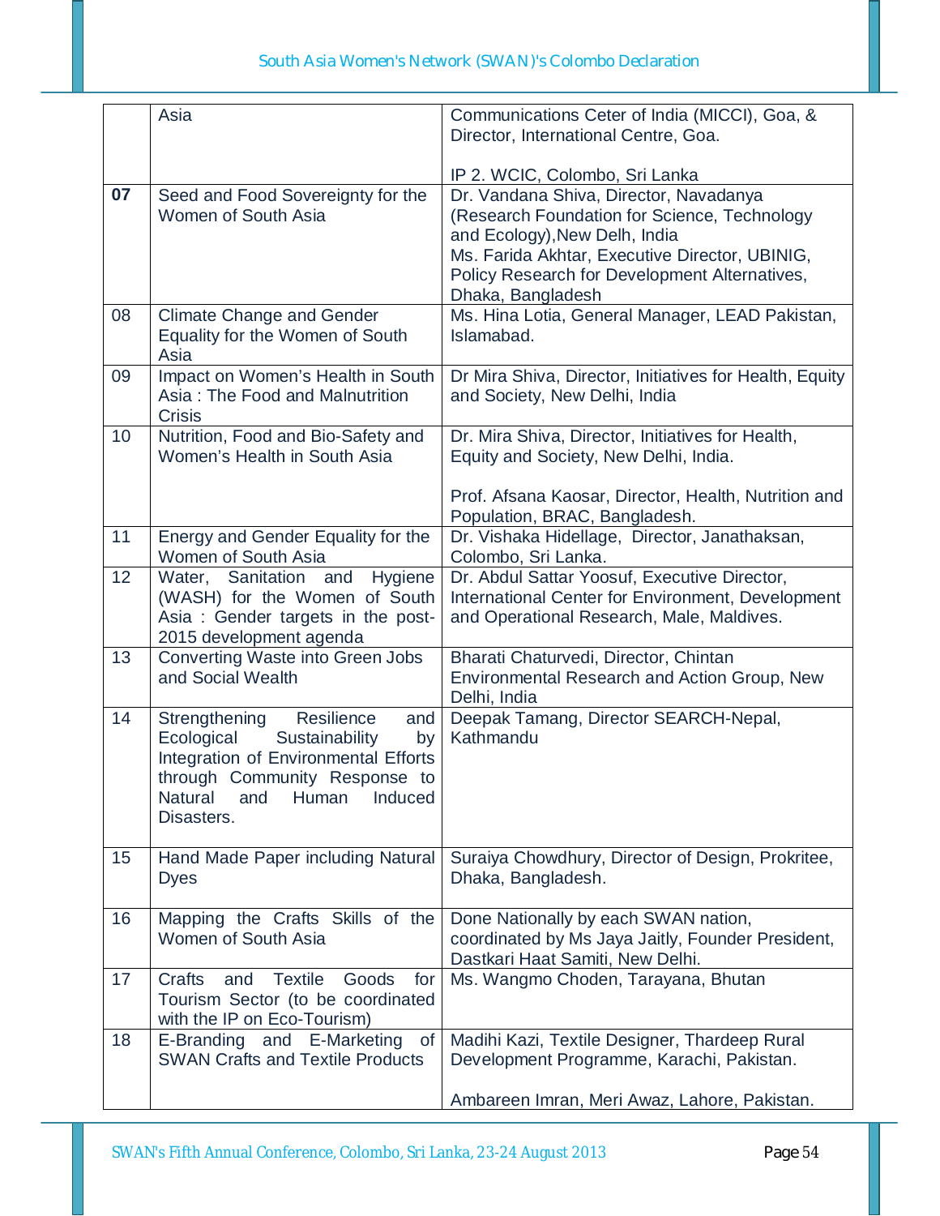| | | |
|---|---|---|
| | Asia | Communications Ceter of India (MICCI), Goa, & Director, International Centre, Goa.<br><br>IP 2. WCIC, Colombo, Sri Lanka |
| **07** | Seed and Food Sovereignty for the Women of South Asia | Dr. Vandana Shiva, Director, Navadanya (Research Foundation for Science, Technology and Ecology),New Delh, India<br>Ms. Farida Akhtar, Executive Director, UBINIG, Policy Research for Development Alternatives, Dhaka, Bangladesh |
| 08 | Climate Change and Gender Equality for the Women of South Asia | Ms. Hina Lotia, General Manager, LEAD Pakistan, Islamabad. |
| 09 | Impact on Women's Health in South Asia : The Food and Malnutrition Crisis | Dr Mira Shiva, Director, Initiatives for Health, Equity and Society, New Delhi, India |
| 10 | Nutrition, Food and Bio-Safety and Women's Health in South Asia | Dr. Mira Shiva, Director, Initiatives for Health, Equity and Society, New Delhi, India.<br><br>Prof. Afsana Kaosar, Director, Health, Nutrition and Population, BRAC, Bangladesh. |
| 11 | Energy and Gender Equality for the Women of South Asia | Dr. Vishaka Hidellage, Director, Janathaksan, Colombo, Sri Lanka. |
| 12 | Water, Sanitation and Hygiene (WASH) for the Women of South Asia : Gender targets in the post-2015 development agenda | Dr. Abdul Sattar Yoosuf, Executive Director, International Center for Environment, Development and Operational Research, Male, Maldives. |
| 13 | Converting Waste into Green Jobs and Social Wealth | Bharati Chaturvedi, Director, Chintan Environmental Research and Action Group, New Delhi, India |
| 14 | Strengthening Resilience and Ecological Sustainability by Integration of Environmental Efforts through Community Response to Natural and Human Induced Disasters. | Deepak Tamang, Director SEARCH-Nepal, Kathmandu |
| 15 | Hand Made Paper including Natural Dyes | Suraiya Chowdhury, Director of Design, Prokritee, Dhaka, Bangladesh. |
| 16 | Mapping the Crafts Skills of the Women of South Asia | Done Nationally by each SWAN nation, coordinated by Ms Jaya Jaitly, Founder President, Dastkari Haat Samiti, New Delhi. |
| 17 | Crafts and Textile Goods for Tourism Sector (to be coordinated with the IP on Eco-Tourism) | Ms. Wangmo Choden, Tarayana, Bhutan |
| 18 | E-Branding and E-Marketing of SWAN Crafts and Textile Products | Madihi Kazi, Textile Designer, Thardeep Rural Development Programme, Karachi, Pakistan.<br><br>Ambareen Imran, Meri Awaz, Lahore, Pakistan. |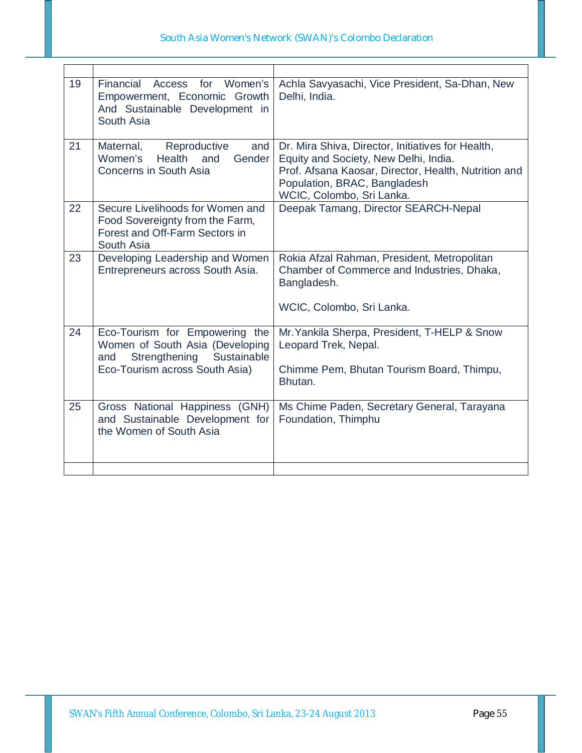| | | |
|---|---|---|
| 19 | Financial Access for Women's Empowerment, Economic Growth And Sustainable Development in South Asia | Achla Savyasachi, Vice President, Sa-Dhan, New Delhi, India. |
| 21 | Maternal, Reproductive and Women's Health and Gender Concerns in South Asia | Dr. Mira Shiva, Director, Initiatives for Health, Equity and Society, New Delhi, India.<br>Prof. Afsana Kaosar, Director, Health, Nutrition and Population, BRAC, Bangladesh<br>WCIC, Colombo, Sri Lanka. |
| 22 | Secure Livelihoods for Women and Food Sovereignty from the Farm, Forest and Off-Farm Sectors in South Asia | Deepak Tamang, Director SEARCH-Nepal |
| 23 | Developing Leadership and Women Entrepreneurs across South Asia. | Rokia Afzal Rahman, President, Metropolitan Chamber of Commerce and Industries, Dhaka, Bangladesh.<br><br>WCIC, Colombo, Sri Lanka. |
| 24 | Eco-Tourism for Empowering the Women of South Asia (Developing and Strengthening Sustainable Eco-Tourism across South Asia) | Mr.Yankila Sherpa, President, T-HELP & Snow Leopard Trek, Nepal.<br><br>Chimme Pem, Bhutan Tourism Board, Thimpu, Bhutan. |
| 25 | Gross National Happiness (GNH) and Sustainable Development for the Women of South Asia | Ms Chime Paden, Secretary General, Tarayana Foundation, Thimphu |
| | | |